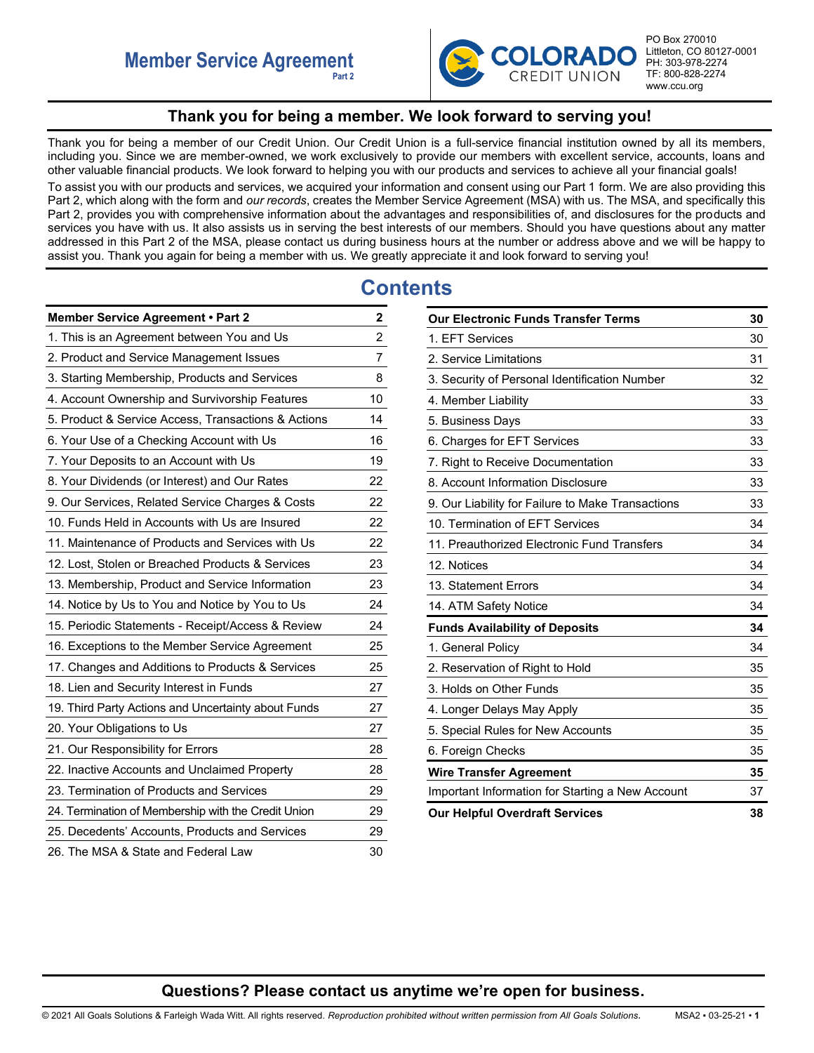# Member Service Agreement

Part 2

COLORADO CREDIT UNION

PO Box 270010
Littleton, CO 80127-0001
PH: 303-978-2274
TF: 800-828-2274
www.ccu.org

## Thank you for being a member. We look forward to serving you!

Thank you for being a member of our Credit Union. Our Credit Union is a full-service financial institution owned by all its members, including you. Since we are member-owned, we work exclusively to provide our members with excellent service, accounts, loans and other valuable financial products. We look forward to helping you with our products and services to achieve all your financial goals!

To assist you with our products and services, we acquired your information and consent using our Part 1 form. We are also providing this Part 2, which along with the form and *our records*, creates the Member Service Agreement (MSA) with us. The MSA, and specifically this Part 2, provides you with comprehensive information about the advantages and responsibilities of, and disclosures for the products and services you have with us. It also assists us in serving the best interests of our members. Should you have questions about any matter addressed in this Part 2 of the MSA, please contact us during business hours at the number or address above and we will be happy to assist you. Thank you again for being a member with us. We greatly appreciate it and look forward to serving you!

## Contents

| **Member Service Agreement • Part 2** | **2** |
|---|---|
| 1. This is an Agreement between You and Us | 2 |
| 2. Product and Service Management Issues | 7 |
| 3. Starting Membership, Products and Services | 8 |
| 4. Account Ownership and Survivorship Features | 10 |
| 5. Product & Service Access, Transactions & Actions | 14 |
| 6. Your Use of a Checking Account with Us | 16 |
| 7. Your Deposits to an Account with Us | 19 |
| 8. Your Dividends (or Interest) and Our Rates | 22 |
| 9. Our Services, Related Service Charges & Costs | 22 |
| 10. Funds Held in Accounts with Us are Insured | 22 |
| 11. Maintenance of Products and Services with Us | 22 |
| 12. Lost, Stolen or Breached Products & Services | 23 |
| 13. Membership, Product and Service Information | 23 |
| 14. Notice by Us to You and Notice by You to Us | 24 |
| 15. Periodic Statements - Receipt/Access & Review | 24 |
| 16. Exceptions to the Member Service Agreement | 25 |
| 17. Changes and Additions to Products & Services | 25 |
| 18. Lien and Security Interest in Funds | 27 |
| 19. Third Party Actions and Uncertainty about Funds | 27 |
| 20. Your Obligations to Us | 27 |
| 21. Our Responsibility for Errors | 28 |
| 22. Inactive Accounts and Unclaimed Property | 28 |
| 23. Termination of Products and Services | 29 |
| 24. Termination of Membership with the Credit Union | 29 |
| 25. Decedents' Accounts, Products and Services | 29 |
| 26. The MSA & State and Federal Law | 30 |

| **Our Electronic Funds Transfer Terms** | **30** |
|---|---|
| 1. EFT Services | 30 |
| 2. Service Limitations | 31 |
| 3. Security of Personal Identification Number | 32 |
| 4. Member Liability | 33 |
| 5. Business Days | 33 |
| 6. Charges for EFT Services | 33 |
| 7. Right to Receive Documentation | 33 |
| 8. Account Information Disclosure | 33 |
| 9. Our Liability for Failure to Make Transactions | 33 |
| 10. Termination of EFT Services | 34 |
| 11. Preauthorized Electronic Fund Transfers | 34 |
| 12. Notices | 34 |
| 13. Statement Errors | 34 |
| 14. ATM Safety Notice | 34 |
| **Funds Availability of Deposits** | **34** |
| 1. General Policy | 34 |
| 2. Reservation of Right to Hold | 35 |
| 3. Holds on Other Funds | 35 |
| 4. Longer Delays May Apply | 35 |
| 5. Special Rules for New Accounts | 35 |
| 6. Foreign Checks | 35 |
| **Wire Transfer Agreement** | **35** |
| Important Information for Starting a New Account | 37 |
| **Our Helpful Overdraft Services** | **38** |

**Questions? Please contact us anytime we're open for business.**

© 2021 All Goals Solutions & Farleigh Wada Witt. All rights reserved. *Reproduction prohibited without written permission from All Goals Solutions.* MSA2 • 03-25-21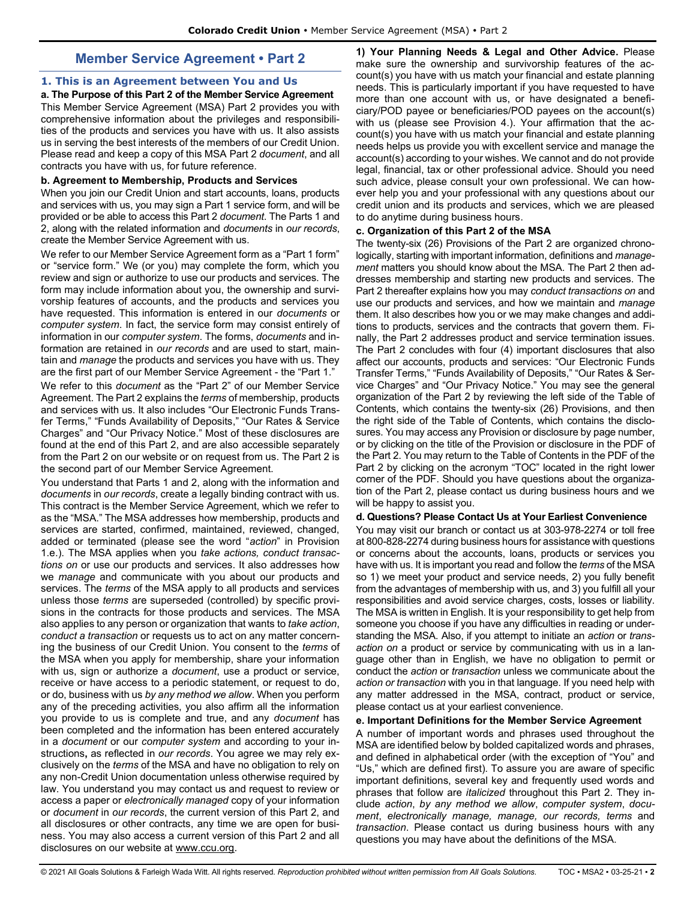## Member Service Agreement • Part 2

### 1. This is an Agreement between You and Us

**a. The Purpose of this Part 2 of the Member Service Agreement**

This Member Service Agreement (MSA) Part 2 provides you with comprehensive information about the privileges and responsibilities of the products and services you have with us. It also assists us in serving the best interests of the members of our Credit Union. Please read and keep a copy of this MSA Part 2 *document*, and all contracts you have with us, for future reference.

**b. Agreement to Membership, Products and Services**

When you join our Credit Union and start accounts, loans, products and services with us, you may sign a Part 1 service form, and will be provided or be able to access this Part 2 *document*. The Parts 1 and 2, along with the related information and *documents* in *our records*, create the Member Service Agreement with us.

We refer to our Member Service Agreement form as a "Part 1 form" or "service form." We (or you) may complete the form, which you review and sign or authorize to use our products and services. The form may include information about you, the ownership and survivorship features of accounts, and the products and services you have requested. This information is entered in our *documents* or *computer system*. In fact, the service form may consist entirely of information in our *computer system*. The forms, *documents* and information are retained in *our records* and are used to start, maintain and *manage* the products and services you have with us. They are the first part of our Member Service Agreement - the "Part 1."

We refer to this *document* as the "Part 2" of our Member Service Agreement. The Part 2 explains the *terms* of membership, products and services with us. It also includes "Our Electronic Funds Transfer Terms," "Funds Availability of Deposits," "Our Rates & Service Charges" and "Our Privacy Notice." Most of these disclosures are found at the end of this Part 2, and are also accessible separately from the Part 2 on our website or on request from us. The Part 2 is the second part of our Member Service Agreement.

You understand that Parts 1 and 2, along with the information and *documents* in *our records*, create a legally binding contract with us. This contract is the Member Service Agreement, which we refer to as the "MSA." The MSA addresses how membership, products and services are started, confirmed, maintained, reviewed, changed, added or terminated (please see the word "*action*" in Provision 1.e.). The MSA applies when you *take actions, conduct transactions on* or use our products and services. It also addresses how we *manage* and communicate with you about our products and services. The *terms* of the MSA apply to all products and services unless those *terms* are superseded (controlled) by specific provisions in the contracts for those products and services. The MSA also applies to any person or organization that wants to *take action*, *conduct a transaction* or requests us to act on any matter concerning the business of our Credit Union. You consent to the *terms* of the MSA when you apply for membership, share your information with us, sign or authorize a *document*, use a product or service, receive or have access to a periodic statement, or request to do, or do, business with us *by any method we allow*. When you perform any of the preceding activities, you also affirm all the information you provide to us is complete and true, and any *document* has been completed and the information has been entered accurately in a *document* or our *computer system* and according to your instructions**,** as reflected in *our records*. You agree we may rely exclusively on the *terms* of the MSA and have no obligation to rely on any non-Credit Union documentation unless otherwise required by law. You understand you may contact us and request to review or access a paper or *electronically managed* copy of your information or *document* in *our records*, the current version of this Part 2, and all disclosures or other contracts, any time we are open for business. You may also access a current version of this Part 2 and all disclosures on our website at www.ccu.org.

**1) Your Planning Needs & Legal and Other Advice.** Please make sure the ownership and survivorship features of the account(s) you have with us match your financial and estate planning needs. This is particularly important if you have requested to have more than one account with us, or have designated a beneficiary/POD payee or beneficiaries/POD payees on the account(s) with us (please see Provision 4.). Your affirmation that the account(s) you have with us match your financial and estate planning needs helps us provide you with excellent service and manage the account(s) according to your wishes. We cannot and do not provide legal, financial, tax or other professional advice. Should you need such advice, please consult your own professional. We can however help you and your professional with any questions about our credit union and its products and services, which we are pleased to do anytime during business hours.

**c. Organization of this Part 2 of the MSA**

The twenty-six (26) Provisions of the Part 2 are organized chronologically, starting with important information, definitions and *management* matters you should know about the MSA. The Part 2 then addresses membership and starting new products and services. The Part 2 thereafter explains how you may *conduct transactions on* and use our products and services, and how we maintain and *manage* them. It also describes how you or we may make changes and additions to products, services and the contracts that govern them. Finally, the Part 2 addresses product and service termination issues. The Part 2 concludes with four (4) important disclosures that also affect our accounts, products and services: "Our Electronic Funds Transfer Terms," "Funds Availability of Deposits," "Our Rates & Service Charges" and "Our Privacy Notice." You may see the general organization of the Part 2 by reviewing the left side of the Table of Contents, which contains the twenty-six (26) Provisions, and then the right side of the Table of Contents, which contains the disclosures. You may access any Provision or disclosure by page number, or by clicking on the title of the Provision or disclosure in the PDF of the Part 2. You may return to the Table of Contents in the PDF of the Part 2 by clicking on the acronym "TOC" located in the right lower corner of the PDF. Should you have questions about the organization of the Part 2, please contact us during business hours and we will be happy to assist you.

**d. Questions? Please Contact Us at Your Earliest Convenience**

You may visit our branch or contact us at 303-978-2274 or toll free at 800-828-2274 during business hours for assistance with questions or concerns about the accounts, loans, products or services you have with us. It is important you read and follow the *terms* of the MSA so 1) we meet your product and service needs, 2) you fully benefit from the advantages of membership with us, and 3) you fulfill all your responsibilities and avoid service charges, costs, losses or liability. The MSA is written in English. It is your responsibility to get help from someone you choose if you have any difficulties in reading or understanding the MSA. Also, if you attempt to initiate an *action* or *transaction on* a product or service by communicating with us in a language other than in English, we have no obligation to permit or conduct the *action* or *transaction* unless we communicate about the *action or transaction* with you in that language. If you need help with any matter addressed in the MSA, contract, product or service, please contact us at your earliest convenience.

**e. Important Definitions for the Member Service Agreement**

A number of important words and phrases used throughout the MSA are identified below by bolded capitalized words and phrases, and defined in alphabetical order (with the exception of "You" and "Us," which are defined first). To assure you are aware of specific important definitions, several key and frequently used words and phrases that follow are *italicized* throughout this Part 2. They include *action*, *by any method we allow*, *computer system*, *document*, *electronically manage, manage, our records, terms* and *transaction*. Please contact us during business hours with any questions you may have about the definitions of the MSA.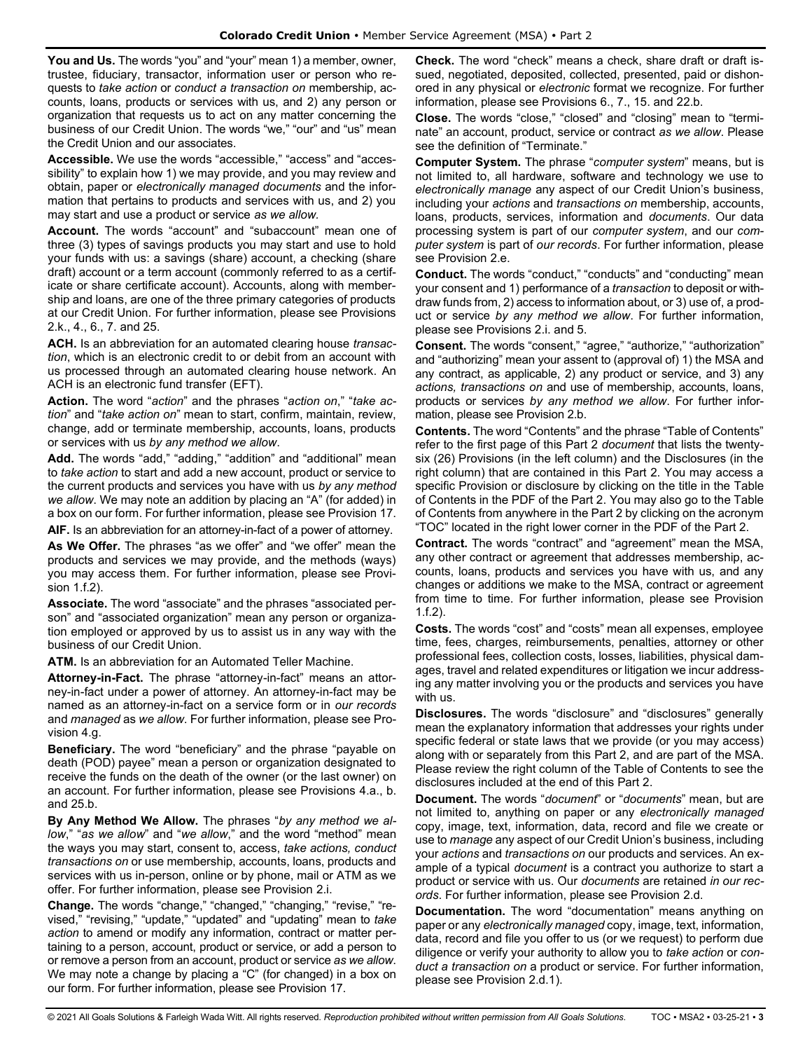**You and Us.** The words "you" and "your" mean 1) a member, owner, trustee, fiduciary, transactor, information user or person who requests to *take action* or *conduct a transaction on* membership, accounts, loans, products or services with us, and 2) any person or organization that requests us to act on any matter concerning the business of our Credit Union. The words "we," "our" and "us" mean the Credit Union and our associates.

**Accessible.** We use the words "accessible," "access" and "accessibility" to explain how 1) we may provide, and you may review and obtain, paper or *electronically managed documents* and the information that pertains to products and services with us, and 2) you may start and use a product or service *as we allow*.

**Account.** The words "account" and "subaccount" mean one of three (3) types of savings products you may start and use to hold your funds with us: a savings (share) account, a checking (share draft) account or a term account (commonly referred to as a certificate or share certificate account). Accounts, along with membership and loans, are one of the three primary categories of products at our Credit Union. For further information, please see Provisions 2.k., 4., 6., 7. and 25.

**ACH.** Is an abbreviation for an automated clearing house *transaction*, which is an electronic credit to or debit from an account with us processed through an automated clearing house network. An ACH is an electronic fund transfer (EFT).

**Action.** The word "*action*" and the phrases "*action on*," "*take action*" and "*take action on*" mean to start, confirm, maintain, review, change, add or terminate membership, accounts, loans, products or services with us *by any method we allow*.

**Add.** The words "add," "adding," "addition" and "additional" mean to *take action* to start and add a new account, product or service to the current products and services you have with us *by any method we allow*. We may note an addition by placing an "A" (for added) in a box on our form. For further information, please see Provision 17.

**AIF.** Is an abbreviation for an attorney-in-fact of a power of attorney.

**As We Offer.** The phrases "as we offer" and "we offer" mean the products and services we may provide, and the methods (ways) you may access them. For further information, please see Provision 1.f.2).

**Associate.** The word "associate" and the phrases "associated person" and "associated organization" mean any person or organization employed or approved by us to assist us in any way with the business of our Credit Union.

**ATM.** Is an abbreviation for an Automated Teller Machine.

**Attorney-in-Fact.** The phrase "attorney-in-fact" means an attorney-in-fact under a power of attorney. An attorney-in-fact may be named as an attorney-in-fact on a service form or in *our records* and *managed* as *we allow*. For further information, please see Provision 4.g.

**Beneficiary.** The word "beneficiary" and the phrase "payable on death (POD) payee" mean a person or organization designated to receive the funds on the death of the owner (or the last owner) on an account. For further information, please see Provisions 4.a., b. and 25.b.

**By Any Method We Allow.** The phrases "*by any method we allow*," "*as we allow*" and "*we allow*," and the word "method" mean the ways you may start, consent to, access, *take actions, conduct transactions on* or use membership, accounts, loans, products and services with us in-person, online or by phone, mail or ATM as we offer. For further information, please see Provision 2.i.

**Change.** The words "change," "changed," "changing," "revise," "revised," "revising," "update," "updated" and "updating" mean to *take action* to amend or modify any information, contract or matter pertaining to a person, account, product or service, or add a person to or remove a person from an account, product or service *as we allow*. We may note a change by placing a "C" (for changed) in a box on our form. For further information, please see Provision 17.

**Check.** The word "check" means a check, share draft or draft issued, negotiated, deposited, collected, presented, paid or dishonored in any physical or *electronic* format we recognize. For further information, please see Provisions 6., 7., 15. and 22.b.

**Close.** The words "close," "closed" and "closing" mean to "terminate" an account, product, service or contract *as we allow*. Please see the definition of "Terminate."

**Computer System.** The phrase "*computer system*" means, but is not limited to, all hardware, software and technology we use to *electronically manage* any aspect of our Credit Union's business, including your *actions* and *transactions on* membership, accounts, loans, products, services, information and *documents*. Our data processing system is part of our *computer system*, and our *computer system* is part of *our records*. For further information, please see Provision 2.e.

**Conduct.** The words "conduct," "conducts" and "conducting" mean your consent and 1) performance of a *transaction* to deposit or withdraw funds from, 2) access to information about, or 3) use of, a product or service *by any method we allow*. For further information, please see Provisions 2.i. and 5.

**Consent.** The words "consent," "agree," "authorize," "authorization" and "authorizing" mean your assent to (approval of) 1) the MSA and any contract, as applicable, 2) any product or service, and 3) any *actions, transactions on* and use of membership, accounts, loans, products or services *by any method we allow*. For further information, please see Provision 2.b.

**Contents.** The word "Contents" and the phrase "Table of Contents" refer to the first page of this Part 2 *document* that lists the twenty-six (26) Provisions (in the left column) and the Disclosures (in the right column) that are contained in this Part 2. You may access a specific Provision or disclosure by clicking on the title in the Table of Contents in the PDF of the Part 2. You may also go to the Table of Contents from anywhere in the Part 2 by clicking on the acronym "TOC" located in the right lower corner in the PDF of the Part 2.

**Contract.** The words "contract" and "agreement" mean the MSA, any other contract or agreement that addresses membership, accounts, loans, products and services you have with us, and any changes or additions we make to the MSA, contract or agreement from time to time. For further information, please see Provision 1.f.2).

**Costs.** The words "cost" and "costs" mean all expenses, employee time, fees, charges, reimbursements, penalties, attorney or other professional fees, collection costs, losses, liabilities, physical damages, travel and related expenditures or litigation we incur addressing any matter involving you or the products and services you have with us.

**Disclosures.** The words "disclosure" and "disclosures" generally mean the explanatory information that addresses your rights under specific federal or state laws that we provide (or you may access) along with or separately from this Part 2, and are part of the MSA. Please review the right column of the Table of Contents to see the disclosures included at the end of this Part 2.

**Document.** The words "*document*" or "*documents*" mean, but are not limited to, anything on paper or any *electronically managed* copy, image, text, information, data, record and file we create or use to *manage* any aspect of our Credit Union's business, including your *actions* and *transactions on* our products and services. An example of a typical *document* is a contract you authorize to start a product or service with us. Our *documents* are retained *in our records*. For further information, please see Provision 2.d.

**Documentation.** The word "documentation" means anything on paper or any *electronically managed* copy, image, text, information, data, record and file you offer to us (or we request) to perform due diligence or verify your authority to allow you to *take action* or *conduct a transaction on* a product or service. For further information, please see Provision 2.d.1).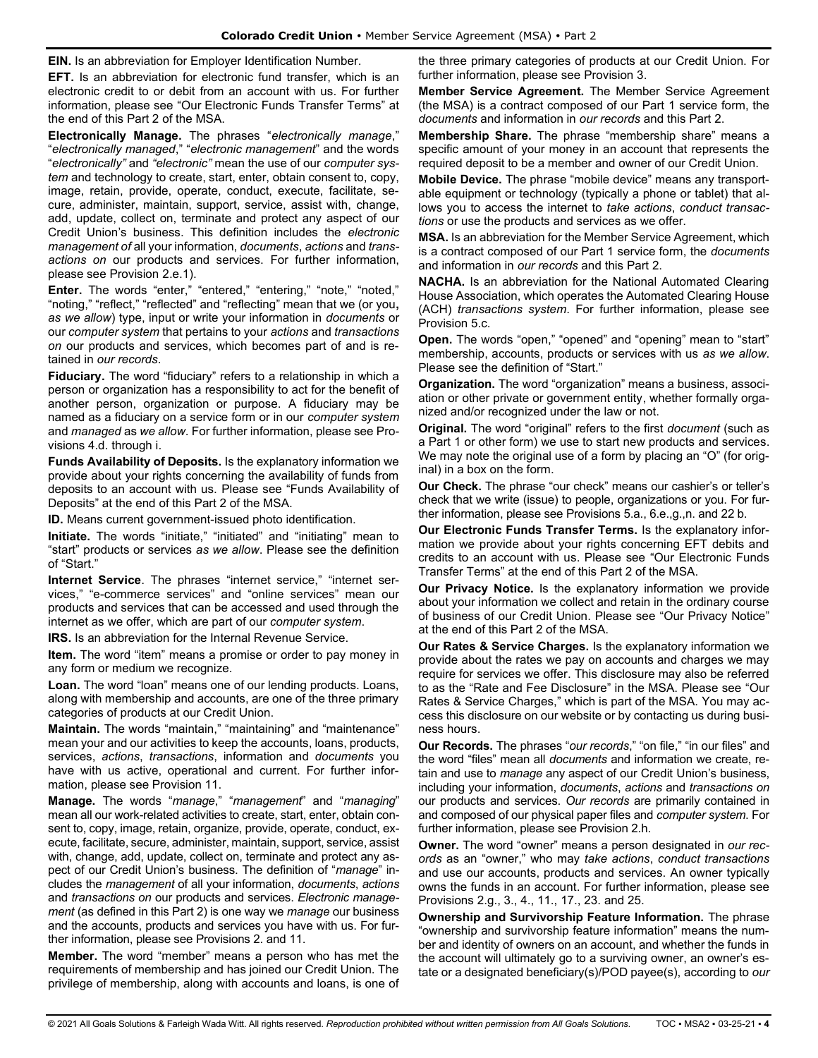**EIN.** Is an abbreviation for Employer Identification Number.

**EFT.** Is an abbreviation for electronic fund transfer, which is an electronic credit to or debit from an account with us. For further information, please see "Our Electronic Funds Transfer Terms" at the end of this Part 2 of the MSA.

**Electronically Manage.** The phrases "*electronically manage*," "*electronically managed*," "*electronic management*" and the words "*electronically"* and *"electronic"* mean the use of our *computer system* and technology to create, start, enter, obtain consent to, copy, image, retain, provide, operate, conduct, execute, facilitate, secure, administer, maintain, support, service, assist with, change, add, update, collect on, terminate and protect any aspect of our Credit Union's business. This definition includes the *electronic management of* all your information, *documents*, *actions* and *transactions on* our products and services. For further information, please see Provision 2.e.1).

**Enter.** The words "enter," "entered," "entering," "note," "noted," "noting," "reflect," "reflected" and "reflecting" mean that we (or you**,** *as we allow*) type, input or write your information in *documents* or our *computer system* that pertains to your *actions* and *transactions on* our products and services, which becomes part of and is retained in *our records*.

**Fiduciary.** The word "fiduciary" refers to a relationship in which a person or organization has a responsibility to act for the benefit of another person, organization or purpose. A fiduciary may be named as a fiduciary on a service form or in our *computer system* and *managed* as *we allow*. For further information, please see Provisions 4.d. through i.

**Funds Availability of Deposits.** Is the explanatory information we provide about your rights concerning the availability of funds from deposits to an account with us. Please see "Funds Availability of Deposits" at the end of this Part 2 of the MSA.

**ID.** Means current government-issued photo identification.

**Initiate.** The words "initiate," "initiated" and "initiating" mean to "start" products or services *as we allow*. Please see the definition of "Start."

**Internet Service**. The phrases "internet service," "internet services," "e-commerce services" and "online services" mean our products and services that can be accessed and used through the internet as we offer, which are part of our *computer system*.

**IRS.** Is an abbreviation for the Internal Revenue Service.

**Item.** The word "item" means a promise or order to pay money in any form or medium we recognize.

**Loan.** The word "loan" means one of our lending products. Loans, along with membership and accounts, are one of the three primary categories of products at our Credit Union.

**Maintain.** The words "maintain," "maintaining" and "maintenance" mean your and our activities to keep the accounts, loans, products, services, *actions*, *transactions*, information and *documents* you have with us active, operational and current. For further information, please see Provision 11.

**Manage.** The words "*manage*," "*management*" and "*managing*" mean all our work-related activities to create, start, enter, obtain consent to, copy, image, retain, organize, provide, operate, conduct, execute, facilitate, secure, administer, maintain, support, service, assist with, change, add, update, collect on, terminate and protect any aspect of our Credit Union's business. The definition of "*manage*" includes the *management* of all your information, *documents*, *actions* and *transactions on* our products and services. *Electronic management* (as defined in this Part 2) is one way we *manage* our business and the accounts, products and services you have with us. For further information, please see Provisions 2. and 11.

**Member.** The word "member" means a person who has met the requirements of membership and has joined our Credit Union. The privilege of membership, along with accounts and loans, is one of the three primary categories of products at our Credit Union. For further information, please see Provision 3.

**Member Service Agreement.** The Member Service Agreement (the MSA) is a contract composed of our Part 1 service form, the *documents* and information in *our records* and this Part 2.

**Membership Share.** The phrase "membership share" means a specific amount of your money in an account that represents the required deposit to be a member and owner of our Credit Union.

**Mobile Device.** The phrase "mobile device" means any transportable equipment or technology (typically a phone or tablet) that allows you to access the internet to *take actions*, *conduct transactions* or use the products and services as we offer.

**MSA.** Is an abbreviation for the Member Service Agreement, which is a contract composed of our Part 1 service form, the *documents* and information in *our records* and this Part 2.

**NACHA.** Is an abbreviation for the National Automated Clearing House Association, which operates the Automated Clearing House (ACH) *transactions system*. For further information, please see Provision 5.c.

**Open.** The words "open," "opened" and "opening" mean to "start" membership, accounts, products or services with us *as we allow*. Please see the definition of "Start."

**Organization.** The word "organization" means a business, association or other private or government entity, whether formally organized and/or recognized under the law or not.

**Original.** The word "original" refers to the first *document* (such as a Part 1 or other form) we use to start new products and services. We may note the original use of a form by placing an "O" (for original) in a box on the form.

**Our Check.** The phrase "our check" means our cashier's or teller's check that we write (issue) to people, organizations or you. For further information, please see Provisions 5.a., 6.e.,g.,n. and 22 b.

**Our Electronic Funds Transfer Terms.** Is the explanatory information we provide about your rights concerning EFT debits and credits to an account with us. Please see "Our Electronic Funds Transfer Terms" at the end of this Part 2 of the MSA.

**Our Privacy Notice.** Is the explanatory information we provide about your information we collect and retain in the ordinary course of business of our Credit Union. Please see "Our Privacy Notice" at the end of this Part 2 of the MSA.

**Our Rates & Service Charges.** Is the explanatory information we provide about the rates we pay on accounts and charges we may require for services we offer. This disclosure may also be referred to as the "Rate and Fee Disclosure" in the MSA. Please see "Our Rates & Service Charges," which is part of the MSA. You may access this disclosure on our website or by contacting us during business hours.

**Our Records.** The phrases "*our records*," "on file," "in our files" and the word "files" mean all *documents* and information we create, retain and use to *manage* any aspect of our Credit Union's business, including your information, *documents*, *actions* and *transactions on* our products and services. *Our records* are primarily contained in and composed of our physical paper files and *computer system*. For further information, please see Provision 2.h.

**Owner.** The word "owner" means a person designated in *our records* as an "owner," who may *take actions*, *conduct transactions* and use our accounts, products and services. An owner typically owns the funds in an account. For further information, please see Provisions 2.g., 3., 4., 11., 17., 23. and 25.

**Ownership and Survivorship Feature Information.** The phrase "ownership and survivorship feature information" means the number and identity of owners on an account, and whether the funds in the account will ultimately go to a surviving owner, an owner's estate or a designated beneficiary(s)/POD payee(s), according to *our*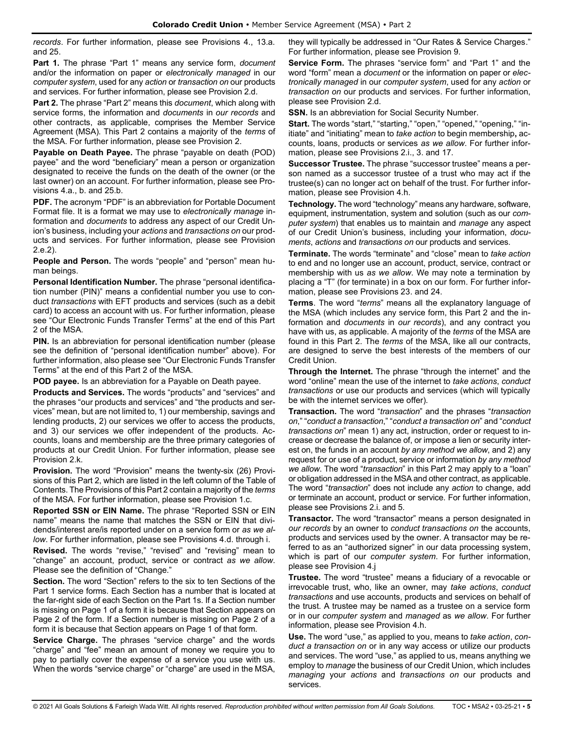*records*. For further information, please see Provisions 4., 13.a. and 25.

**Part 1.** The phrase "Part 1" means any service form, *document* and/or the information on paper or *electronically managed* in our *computer system*, used for any *action* or *transaction on* our products and services. For further information, please see Provision 2.d.

**Part 2.** The phrase "Part 2" means this *document*, which along with service forms, the information and *documents* in *our records* and other contracts, as applicable, comprises the Member Service Agreement (MSA). This Part 2 contains a majority of the *terms* of the MSA. For further information, please see Provision 2.

**Payable on Death Payee.** The phrase "payable on death (POD) payee" and the word "beneficiary" mean a person or organization designated to receive the funds on the death of the owner (or the last owner) on an account. For further information, please see Provisions 4.a., b. and 25.b.

**PDF.** The acronym "PDF" is an abbreviation for Portable Document Format file. It is a format we may use to *electronically manage* information and *documents* to address any aspect of our Credit Union's business, including your *actions* and *transactions on* our products and services. For further information, please see Provision 2.e.2).

**People and Person.** The words "people" and "person" mean human beings.

**Personal Identification Number.** The phrase "personal identification number (PIN)" means a confidential number you use to conduct *transactions* with EFT products and services (such as a debit card) to access an account with us. For further information, please see "Our Electronic Funds Transfer Terms" at the end of this Part 2 of the MSA.

**PIN.** Is an abbreviation for personal identification number (please see the definition of "personal identification number" above). For further information, also please see "Our Electronic Funds Transfer Terms" at the end of this Part 2 of the MSA.

**POD payee.** Is an abbreviation for a Payable on Death payee.

**Products and Services.** The words "products" and "services" and the phrases "our products and services" and "the products and services" mean, but are not limited to, 1) our membership, savings and lending products, 2) our services we offer to access the products, and 3) our services we offer independent of the products. Accounts, loans and membership are the three primary categories of products at our Credit Union. For further information, please see Provision 2.k.

**Provision.** The word "Provision" means the twenty-six (26) Provisions of this Part 2, which are listed in the left column of the Table of Contents. The Provisions of this Part 2 contain a majority of the *terms* of the MSA. For further information, please see Provision 1.c.

**Reported SSN or EIN Name.** The phrase "Reported SSN or EIN name" means the name that matches the SSN or EIN that dividends/interest are/is reported under on a service form or *as we allow*. For further information, please see Provisions 4.d. through i.

**Revised.** The words "revise," "revised" and "revising" mean to "change" an account, product, service or contract *as we allow*. Please see the definition of "Change."

**Section.** The word "Section" refers to the six to ten Sections of the Part 1 service forms. Each Section has a number that is located at the far-right side of each Section on the Part 1s. If a Section number is missing on Page 1 of a form it is because that Section appears on Page 2 of the form. If a Section number is missing on Page 2 of a form it is because that Section appears on Page 1 of that form.

**Service Charge.** The phrases "service charge" and the words "charge" and "fee" mean an amount of money we require you to pay to partially cover the expense of a service you use with us. When the words "service charge" or "charge" are used in the MSA, they will typically be addressed in "Our Rates & Service Charges." For further information, please see Provision 9.

**Service Form.** The phrases "service form" and "Part 1" and the word "form" mean a *document* or the information on paper or *electronically managed* in our *computer system*, used for any *action* or *transaction on* our products and services. For further information, please see Provision 2.d.

**SSN.** Is an abbreviation for Social Security Number.

**Start.** The words "start," "starting," "open," "opened," "opening," "initiate" and "initiating" mean to *take action* to begin membership, accounts, loans, products or services *as we allow*. For further information, please see Provisions 2.i., 3. and 17.

**Successor Trustee.** The phrase "successor trustee" means a person named as a successor trustee of a trust who may act if the trustee(s) can no longer act on behalf of the trust. For further information, please see Provision 4.h.

**Technology.** The word "technology" means any hardware, software, equipment, instrumentation, system and solution (such as our *computer system*) that enables us to maintain and *manage* any aspect of our Credit Union's business, including your information, *documents*, *actions* and *transactions on* our products and services.

**Terminate.** The words "terminate" and "close" mean to *take action* to end and no longer use an account, product, service, contract or membership with us *as we allow*. We may note a termination by placing a "T" (for terminate) in a box on our form. For further information, please see Provisions 23. and 24.

**Terms**. The word "*terms*" means all the explanatory language of the MSA (which includes any service form, this Part 2 and the information and *documents* in *our records*), and any contract you have with us, as applicable. A majority of the *terms* of the MSA are found in this Part 2. The *terms* of the MSA, like all our contracts, are designed to serve the best interests of the members of our Credit Union.

**Through the Internet.** The phrase "through the internet" and the word "online" mean the use of the internet to *take actions*, *conduct transactions* or use our products and services (which will typically be with the internet services we offer).

**Transaction.** The word "*transaction*" and the phrases "*transaction on*," "*conduct a transaction*," "*conduct a transaction on*" and "*conduct transactions on*" mean 1) any act, instruction, order or request to increase or decrease the balance of, or impose a lien or security interest on, the funds in an account *by any method we allow*, and 2) any request for or use of a product, service or information *by any method we allow*. The word "*transaction*" in this Part 2 may apply to a "loan" or obligation addressed in the MSA and other contract, as applicable. The word "*transaction*" does not include any *action* to change, add or terminate an account, product or service. For further information, please see Provisions 2.i. and 5.

**Transactor.** The word "transactor" means a person designated in *our records* by an owner to *conduct transactions on* the accounts, products and services used by the owner. A transactor may be referred to as an "authorized signer" in our data processing system, which is part of our *computer system*. For further information, please see Provision 4.j

**Trustee.** The word "trustee" means a fiduciary of a revocable or irrevocable trust, who, like an owner, may *take actions*, *conduct transactions* and use accounts, products and services on behalf of the trust. A trustee may be named as a trustee on a service form or in our *computer system* and *managed* as *we allow*. For further information, please see Provision 4.h.

**Use.** The word "use," as applied to you, means to *take action*, *conduct a transaction on* or in any way access or utilize our products and services. The word "use," as applied to us, means anything we employ to *manage* the business of our Credit Union, which includes *managing* your *actions* and *transactions on* our products and services.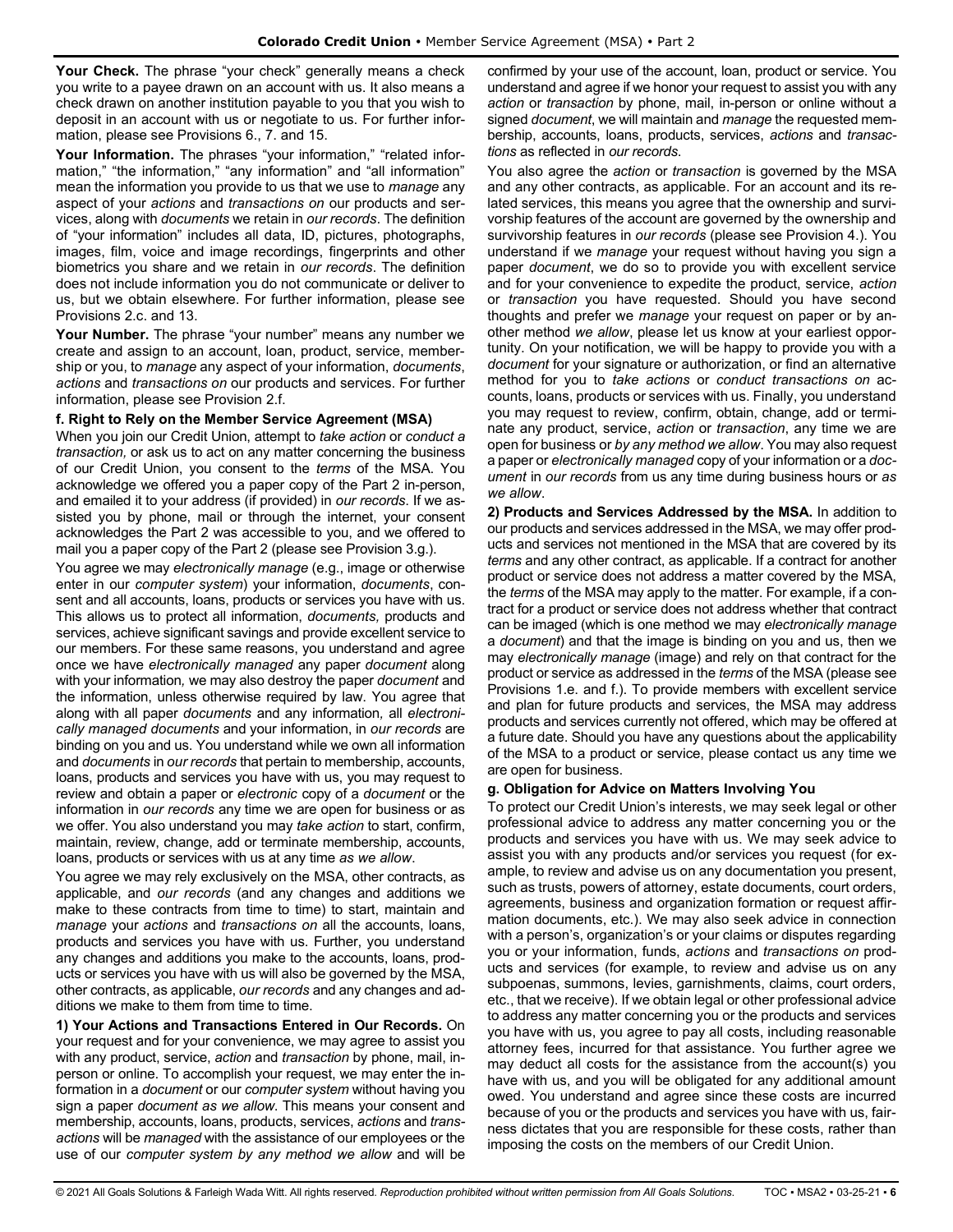**Your Check.** The phrase "your check" generally means a check you write to a payee drawn on an account with us. It also means a check drawn on another institution payable to you that you wish to deposit in an account with us or negotiate to us. For further information, please see Provisions 6., 7. and 15.

**Your Information.** The phrases "your information," "related information," "the information," "any information" and "all information" mean the information you provide to us that we use to *manage* any aspect of your *actions* and *transactions on* our products and services, along with *documents* we retain in *our records*. The definition of "your information" includes all data, ID, pictures, photographs, images, film, voice and image recordings, fingerprints and other biometrics you share and we retain in *our records*. The definition does not include information you do not communicate or deliver to us, but we obtain elsewhere. For further information, please see Provisions 2.c. and 13.

**Your Number.** The phrase "your number" means any number we create and assign to an account, loan, product, service, membership or you, to *manage* any aspect of your information, *documents*, *actions* and *transactions on* our products and services. For further information, please see Provision 2.f.

### f. Right to Rely on the Member Service Agreement (MSA)

When you join our Credit Union, attempt to *take action* or *conduct a transaction,* or ask us to act on any matter concerning the business of our Credit Union, you consent to the *terms* of the MSA. You acknowledge we offered you a paper copy of the Part 2 in-person, and emailed it to your address (if provided) in *our records*. If we assisted you by phone, mail or through the internet, your consent acknowledges the Part 2 was accessible to you, and we offered to mail you a paper copy of the Part 2 (please see Provision 3.g.).

You agree we may *electronically manage* (e.g., image or otherwise enter in our *computer system*) your information, *documents*, consent and all accounts, loans, products or services you have with us. This allows us to protect all information, *documents,* products and services, achieve significant savings and provide excellent service to our members. For these same reasons, you understand and agree once we have *electronically managed* any paper *document* along with your information*,* we may also destroy the paper *document* and the information, unless otherwise required by law. You agree that along with all paper *documents* and any information*,* all *electronically managed documents* and your information, in *our records* are binding on you and us. You understand while we own all information and *documents* in *our records* that pertain to membership, accounts, loans, products and services you have with us, you may request to review and obtain a paper or *electronic* copy of a *document* or the information in *our records* any time we are open for business or as we offer. You also understand you may *take action* to start, confirm, maintain, review, change, add or terminate membership, accounts, loans, products or services with us at any time *as we allow*.

You agree we may rely exclusively on the MSA, other contracts, as applicable, and *our records* (and any changes and additions we make to these contracts from time to time) to start, maintain and *manage* your *actions* and *transactions on* all the accounts, loans, products and services you have with us. Further, you understand any changes and additions you make to the accounts, loans, products or services you have with us will also be governed by the MSA, other contracts, as applicable, *our records* and any changes and additions we make to them from time to time.

**1) Your Actions and Transactions Entered in Our Records.** On your request and for your convenience, we may agree to assist you with any product, service, *action* and *transaction* by phone, mail, in-person or online. To accomplish your request, we may enter the information in a *document* or our *computer system* without having you sign a paper *document as we allow*. This means your consent and membership, accounts, loans, products, services, *actions* and *transactions* will be *managed* with the assistance of our employees or the use of our *computer system by any method we allow* and will be confirmed by your use of the account, loan, product or service. You understand and agree if we honor your request to assist you with any *action* or *transaction* by phone, mail, in-person or online without a signed *document*, we will maintain and *manage* the requested membership, accounts, loans, products, services, *actions* and *transactions* as reflected in *our records*.

You also agree the *action* or *transaction* is governed by the MSA and any other contracts, as applicable. For an account and its related services, this means you agree that the ownership and survivorship features of the account are governed by the ownership and survivorship features in *our records* (please see Provision 4.). You understand if we *manage* your request without having you sign a paper *document*, we do so to provide you with excellent service and for your convenience to expedite the product, service, *action* or *transaction* you have requested. Should you have second thoughts and prefer we *manage* your request on paper or by another method *we allow*, please let us know at your earliest opportunity. On your notification, we will be happy to provide you with a *document* for your signature or authorization, or find an alternative method for you to *take actions* or *conduct transactions on* accounts, loans, products or services with us. Finally, you understand you may request to review, confirm, obtain, change, add or terminate any product, service, *action* or *transaction*, any time we are open for business or *by any method we allow*. You may also request a paper or *electronically managed* copy of your information or a *document* in *our records* from us any time during business hours or *as we allow*.

**2) Products and Services Addressed by the MSA.** In addition to our products and services addressed in the MSA, we may offer products and services not mentioned in the MSA that are covered by its *terms* and any other contract, as applicable. If a contract for another product or service does not address a matter covered by the MSA, the *terms* of the MSA may apply to the matter. For example, if a contract for a product or service does not address whether that contract can be imaged (which is one method we may *electronically manage* a *document*) and that the image is binding on you and us, then we may *electronically manage* (image) and rely on that contract for the product or service as addressed in the *terms* of the MSA (please see Provisions 1.e. and f.). To provide members with excellent service and plan for future products and services, the MSA may address products and services currently not offered, which may be offered at a future date. Should you have any questions about the applicability of the MSA to a product or service, please contact us any time we are open for business.

### g. Obligation for Advice on Matters Involving You

To protect our Credit Union's interests, we may seek legal or other professional advice to address any matter concerning you or the products and services you have with us. We may seek advice to assist you with any products and/or services you request (for example, to review and advise us on any documentation you present, such as trusts, powers of attorney, estate documents, court orders, agreements, business and organization formation or request affirmation documents, etc.). We may also seek advice in connection with a person's, organization's or your claims or disputes regarding you or your information, funds, *actions* and *transactions on* products and services (for example, to review and advise us on any subpoenas, summons, levies, garnishments, claims, court orders, etc., that we receive). If we obtain legal or other professional advice to address any matter concerning you or the products and services you have with us, you agree to pay all costs, including reasonable attorney fees, incurred for that assistance. You further agree we may deduct all costs for the assistance from the account(s) you have with us, and you will be obligated for any additional amount owed. You understand and agree since these costs are incurred because of you or the products and services you have with us, fairness dictates that you are responsible for these costs, rather than imposing the costs on the members of our Credit Union.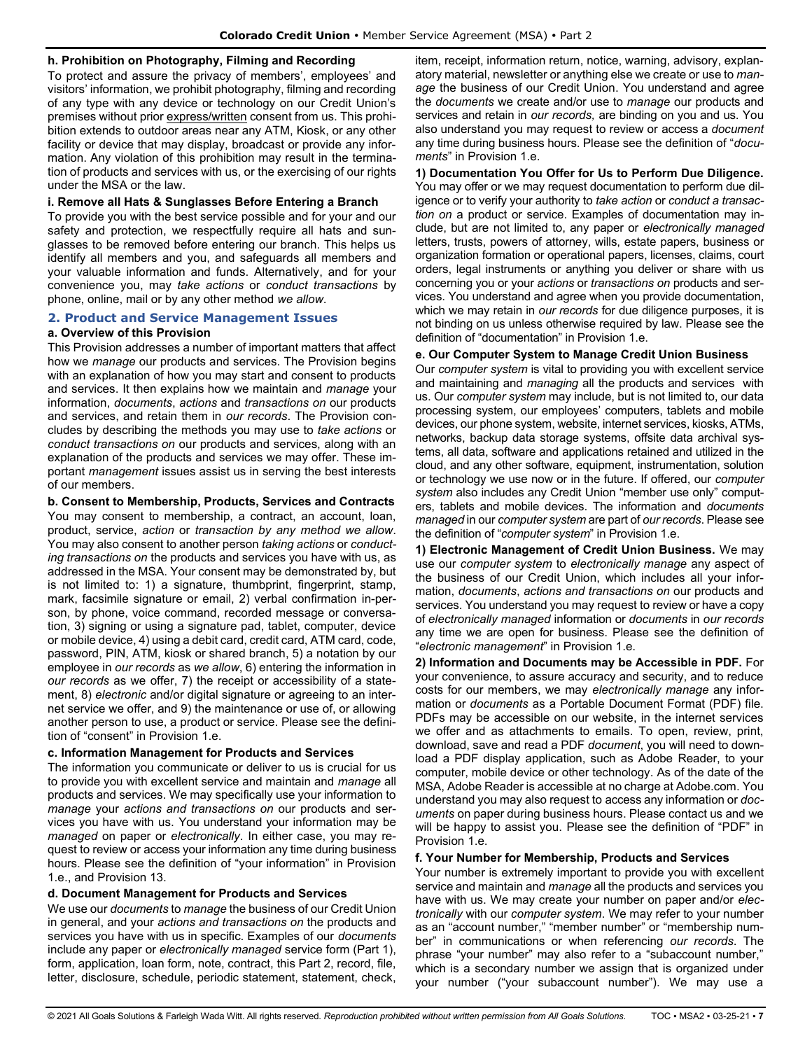#### h. Prohibition on Photography, Filming and Recording

To protect and assure the privacy of members', employees' and visitors' information, we prohibit photography, filming and recording of any type with any device or technology on our Credit Union's premises without prior express/written consent from us. This prohibition extends to outdoor areas near any ATM, Kiosk, or any other facility or device that may display, broadcast or provide any information. Any violation of this prohibition may result in the termination of products and services with us, or the exercising of our rights under the MSA or the law.

#### i. Remove all Hats & Sunglasses Before Entering a Branch

To provide you with the best service possible and for your and our safety and protection, we respectfully require all hats and sunglasses to be removed before entering our branch. This helps us identify all members and you, and safeguards all members and your valuable information and funds. Alternatively, and for your convenience you, may *take actions* or *conduct transactions* by phone, online, mail or by any other method *we allow*.

### 2. Product and Service Management Issues

#### a. Overview of this Provision

This Provision addresses a number of important matters that affect how we *manage* our products and services. The Provision begins with an explanation of how you may start and consent to products and services. It then explains how we maintain and *manage* your information, *documents*, *actions* and *transactions on* our products and services, and retain them in *our records*. The Provision concludes by describing the methods you may use to *take actions* or *conduct transactions on* our products and services, along with an explanation of the products and services we may offer. These important *management* issues assist us in serving the best interests of our members.

#### b. Consent to Membership, Products, Services and Contracts

You may consent to membership, a contract, an account, loan, product, service, *action* or *transaction by any method we allow*. You may also consent to another person *taking actions* or *conducting transactions on* the products and services you have with us, as addressed in the MSA. Your consent may be demonstrated by, but is not limited to: 1) a signature, thumbprint, fingerprint, stamp, mark, facsimile signature or email, 2) verbal confirmation in-person, by phone, voice command, recorded message or conversation, 3) signing or using a signature pad, tablet, computer, device or mobile device, 4) using a debit card, credit card, ATM card, code, password, PIN, ATM, kiosk or shared branch, 5) a notation by our employee in *our records* as *we allow*, 6) entering the information in *our records* as we offer, 7) the receipt or accessibility of a statement, 8) *electronic* and/or digital signature or agreeing to an internet service we offer, and 9) the maintenance or use of, or allowing another person to use, a product or service. Please see the definition of "consent" in Provision 1.e.

#### c. Information Management for Products and Services

The information you communicate or deliver to us is crucial for us to provide you with excellent service and maintain and *manage* all products and services. We may specifically use your information to *manage* your *actions and transactions on* our products and services you have with us. You understand your information may be *managed* on paper or *electronically*. In either case, you may request to review or access your information any time during business hours. Please see the definition of "your information" in Provision 1.e., and Provision 13.

#### d. Document Management for Products and Services

We use our *documents* to *manage* the business of our Credit Union in general, and your *actions and transactions on* the products and services you have with us in specific. Examples of our *documents* include any paper or *electronically managed* service form (Part 1), form, application, loan form, note, contract, this Part 2, record, file, letter, disclosure, schedule, periodic statement, statement, check, item, receipt, information return, notice, warning, advisory, explanatory material, newsletter or anything else we create or use to *manage* the business of our Credit Union. You understand and agree the *documents* we create and/or use to *manage* our products and services and retain in *our records,* are binding on you and us. You also understand you may request to review or access a *document* any time during business hours. Please see the definition of "*documents*" in Provision 1.e.

**1) Documentation You Offer for Us to Perform Due Diligence.** You may offer or we may request documentation to perform due diligence or to verify your authority to *take action* or *conduct a transaction on* a product or service. Examples of documentation may include, but are not limited to, any paper or *electronically managed* letters, trusts, powers of attorney, wills, estate papers, business or organization formation or operational papers, licenses, claims, court orders, legal instruments or anything you deliver or share with us concerning you or your *actions* or *transactions on* products and services. You understand and agree when you provide documentation, which we may retain in *our records* for due diligence purposes, it is not binding on us unless otherwise required by law. Please see the definition of "documentation" in Provision 1.e.

#### e. Our Computer System to Manage Credit Union Business

Our *computer system* is vital to providing you with excellent service and maintaining and *managing* all the products and services with us. Our *computer system* may include, but is not limited to, our data processing system, our employees' computers, tablets and mobile devices, our phone system, website, internet services, kiosks, ATMs, networks, backup data storage systems, offsite data archival systems, all data, software and applications retained and utilized in the cloud, and any other software, equipment, instrumentation, solution or technology we use now or in the future. If offered, our *computer system* also includes any Credit Union "member use only" computers, tablets and mobile devices. The information and *documents managed* in our *computer system* are part of *our records*. Please see the definition of "*computer system*" in Provision 1.e.

**1) Electronic Management of Credit Union Business.** We may use our *computer system* to *electronically manage* any aspect of the business of our Credit Union, which includes all your information, *documents*, *actions and transactions on* our products and services. You understand you may request to review or have a copy of *electronically managed* information or *documents* in *our records* any time we are open for business. Please see the definition of "*electronic management*" in Provision 1.e.

**2) Information and Documents may be Accessible in PDF.** For your convenience, to assure accuracy and security, and to reduce costs for our members, we may *electronically manage* any information or *documents* as a Portable Document Format (PDF) file. PDFs may be accessible on our website, in the internet services we offer and as attachments to emails. To open, review, print, download, save and read a PDF *document*, you will need to download a PDF display application, such as Adobe Reader, to your computer, mobile device or other technology. As of the date of the MSA, Adobe Reader is accessible at no charge at Adobe.com. You understand you may also request to access any information or *documents* on paper during business hours. Please contact us and we will be happy to assist you. Please see the definition of "PDF" in Provision 1.e.

#### f. Your Number for Membership, Products and Services

Your number is extremely important to provide you with excellent service and maintain and *manage* all the products and services you have with us. We may create your number on paper and/or *electronically* with our *computer system*. We may refer to your number as an "account number," "member number" or "membership number" in communications or when referencing *our records*. The phrase "your number" may also refer to a "subaccount number," which is a secondary number we assign that is organized under your number ("your subaccount number"). We may use a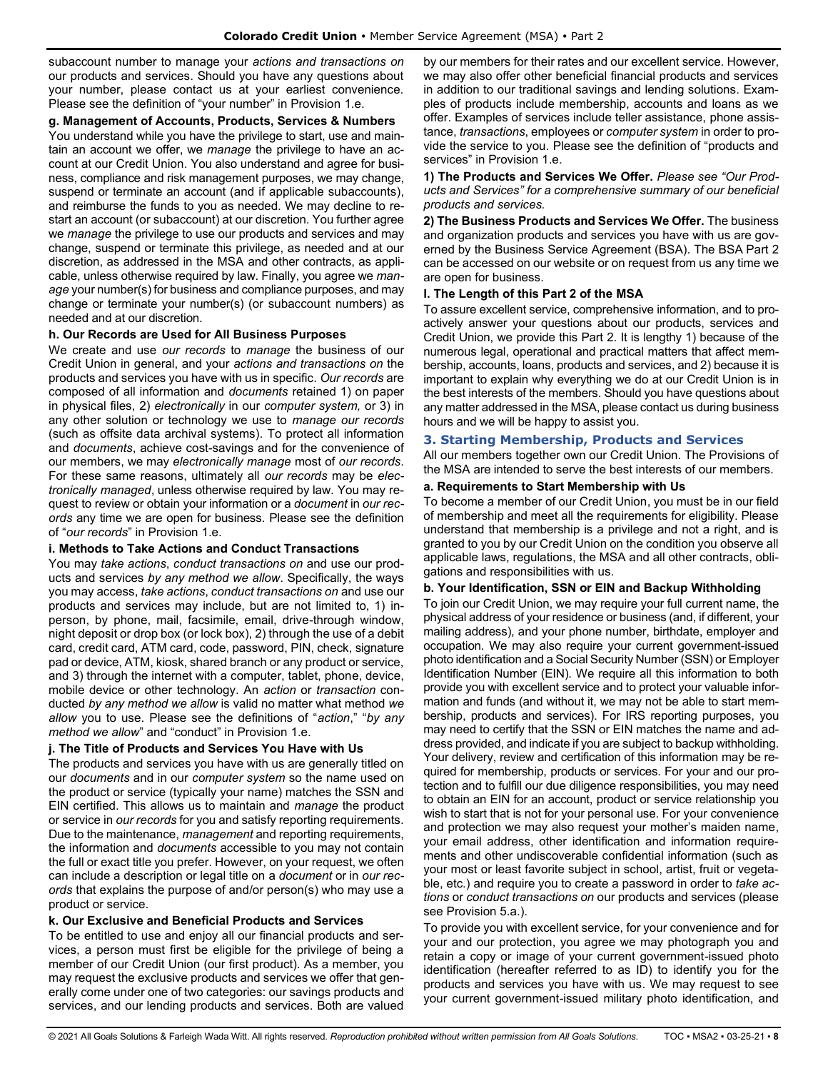subaccount number to manage your *actions and transactions on* our products and services. Should you have any questions about your number, please contact us at your earliest convenience. Please see the definition of "your number" in Provision 1.e.

**g. Management of Accounts, Products, Services & Numbers**

You understand while you have the privilege to start, use and maintain an account we offer, we *manage* the privilege to have an account at our Credit Union. You also understand and agree for business, compliance and risk management purposes, we may change, suspend or terminate an account (and if applicable subaccounts), and reimburse the funds to you as needed. We may decline to restart an account (or subaccount) at our discretion. You further agree we *manage* the privilege to use our products and services and may change, suspend or terminate this privilege, as needed and at our discretion, as addressed in the MSA and other contracts, as applicable, unless otherwise required by law. Finally, you agree we *manage* your number(s) for business and compliance purposes, and may change or terminate your number(s) (or subaccount numbers) as needed and at our discretion.

**h. Our Records are Used for All Business Purposes**

We create and use *our records* to *manage* the business of our Credit Union in general, and your *actions and transactions on* the products and services you have with us in specific. *Our records* are composed of all information and *documents* retained 1) on paper in physical files, 2) *electronically* in our *computer system,* or 3) in any other solution or technology we use to *manage our records* (such as offsite data archival systems). To protect all information and *documents*, achieve cost-savings and for the convenience of our members, we may *electronically manage* most of *our records*. For these same reasons, ultimately all *our records* may be *electronically managed*, unless otherwise required by law. You may request to review or obtain your information or a *document* in *our records* any time we are open for business. Please see the definition of "*our records*" in Provision 1.e.

**i. Methods to Take Actions and Conduct Transactions**

You may *take actions*, *conduct transactions on* and use our products and services *by any method we allow*. Specifically, the ways you may access, *take actions*, *conduct transactions on* and use our products and services may include, but are not limited to, 1) in-person, by phone, mail, facsimile, email, drive-through window, night deposit or drop box (or lock box), 2) through the use of a debit card, credit card, ATM card, code, password, PIN, check, signature pad or device, ATM, kiosk, shared branch or any product or service, and 3) through the internet with a computer, tablet, phone, device, mobile device or other technology. An *action* or *transaction* conducted *by any method we allow* is valid no matter what method *we allow* you to use. Please see the definitions of "*action*," "*by any method we allow*" and "conduct" in Provision 1.e.

**j. The Title of Products and Services You Have with Us**

The products and services you have with us are generally titled on our *documents* and in our *computer system* so the name used on the product or service (typically your name) matches the SSN and EIN certified. This allows us to maintain and *manage* the product or service in *our records* for you and satisfy reporting requirements. Due to the maintenance, *management* and reporting requirements, the information and *documents* accessible to you may not contain the full or exact title you prefer. However, on your request, we often can include a description or legal title on a *document* or in *our records* that explains the purpose of and/or person(s) who may use a product or service.

**k. Our Exclusive and Beneficial Products and Services**

To be entitled to use and enjoy all our financial products and services, a person must first be eligible for the privilege of being a member of our Credit Union (our first product). As a member, you may request the exclusive products and services we offer that generally come under one of two categories: our savings products and services, and our lending products and services. Both are valued by our members for their rates and our excellent service. However, we may also offer other beneficial financial products and services in addition to our traditional savings and lending solutions. Examples of products include membership, accounts and loans as we offer. Examples of services include teller assistance, phone assistance, *transactions*, employees or *computer system* in order to provide the service to you. Please see the definition of "products and services" in Provision 1.e.

**1) The Products and Services We Offer.** *Please see "Our Products and Services" for a comprehensive summary of our beneficial products and services.*

**2) The Business Products and Services We Offer.** The business and organization products and services you have with us are governed by the Business Service Agreement (BSA). The BSA Part 2 can be accessed on our website or on request from us any time we are open for business.

**l. The Length of this Part 2 of the MSA**

To assure excellent service, comprehensive information, and to proactively answer your questions about our products, services and Credit Union, we provide this Part 2. It is lengthy 1) because of the numerous legal, operational and practical matters that affect membership, accounts, loans, products and services, and 2) because it is important to explain why everything we do at our Credit Union is in the best interests of the members. Should you have questions about any matter addressed in the MSA, please contact us during business hours and we will be happy to assist you.

## 3. Starting Membership, Products and Services

All our members together own our Credit Union. The Provisions of the MSA are intended to serve the best interests of our members.

**a. Requirements to Start Membership with Us**

To become a member of our Credit Union, you must be in our field of membership and meet all the requirements for eligibility. Please understand that membership is a privilege and not a right, and is granted to you by our Credit Union on the condition you observe all applicable laws, regulations, the MSA and all other contracts, obligations and responsibilities with us.

**b. Your Identification, SSN or EIN and Backup Withholding**

To join our Credit Union, we may require your full current name, the physical address of your residence or business (and, if different, your mailing address), and your phone number, birthdate, employer and occupation. We may also require your current government-issued photo identification and a Social Security Number (SSN) or Employer Identification Number (EIN). We require all this information to both provide you with excellent service and to protect your valuable information and funds (and without it, we may not be able to start membership, products and services). For IRS reporting purposes, you may need to certify that the SSN or EIN matches the name and address provided, and indicate if you are subject to backup withholding. Your delivery, review and certification of this information may be required for membership, products or services. For your and our protection and to fulfill our due diligence responsibilities, you may need to obtain an EIN for an account, product or service relationship you wish to start that is not for your personal use. For your convenience and protection we may also request your mother's maiden name, your email address, other identification and information requirements and other undiscoverable confidential information (such as your most or least favorite subject in school, artist, fruit or vegetable, etc.) and require you to create a password in order to *take actions* or *conduct transactions on* our products and services (please see Provision 5.a.).

To provide you with excellent service, for your convenience and for your and our protection, you agree we may photograph you and retain a copy or image of your current government-issued photo identification (hereafter referred to as ID) to identify you for the products and services you have with us. We may request to see your current government-issued military photo identification, and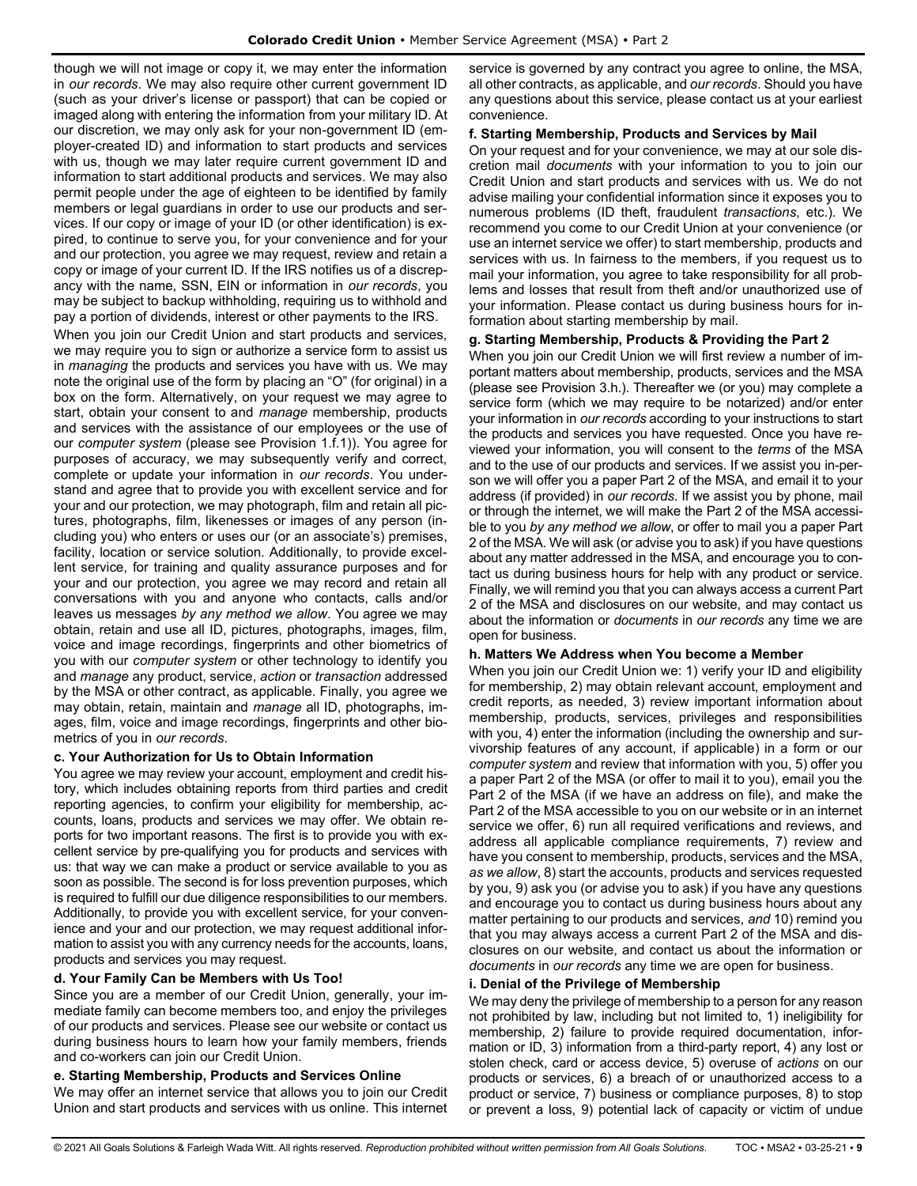though we will not image or copy it, we may enter the information in *our records*. We may also require other current government ID (such as your driver's license or passport) that can be copied or imaged along with entering the information from your military ID. At our discretion, we may only ask for your non-government ID (employer-created ID) and information to start products and services with us, though we may later require current government ID and information to start additional products and services. We may also permit people under the age of eighteen to be identified by family members or legal guardians in order to use our products and services. If our copy or image of your ID (or other identification) is expired, to continue to serve you, for your convenience and for your and our protection, you agree we may request, review and retain a copy or image of your current ID. If the IRS notifies us of a discrepancy with the name, SSN, EIN or information in *our records*, you may be subject to backup withholding, requiring us to withhold and pay a portion of dividends, interest or other payments to the IRS.

When you join our Credit Union and start products and services, we may require you to sign or authorize a service form to assist us in *managing* the products and services you have with us. We may note the original use of the form by placing an "O" (for original) in a box on the form. Alternatively, on your request we may agree to start, obtain your consent to and *manage* membership, products and services with the assistance of our employees or the use of our *computer system* (please see Provision 1.f.1)). You agree for purposes of accuracy, we may subsequently verify and correct, complete or update your information in *our records*. You understand and agree that to provide you with excellent service and for your and our protection, we may photograph, film and retain all pictures, photographs, film, likenesses or images of any person (including you) who enters or uses our (or an associate's) premises, facility, location or service solution. Additionally, to provide excellent service, for training and quality assurance purposes and for your and our protection, you agree we may record and retain all conversations with you and anyone who contacts, calls and/or leaves us messages *by any method we allow*. You agree we may obtain, retain and use all ID, pictures, photographs, images, film, voice and image recordings, fingerprints and other biometrics of you with our *computer system* or other technology to identify you and *manage* any product, service, *action* or *transaction* addressed by the MSA or other contract, as applicable. Finally, you agree we may obtain, retain, maintain and *manage* all ID, photographs, images, film, voice and image recordings, fingerprints and other biometrics of you in *our records*.

**c. Your Authorization for Us to Obtain Information**

You agree we may review your account, employment and credit history, which includes obtaining reports from third parties and credit reporting agencies, to confirm your eligibility for membership, accounts, loans, products and services we may offer. We obtain reports for two important reasons. The first is to provide you with excellent service by pre-qualifying you for products and services with us: that way we can make a product or service available to you as soon as possible. The second is for loss prevention purposes, which is required to fulfill our due diligence responsibilities to our members. Additionally, to provide you with excellent service, for your convenience and your and our protection, we may request additional information to assist you with any currency needs for the accounts, loans, products and services you may request.

**d. Your Family Can be Members with Us Too!**

Since you are a member of our Credit Union, generally, your immediate family can become members too, and enjoy the privileges of our products and services. Please see our website or contact us during business hours to learn how your family members, friends and co-workers can join our Credit Union.

**e. Starting Membership, Products and Services Online**

We may offer an internet service that allows you to join our Credit Union and start products and services with us online. This internet service is governed by any contract you agree to online, the MSA, all other contracts, as applicable, and *our records*. Should you have any questions about this service, please contact us at your earliest convenience.

**f. Starting Membership, Products and Services by Mail**

On your request and for your convenience, we may at our sole discretion mail *documents* with your information to you to join our Credit Union and start products and services with us. We do not advise mailing your confidential information since it exposes you to numerous problems (ID theft, fraudulent *transactions*, etc.). We recommend you come to our Credit Union at your convenience (or use an internet service we offer) to start membership, products and services with us. In fairness to the members, if you request us to mail your information, you agree to take responsibility for all problems and losses that result from theft and/or unauthorized use of your information. Please contact us during business hours for information about starting membership by mail.

**g. Starting Membership, Products & Providing the Part 2**

When you join our Credit Union we will first review a number of important matters about membership, products, services and the MSA (please see Provision 3.h.). Thereafter we (or you) may complete a service form (which we may require to be notarized) and/or enter your information in *our records* according to your instructions to start the products and services you have requested. Once you have reviewed your information, you will consent to the *terms* of the MSA and to the use of our products and services. If we assist you in-person we will offer you a paper Part 2 of the MSA, and email it to your address (if provided) in *our records*. If we assist you by phone, mail or through the internet, we will make the Part 2 of the MSA accessible to you *by any method we allow*, or offer to mail you a paper Part 2 of the MSA. We will ask (or advise you to ask) if you have questions about any matter addressed in the MSA, and encourage you to contact us during business hours for help with any product or service. Finally, we will remind you that you can always access a current Part 2 of the MSA and disclosures on our website, and may contact us about the information or *documents* in *our records* any time we are open for business.

**h. Matters We Address when You become a Member**

When you join our Credit Union we: 1) verify your ID and eligibility for membership, 2) may obtain relevant account, employment and credit reports, as needed, 3) review important information about membership, products, services, privileges and responsibilities with you, 4) enter the information (including the ownership and survivorship features of any account, if applicable) in a form or our *computer system* and review that information with you, 5) offer you a paper Part 2 of the MSA (or offer to mail it to you), email you the Part 2 of the MSA (if we have an address on file), and make the Part 2 of the MSA accessible to you on our website or in an internet service we offer, 6) run all required verifications and reviews, and address all applicable compliance requirements, 7) review and have you consent to membership, products, services and the MSA, *as we allow*, 8) start the accounts, products and services requested by you, 9) ask you (or advise you to ask) if you have any questions and encourage you to contact us during business hours about any matter pertaining to our products and services, *and* 10) remind you that you may always access a current Part 2 of the MSA and disclosures on our website, and contact us about the information or *documents* in *our records* any time we are open for business.

**i. Denial of the Privilege of Membership**

We may deny the privilege of membership to a person for any reason not prohibited by law, including but not limited to, 1) ineligibility for membership, 2) failure to provide required documentation, information or ID, 3) information from a third-party report, 4) any lost or stolen check, card or access device, 5) overuse of *actions* on our products or services, 6) a breach of or unauthorized access to a product or service, 7) business or compliance purposes, 8) to stop or prevent a loss, 9) potential lack of capacity or victim of undue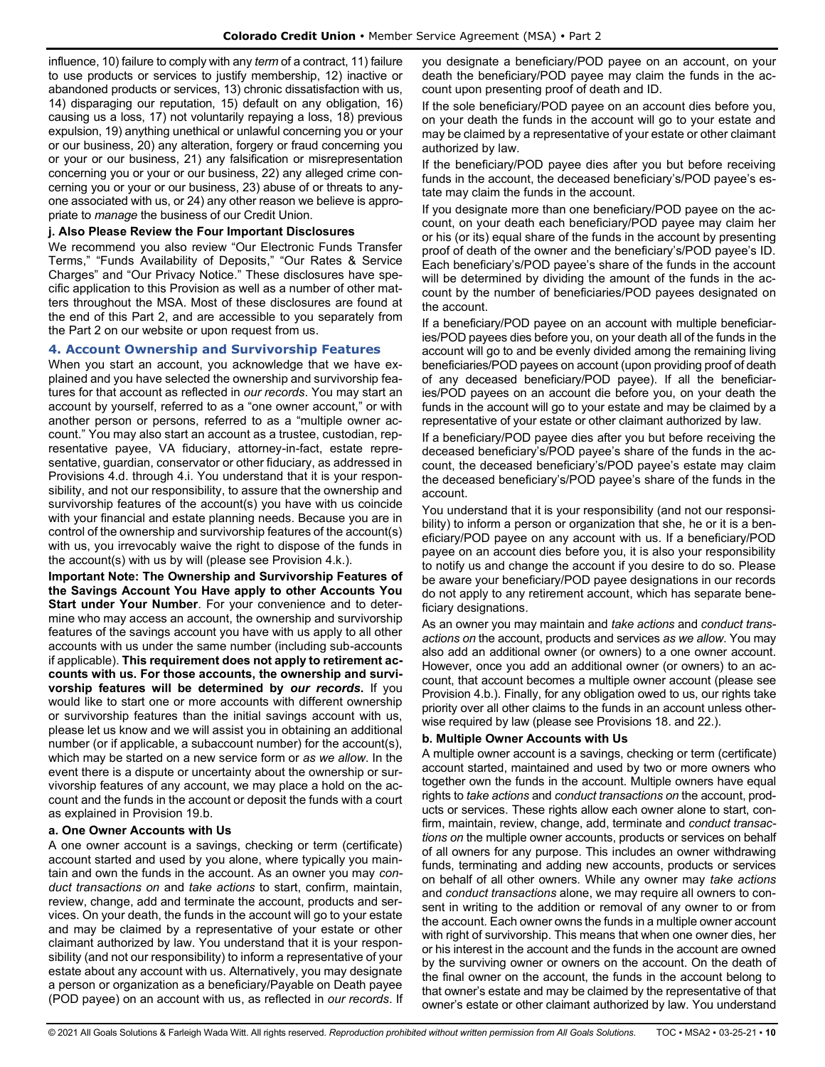influence, 10) failure to comply with any *term* of a contract, 11) failure to use products or services to justify membership, 12) inactive or abandoned products or services, 13) chronic dissatisfaction with us, 14) disparaging our reputation, 15) default on any obligation, 16) causing us a loss, 17) not voluntarily repaying a loss, 18) previous expulsion, 19) anything unethical or unlawful concerning you or your or our business, 20) any alteration, forgery or fraud concerning you or your or our business, 21) any falsification or misrepresentation concerning you or your or our business, 22) any alleged crime concerning you or your or our business, 23) abuse of or threats to anyone associated with us, or 24) any other reason we believe is appropriate to *manage* the business of our Credit Union.

**j. Also Please Review the Four Important Disclosures**

We recommend you also review "Our Electronic Funds Transfer Terms," "Funds Availability of Deposits," "Our Rates & Service Charges" and "Our Privacy Notice." These disclosures have specific application to this Provision as well as a number of other matters throughout the MSA. Most of these disclosures are found at the end of this Part 2, and are accessible to you separately from the Part 2 on our website or upon request from us.

### 4. Account Ownership and Survivorship Features

When you start an account, you acknowledge that we have explained and you have selected the ownership and survivorship features for that account as reflected in *our records*. You may start an account by yourself, referred to as a "one owner account," or with another person or persons, referred to as a "multiple owner account." You may also start an account as a trustee, custodian, representative payee, VA fiduciary, attorney-in-fact, estate representative, guardian, conservator or other fiduciary, as addressed in Provisions 4.d. through 4.i. You understand that it is your responsibility, and not our responsibility, to assure that the ownership and survivorship features of the account(s) you have with us coincide with your financial and estate planning needs. Because you are in control of the ownership and survivorship features of the account(s) with us, you irrevocably waive the right to dispose of the funds in the account(s) with us by will (please see Provision 4.k.).

**Important Note: The Ownership and Survivorship Features of the Savings Account You Have apply to other Accounts You Start under Your Number**. For your convenience and to determine who may access an account, the ownership and survivorship features of the savings account you have with us apply to all other accounts with us under the same number (including sub-accounts if applicable). **This requirement does not apply to retirement accounts with us. For those accounts, the ownership and survivorship features will be determined by *our records*.** If you would like to start one or more accounts with different ownership or survivorship features than the initial savings account with us, please let us know and we will assist you in obtaining an additional number (or if applicable, a subaccount number) for the account(s), which may be started on a new service form or *as we allow*. In the event there is a dispute or uncertainty about the ownership or survivorship features of any account, we may place a hold on the account and the funds in the account or deposit the funds with a court as explained in Provision 19.b.

**a. One Owner Accounts with Us**

A one owner account is a savings, checking or term (certificate) account started and used by you alone, where typically you maintain and own the funds in the account. As an owner you may *conduct transactions on* and *take actions* to start, confirm, maintain, review, change, add and terminate the account, products and services. On your death, the funds in the account will go to your estate and may be claimed by a representative of your estate or other claimant authorized by law. You understand that it is your responsibility (and not our responsibility) to inform a representative of your estate about any account with us. Alternatively, you may designate a person or organization as a beneficiary/Payable on Death payee (POD payee) on an account with us, as reflected in *our records*. If you designate a beneficiary/POD payee on an account, on your death the beneficiary/POD payee may claim the funds in the account upon presenting proof of death and ID.

If the sole beneficiary/POD payee on an account dies before you, on your death the funds in the account will go to your estate and may be claimed by a representative of your estate or other claimant authorized by law.

If the beneficiary/POD payee dies after you but before receiving funds in the account, the deceased beneficiary's/POD payee's estate may claim the funds in the account.

If you designate more than one beneficiary/POD payee on the account, on your death each beneficiary/POD payee may claim her or his (or its) equal share of the funds in the account by presenting proof of death of the owner and the beneficiary's/POD payee's ID. Each beneficiary's/POD payee's share of the funds in the account will be determined by dividing the amount of the funds in the account by the number of beneficiaries/POD payees designated on the account.

If a beneficiary/POD payee on an account with multiple beneficiaries/POD payees dies before you, on your death all of the funds in the account will go to and be evenly divided among the remaining living beneficiaries/POD payees on account (upon providing proof of death of any deceased beneficiary/POD payee). If all the beneficiaries/POD payees on an account die before you, on your death the funds in the account will go to your estate and may be claimed by a representative of your estate or other claimant authorized by law.

If a beneficiary/POD payee dies after you but before receiving the deceased beneficiary's/POD payee's share of the funds in the account, the deceased beneficiary's/POD payee's estate may claim the deceased beneficiary's/POD payee's share of the funds in the account.

You understand that it is your responsibility (and not our responsibility) to inform a person or organization that she, he or it is a beneficiary/POD payee on any account with us. If a beneficiary/POD payee on an account dies before you, it is also your responsibility to notify us and change the account if you desire to do so. Please be aware your beneficiary/POD payee designations in our records do not apply to any retirement account, which has separate beneficiary designations.

As an owner you may maintain and *take actions* and *conduct transactions on* the account, products and services *as we allow*. You may also add an additional owner (or owners) to a one owner account. However, once you add an additional owner (or owners) to an account, that account becomes a multiple owner account (please see Provision 4.b.). Finally, for any obligation owed to us, our rights take priority over all other claims to the funds in an account unless otherwise required by law (please see Provisions 18. and 22.).

**b. Multiple Owner Accounts with Us**

A multiple owner account is a savings, checking or term (certificate) account started, maintained and used by two or more owners who together own the funds in the account. Multiple owners have equal rights to *take actions* and *conduct transactions on* the account, products or services. These rights allow each owner alone to start, confirm, maintain, review, change, add, terminate and *conduct transactions on* the multiple owner accounts, products or services on behalf of all owners for any purpose. This includes an owner withdrawing funds, terminating and adding new accounts, products or services on behalf of all other owners. While any owner may *take actions* and *conduct transactions* alone, we may require all owners to consent in writing to the addition or removal of any owner to or from the account. Each owner owns the funds in a multiple owner account with right of survivorship. This means that when one owner dies, her or his interest in the account and the funds in the account are owned by the surviving owner or owners on the account. On the death of the final owner on the account, the funds in the account belong to that owner's estate and may be claimed by the representative of that owner's estate or other claimant authorized by law. You understand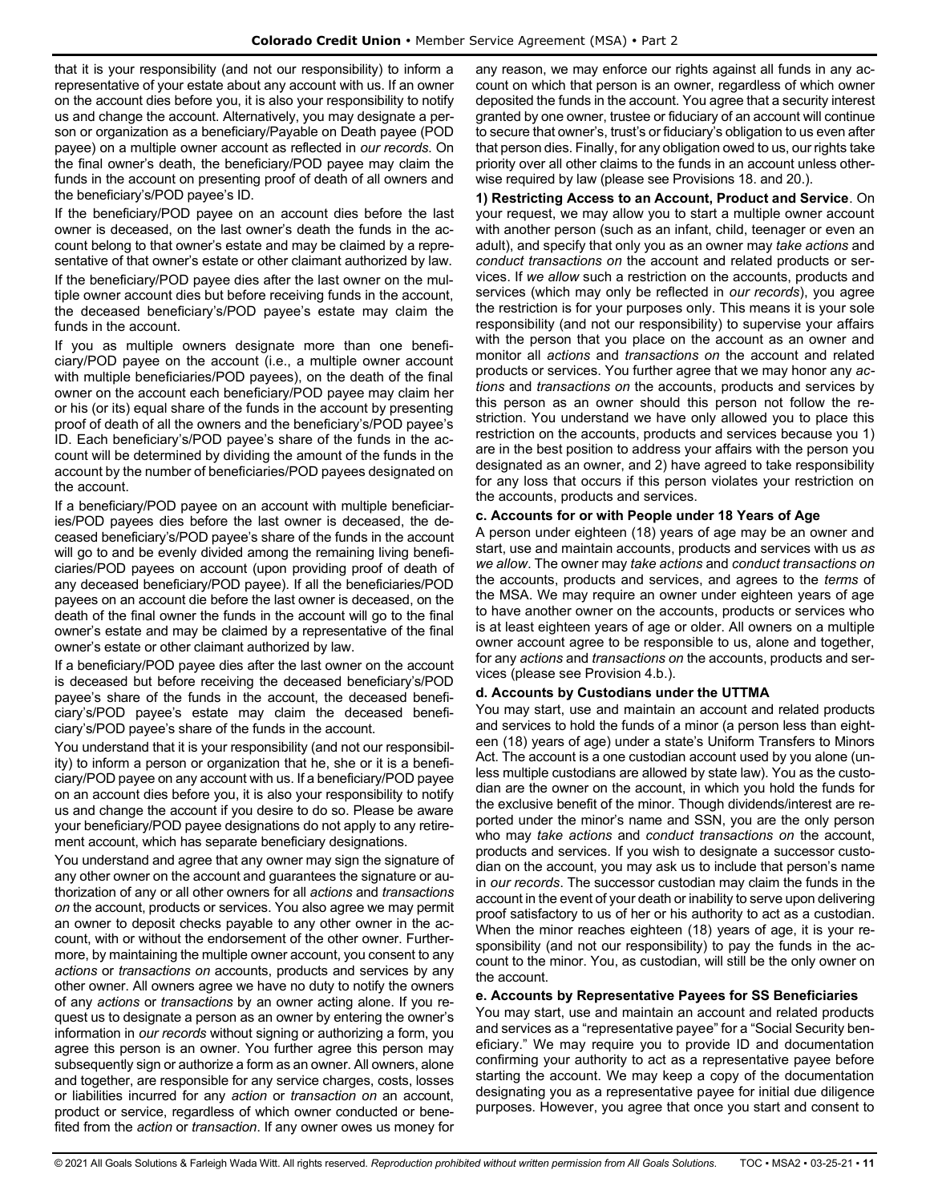that it is your responsibility (and not our responsibility) to inform a representative of your estate about any account with us. If an owner on the account dies before you, it is also your responsibility to notify us and change the account. Alternatively, you may designate a person or organization as a beneficiary/Payable on Death payee (POD payee) on a multiple owner account as reflected in *our records*. On the final owner's death, the beneficiary/POD payee may claim the funds in the account on presenting proof of death of all owners and the beneficiary's/POD payee's ID.

If the beneficiary/POD payee on an account dies before the last owner is deceased, on the last owner's death the funds in the account belong to that owner's estate and may be claimed by a representative of that owner's estate or other claimant authorized by law.

If the beneficiary/POD payee dies after the last owner on the multiple owner account dies but before receiving funds in the account, the deceased beneficiary's/POD payee's estate may claim the funds in the account.

If you as multiple owners designate more than one beneficiary/POD payee on the account (i.e., a multiple owner account with multiple beneficiaries/POD payees), on the death of the final owner on the account each beneficiary/POD payee may claim her or his (or its) equal share of the funds in the account by presenting proof of death of all the owners and the beneficiary's/POD payee's ID. Each beneficiary's/POD payee's share of the funds in the account will be determined by dividing the amount of the funds in the account by the number of beneficiaries/POD payees designated on the account.

If a beneficiary/POD payee on an account with multiple beneficiaries/POD payees dies before the last owner is deceased, the deceased beneficiary's/POD payee's share of the funds in the account will go to and be evenly divided among the remaining living beneficiaries/POD payees on account (upon providing proof of death of any deceased beneficiary/POD payee). If all the beneficiaries/POD payees on an account die before the last owner is deceased, on the death of the final owner the funds in the account will go to the final owner's estate and may be claimed by a representative of the final owner's estate or other claimant authorized by law.

If a beneficiary/POD payee dies after the last owner on the account is deceased but before receiving the deceased beneficiary's/POD payee's share of the funds in the account, the deceased beneficiary's/POD payee's estate may claim the deceased beneficiary's/POD payee's share of the funds in the account.

You understand that it is your responsibility (and not our responsibility) to inform a person or organization that he, she or it is a beneficiary/POD payee on any account with us. If a beneficiary/POD payee on an account dies before you, it is also your responsibility to notify us and change the account if you desire to do so. Please be aware your beneficiary/POD payee designations do not apply to any retirement account, which has separate beneficiary designations.

You understand and agree that any owner may sign the signature of any other owner on the account and guarantees the signature or authorization of any or all other owners for all *actions* and *transactions on* the account, products or services. You also agree we may permit an owner to deposit checks payable to any other owner in the account, with or without the endorsement of the other owner. Furthermore, by maintaining the multiple owner account, you consent to any *actions* or *transactions on* accounts, products and services by any other owner. All owners agree we have no duty to notify the owners of any *actions* or *transactions* by an owner acting alone. If you request us to designate a person as an owner by entering the owner's information in *our records* without signing or authorizing a form, you agree this person is an owner. You further agree this person may subsequently sign or authorize a form as an owner. All owners, alone and together, are responsible for any service charges, costs, losses or liabilities incurred for any *action* or *transaction on* an account, product or service, regardless of which owner conducted or benefited from the *action* or *transaction*. If any owner owes us money for any reason, we may enforce our rights against all funds in any account on which that person is an owner, regardless of which owner deposited the funds in the account. You agree that a security interest granted by one owner, trustee or fiduciary of an account will continue to secure that owner's, trust's or fiduciary's obligation to us even after that person dies. Finally, for any obligation owed to us, our rights take priority over all other claims to the funds in an account unless otherwise required by law (please see Provisions 18. and 20.).

**1) Restricting Access to an Account, Product and Service**. On your request, we may allow you to start a multiple owner account with another person (such as an infant, child, teenager or even an adult), and specify that only you as an owner may *take actions* and *conduct transactions on* the account and related products or services. If *we allow* such a restriction on the accounts, products and services (which may only be reflected in *our records*), you agree the restriction is for your purposes only. This means it is your sole responsibility (and not our responsibility) to supervise your affairs with the person that you place on the account as an owner and monitor all *actions* and *transactions on* the account and related products or services. You further agree that we may honor any *actions* and *transactions on* the accounts, products and services by this person as an owner should this person not follow the restriction. You understand we have only allowed you to place this restriction on the accounts, products and services because you 1) are in the best position to address your affairs with the person you designated as an owner, and 2) have agreed to take responsibility for any loss that occurs if this person violates your restriction on the accounts, products and services.

**c. Accounts for or with People under 18 Years of Age**

A person under eighteen (18) years of age may be an owner and start, use and maintain accounts, products and services with us *as we allow*. The owner may *take actions* and *conduct transactions on* the accounts, products and services, and agrees to the *terms* of the MSA. We may require an owner under eighteen years of age to have another owner on the accounts, products or services who is at least eighteen years of age or older. All owners on a multiple owner account agree to be responsible to us, alone and together, for any *actions* and *transactions on* the accounts, products and services (please see Provision 4.b.).

**d. Accounts by Custodians under the UTTMA**

You may start, use and maintain an account and related products and services to hold the funds of a minor (a person less than eighteen (18) years of age) under a state's Uniform Transfers to Minors Act. The account is a one custodian account used by you alone (unless multiple custodians are allowed by state law). You as the custodian are the owner on the account, in which you hold the funds for the exclusive benefit of the minor. Though dividends/interest are reported under the minor's name and SSN, you are the only person who may *take actions* and *conduct transactions on* the account, products and services. If you wish to designate a successor custodian on the account, you may ask us to include that person's name in *our records*. The successor custodian may claim the funds in the account in the event of your death or inability to serve upon delivering proof satisfactory to us of her or his authority to act as a custodian. When the minor reaches eighteen (18) years of age, it is your responsibility (and not our responsibility) to pay the funds in the account to the minor. You, as custodian, will still be the only owner on the account.

**e. Accounts by Representative Payees for SS Beneficiaries**

You may start, use and maintain an account and related products and services as a "representative payee" for a "Social Security beneficiary." We may require you to provide ID and documentation confirming your authority to act as a representative payee before starting the account. We may keep a copy of the documentation designating you as a representative payee for initial due diligence purposes. However, you agree that once you start and consent to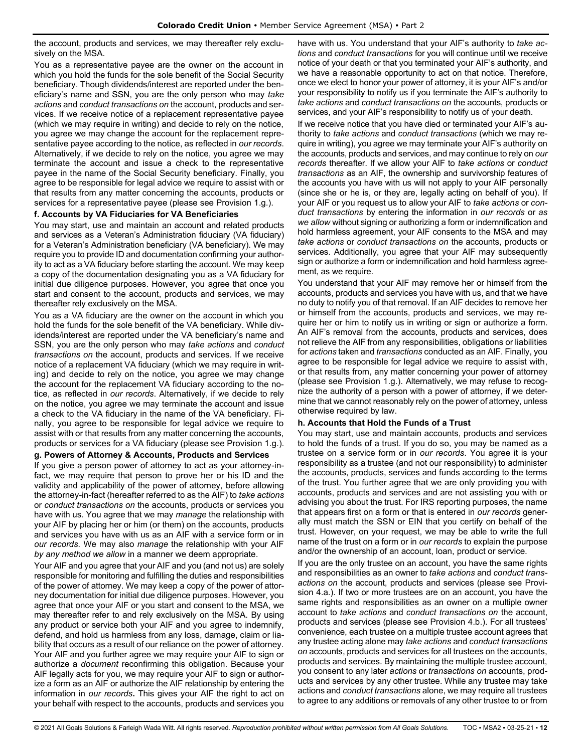the account, products and services, we may thereafter rely exclusively on the MSA.

You as a representative payee are the owner on the account in which you hold the funds for the sole benefit of the Social Security beneficiary. Though dividends/interest are reported under the beneficiary's name and SSN, you are the only person who may *take actions* and *conduct transactions on* the account, products and services. If we receive notice of a replacement representative payee (which we may require in writing) and decide to rely on the notice, you agree we may change the account for the replacement representative payee according to the notice, as reflected in *our records*. Alternatively, if we decide to rely on the notice, you agree we may terminate the account and issue a check to the representative payee in the name of the Social Security beneficiary. Finally, you agree to be responsible for legal advice we require to assist with or that results from any matter concerning the accounts, products or services for a representative payee (please see Provision 1.g.).

**f. Accounts by VA Fiduciaries for VA Beneficiaries**

You may start, use and maintain an account and related products and services as a Veteran's Administration fiduciary (VA fiduciary) for a Veteran's Administration beneficiary (VA beneficiary). We may require you to provide ID and documentation confirming your authority to act as a VA fiduciary before starting the account. We may keep a copy of the documentation designating you as a VA fiduciary for initial due diligence purposes. However, you agree that once you start and consent to the account, products and services, we may thereafter rely exclusively on the MSA.

You as a VA fiduciary are the owner on the account in which you hold the funds for the sole benefit of the VA beneficiary. While dividends/interest are reported under the VA beneficiary's name and SSN, you are the only person who may *take actions* and *conduct transactions on* the account, products and services. If we receive notice of a replacement VA fiduciary (which we may require in writing) and decide to rely on the notice, you agree we may change the account for the replacement VA fiduciary according to the notice, as reflected in *our records*. Alternatively, if we decide to rely on the notice, you agree we may terminate the account and issue a check to the VA fiduciary in the name of the VA beneficiary. Finally, you agree to be responsible for legal advice we require to assist with or that results from any matter concerning the accounts, products or services for a VA fiduciary (please see Provision 1.g.).

**g. Powers of Attorney & Accounts, Products and Services**

If you give a person power of attorney to act as your attorney-in-fact, we may require that person to prove her or his ID and the validity and applicability of the power of attorney, before allowing the attorney-in-fact (hereafter referred to as the AIF) to *take actions* or *conduct transactions on* the accounts, products or services you have with us. You agree that we may *manage* the relationship with your AIF by placing her or him (or them) on the accounts, products and services you have with us as an AIF with a service form or in *our records.* We may also *manage* the relationship with your AIF *by any method we allow* in a manner we deem appropriate.

Your AIF and you agree that your AIF and you (and not us) are solely responsible for monitoring and fulfilling the duties and responsibilities of the power of attorney. We may keep a copy of the power of attorney documentation for initial due diligence purposes. However, you agree that once your AIF or you start and consent to the MSA, we may thereafter refer to and rely exclusively on the MSA. By using any product or service both your AIF and you agree to indemnify, defend, and hold us harmless from any loss, damage, claim or liability that occurs as a result of our reliance on the power of attorney. Your AIF and you further agree we may require your AIF to sign or authorize a *document* reconfirming this obligation. Because your AIF legally acts for you, we may require your AIF to sign or authorize a form as an AIF or authorize the AIF relationship by entering the information in *our records***.** This gives your AIF the right to act on your behalf with respect to the accounts, products and services you have with us. You understand that your AIF's authority to *take actions* and *conduct transactions* for you will continue until we receive notice of your death or that you terminated your AIF's authority, and we have a reasonable opportunity to act on that notice. Therefore, once we elect to honor your power of attorney, it is your AIF's and/or your responsibility to notify us if you terminate the AIF's authority to *take actions* and *conduct transactions on* the accounts, products or services, and your AIF's responsibility to notify us of your death.

If we receive notice that you have died or terminated your AIF's authority to *take actions* and *conduct transactions* (which we may require in writing), you agree we may terminate your AIF's authority on the accounts, products and services, and may continue to rely on *our records* thereafter. If we allow your AIF to *take actions* or *conduct transactions* as an AIF, the ownership and survivorship features of the accounts you have with us will not apply to your AIF personally (since she or he is, or they are, legally acting on behalf of you). If your AIF or you request us to allow your AIF to *take actions* or *conduct transactions* by entering the information in *our records* or *as we allow* without signing or authorizing a form or indemnification and hold harmless agreement, your AIF consents to the MSA and may *take actions* or *conduct transactions on* the accounts, products or services. Additionally, you agree that your AIF may subsequently sign or authorize a form or indemnification and hold harmless agreement, as we require.

You understand that your AIF may remove her or himself from the accounts, products and services you have with us, and that we have no duty to notify you of that removal. If an AIF decides to remove her or himself from the accounts, products and services, we may require her or him to notify us in writing or sign or authorize a form. An AIF's removal from the accounts, products and services, does not relieve the AIF from any responsibilities, obligations or liabilities for *actions* taken and *transactions* conducted as an AIF. Finally, you agree to be responsible for legal advice we require to assist with, or that results from, any matter concerning your power of attorney (please see Provision 1.g.). Alternatively, we may refuse to recognize the authority of a person with a power of attorney, if we determine that we cannot reasonably rely on the power of attorney, unless otherwise required by law.

**h. Accounts that Hold the Funds of a Trust**

You may start, use and maintain accounts, products and services to hold the funds of a trust. If you do so, you may be named as a trustee on a service form or in *our records.* You agree it is your responsibility as a trustee (and not our responsibility) to administer the accounts, products, services and funds according to the terms of the trust. You further agree that we are only providing you with accounts, products and services and are not assisting you with or advising you about the trust. For IRS reporting purposes, the name that appears first on a form or that is entered in *our records* generally must match the SSN or EIN that you certify on behalf of the trust. However, on your request, we may be able to write the full name of the trust on a form or in *our records* to explain the purpose and/or the ownership of an account, loan, product or service.

If you are the only trustee on an account, you have the same rights and responsibilities as an owner to *take actions* and *conduct transactions on* the account, products and services (please see Provision 4.a.). If two or more trustees are on an account, you have the same rights and responsibilities as an owner on a multiple owner account to *take actions* and *conduct transactions on* the account, products and services (please see Provision 4.b.). For all trustees' convenience, each trustee on a multiple trustee account agrees that any trustee acting alone may *take actions* and *conduct transactions on* accounts, products and services for all trustees on the accounts, products and services. By maintaining the multiple trustee account, you consent to any later *actions* or *transactions on* accounts, products and services by any other trustee. While any trustee may take actions and *conduct transactions* alone, we may require all trustees to agree to any additions or removals of any other trustee to or from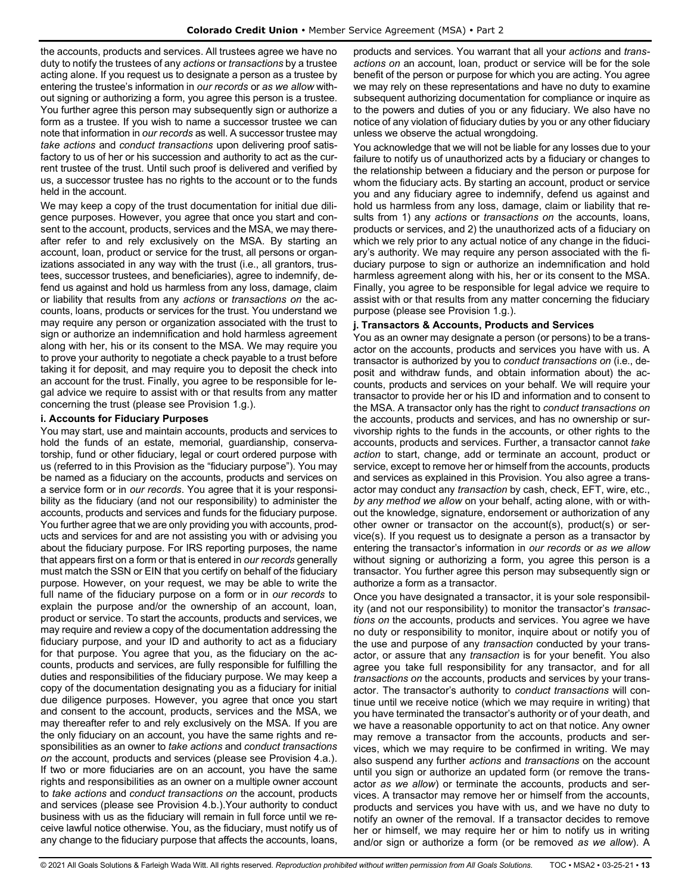the accounts, products and services. All trustees agree we have no duty to notify the trustees of any *actions* or *transactions* by a trustee acting alone. If you request us to designate a person as a trustee by entering the trustee's information in *our records* or *as we allow* without signing or authorizing a form, you agree this person is a trustee. You further agree this person may subsequently sign or authorize a form as a trustee. If you wish to name a successor trustee we can note that information in *our records* as well. A successor trustee may *take actions* and *conduct transactions* upon delivering proof satisfactory to us of her or his succession and authority to act as the current trustee of the trust. Until such proof is delivered and verified by us, a successor trustee has no rights to the account or to the funds held in the account.

We may keep a copy of the trust documentation for initial due diligence purposes. However, you agree that once you start and consent to the account, products, services and the MSA, we may thereafter refer to and rely exclusively on the MSA. By starting an account, loan, product or service for the trust, all persons or organizations associated in any way with the trust (i.e., all grantors, trustees, successor trustees, and beneficiaries), agree to indemnify, defend us against and hold us harmless from any loss, damage, claim or liability that results from any *actions* or *transactions on* the accounts, loans, products or services for the trust. You understand we may require any person or organization associated with the trust to sign or authorize an indemnification and hold harmless agreement along with her, his or its consent to the MSA. We may require you to prove your authority to negotiate a check payable to a trust before taking it for deposit, and may require you to deposit the check into an account for the trust. Finally, you agree to be responsible for legal advice we require to assist with or that results from any matter concerning the trust (please see Provision 1.g.).

**i. Accounts for Fiduciary Purposes**

You may start, use and maintain accounts, products and services to hold the funds of an estate, memorial, guardianship, conservatorship, fund or other fiduciary, legal or court ordered purpose with us (referred to in this Provision as the "fiduciary purpose"). You may be named as a fiduciary on the accounts, products and services on a service form or in *our records*. You agree that it is your responsibility as the fiduciary (and not our responsibility) to administer the accounts, products and services and funds for the fiduciary purpose. You further agree that we are only providing you with accounts, products and services for and are not assisting you with or advising you about the fiduciary purpose. For IRS reporting purposes, the name that appears first on a form or that is entered in *our records* generally must match the SSN or EIN that you certify on behalf of the fiduciary purpose. However, on your request, we may be able to write the full name of the fiduciary purpose on a form or in *our records* to explain the purpose and/or the ownership of an account, loan, product or service. To start the accounts, products and services, we may require and review a copy of the documentation addressing the fiduciary purpose, and your ID and authority to act as a fiduciary for that purpose. You agree that you, as the fiduciary on the accounts, products and services, are fully responsible for fulfilling the duties and responsibilities of the fiduciary purpose. We may keep a copy of the documentation designating you as a fiduciary for initial due diligence purposes. However, you agree that once you start and consent to the account, products, services and the MSA, we may thereafter refer to and rely exclusively on the MSA. If you are the only fiduciary on an account, you have the same rights and responsibilities as an owner to *take actions* and *conduct transactions on* the account, products and services (please see Provision 4.a.). If two or more fiduciaries are on an account, you have the same rights and responsibilities as an owner on a multiple owner account to *take actions* and *conduct transactions on* the account, products and services (please see Provision 4.b.).Your authority to conduct business with us as the fiduciary will remain in full force until we receive lawful notice otherwise. You, as the fiduciary, must notify us of any change to the fiduciary purpose that affects the accounts, loans, products and services. You warrant that all your *actions* and *transactions on* an account, loan, product or service will be for the sole benefit of the person or purpose for which you are acting. You agree we may rely on these representations and have no duty to examine subsequent authorizing documentation for compliance or inquire as to the powers and duties of you or any fiduciary. We also have no notice of any violation of fiduciary duties by you or any other fiduciary unless we observe the actual wrongdoing.

You acknowledge that we will not be liable for any losses due to your failure to notify us of unauthorized acts by a fiduciary or changes to the relationship between a fiduciary and the person or purpose for whom the fiduciary acts. By starting an account, product or service you and any fiduciary agree to indemnify, defend us against and hold us harmless from any loss, damage, claim or liability that results from 1) any *actions* or *transactions on* the accounts, loans, products or services, and 2) the unauthorized acts of a fiduciary on which we rely prior to any actual notice of any change in the fiduciary's authority. We may require any person associated with the fiduciary purpose to sign or authorize an indemnification and hold harmless agreement along with his, her or its consent to the MSA. Finally, you agree to be responsible for legal advice we require to assist with or that results from any matter concerning the fiduciary purpose (please see Provision 1.g.).

**j. Transactors & Accounts, Products and Services**

You as an owner may designate a person (or persons) to be a transactor on the accounts, products and services you have with us. A transactor is authorized by you to *conduct transactions on* (i.e., deposit and withdraw funds, and obtain information about) the accounts, products and services on your behalf. We will require your transactor to provide her or his ID and information and to consent to the MSA. A transactor only has the right to *conduct transactions on* the accounts, products and services, and has no ownership or survivorship rights to the funds in the accounts, or other rights to the accounts, products and services. Further, a transactor cannot *take action* to start, change, add or terminate an account, product or service, except to remove her or himself from the accounts, products and services as explained in this Provision. You also agree a transactor may conduct any *transaction* by cash, check, EFT, wire, etc., *by any method we allow* on your behalf, acting alone, with or without the knowledge, signature, endorsement or authorization of any other owner or transactor on the account(s), product(s) or service(s). If you request us to designate a person as a transactor by entering the transactor's information in *our records* or *as we allow* without signing or authorizing a form, you agree this person is a transactor. You further agree this person may subsequently sign or authorize a form as a transactor.

Once you have designated a transactor, it is your sole responsibility (and not our responsibility) to monitor the transactor's *transactions on* the accounts, products and services. You agree we have no duty or responsibility to monitor, inquire about or notify you of the use and purpose of any *transaction* conducted by your transactor, or assure that any *transaction* is for your benefit. You also agree you take full responsibility for any transactor, and for all *transactions on* the accounts, products and services by your transactor. The transactor's authority to *conduct transactions* will continue until we receive notice (which we may require in writing) that you have terminated the transactor's authority or of your death, and we have a reasonable opportunity to act on that notice. Any owner may remove a transactor from the accounts, products and services, which we may require to be confirmed in writing. We may also suspend any further *actions* and *transactions* on the account until you sign or authorize an updated form (or remove the transactor *as we allow*) or terminate the accounts, products and services. A transactor may remove her or himself from the accounts, products and services you have with us, and we have no duty to notify an owner of the removal. If a transactor decides to remove her or himself, we may require her or him to notify us in writing and/or sign or authorize a form (or be removed *as we allow*). A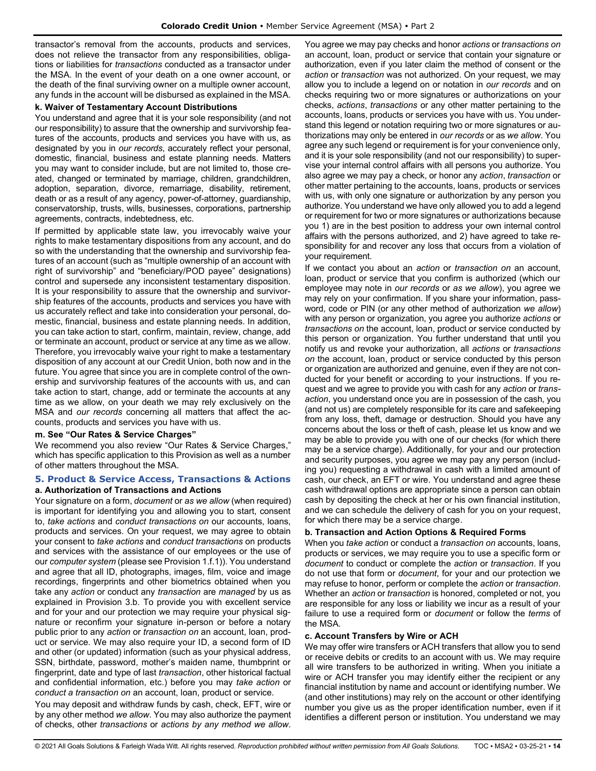transactor's removal from the accounts, products and services, does not relieve the transactor from any responsibilities, obligations or liabilities for *transactions* conducted as a transactor under the MSA. In the event of your death on a one owner account, or the death of the final surviving owner on a multiple owner account, any funds in the account will be disbursed as explained in the MSA.

#### k. Waiver of Testamentary Account Distributions

You understand and agree that it is your sole responsibility (and not our responsibility) to assure that the ownership and survivorship features of the accounts, products and services you have with us, as designated by you in *our records*, accurately reflect your personal, domestic, financial, business and estate planning needs. Matters you may want to consider include, but are not limited to, those created, changed or terminated by marriage, children, grandchildren, adoption, separation, divorce, remarriage, disability, retirement, death or as a result of any agency, power-of-attorney, guardianship, conservatorship, trusts, wills, businesses, corporations, partnership agreements, contracts, indebtedness, etc.

If permitted by applicable state law, you irrevocably waive your rights to make testamentary dispositions from any account, and do so with the understanding that the ownership and survivorship features of an account (such as "multiple ownership of an account with right of survivorship" and "beneficiary/POD payee" designations) control and supersede any inconsistent testamentary disposition. It is your responsibility to assure that the ownership and survivorship features of the accounts, products and services you have with us accurately reflect and take into consideration your personal, domestic, financial, business and estate planning needs. In addition, you can take action to start, confirm, maintain, review, change, add or terminate an account, product or service at any time as we allow. Therefore, you irrevocably waive your right to make a testamentary disposition of any account at our Credit Union, both now and in the future. You agree that since you are in complete control of the ownership and survivorship features of the accounts with us, and can take action to start, change, add or terminate the accounts at any time as we allow, on your death we may rely exclusively on the MSA and *our records* concerning all matters that affect the accounts, products and services you have with us.

#### m. See "Our Rates & Service Charges"

We recommend you also review "Our Rates & Service Charges," which has specific application to this Provision as well as a number of other matters throughout the MSA.

### 5. Product & Service Access, Transactions & Actions

#### a. Authorization of Transactions and Actions

Your signature on a form, *document* or *as we allow* (when required) is important for identifying you and allowing you to start, consent to, *take actions* and *conduct transactions on* our accounts, loans, products and services. On your request, we may agree to obtain your consent to *take actions* and *conduct transactions* on products and services with the assistance of our employees or the use of our *computer system* (please see Provision 1.f.1)). You understand and agree that all ID, photographs, images, film, voice and image recordings, fingerprints and other biometrics obtained when you take any *action* or conduct any *transaction* are *managed* by us as explained in Provision 3.b. To provide you with excellent service and for your and our protection we may require your physical signature or reconfirm your signature in-person or before a notary public prior to any *action* or *transaction on* an account, loan, product or service. We may also require your ID, a second form of ID and other (or updated) information (such as your physical address, SSN, birthdate, password, mother's maiden name, thumbprint or fingerprint, date and type of last *transaction*, other historical factual and confidential information, etc.) before you may *take action* or *conduct a transaction on* an account, loan, product or service.

You may deposit and withdraw funds by cash, check, EFT, wire or by any other method *we allow*. You may also authorize the payment of checks, other *transactions* or *actions by any method we allow*. You agree we may pay checks and honor *actions* or *transactions on* an account, loan, product or service that contain your signature or authorization, even if you later claim the method of consent or the *action* or *transaction* was not authorized. On your request, we may allow you to include a legend on or notation in *our records* and on checks requiring two or more signatures or authorizations on your checks, *actions*, *transactions* or any other matter pertaining to the accounts, loans, products or services you have with us. You understand this legend or notation requiring two or more signatures or authorizations may only be entered in *our records* or as *we allow*. You agree any such legend or requirement is for your convenience only, and it is your sole responsibility (and not our responsibility) to supervise your internal control affairs with all persons you authorize. You also agree we may pay a check, or honor any *action*, *transaction* or other matter pertaining to the accounts, loans, products or services with us, with only one signature or authorization by any person you authorize. You understand we have only allowed you to add a legend or requirement for two or more signatures or authorizations because you 1) are in the best position to address your own internal control affairs with the persons authorized, and 2) have agreed to take responsibility for and recover any loss that occurs from a violation of your requirement.

If we contact you about an *action* or *transaction on* an account, loan, product or service that you confirm is authorized (which our employee may note in *our records* or *as we allow*), you agree we may rely on your confirmation. If you share your information, password, code or PIN (or any other method of authorization *we allow*) with any person or organization, you agree you authorize *actions* or *transactions on* the account, loan, product or service conducted by this person or organization. You further understand that until you notify us and revoke your authorization, all *actions* or *transactions on* the account, loan, product or service conducted by this person or organization are authorized and genuine, even if they are not conducted for your benefit or according to your instructions. If you request and we agree to provide you with cash for any *action* or *transaction*, you understand once you are in possession of the cash, you (and not us) are completely responsible for its care and safekeeping from any loss, theft, damage or destruction. Should you have any concerns about the loss or theft of cash, please let us know and we may be able to provide you with one of our checks (for which there may be a service charge). Additionally, for your and our protection and security purposes, you agree we may pay any person (including you) requesting a withdrawal in cash with a limited amount of cash, our check, an EFT or wire. You understand and agree these cash withdrawal options are appropriate since a person can obtain cash by depositing the check at her or his own financial institution, and we can schedule the delivery of cash for you on your request, for which there may be a service charge.

#### b. Transaction and Action Options & Required Forms

When you *take action* or conduct a *transaction on* accounts, loans, products or services, we may require you to use a specific form or *document* to conduct or complete the *action* or *transaction*. If you do not use that form or *document*, for your and our protection we may refuse to honor, perform or complete the *action* or *transaction*. Whether an *action* or *transaction* is honored, completed or not, you are responsible for any loss or liability we incur as a result of your failure to use a required form or *document* or follow the *terms* of the MSA.

#### c. Account Transfers by Wire or ACH

We may offer wire transfers or ACH transfers that allow you to send or receive debits or credits to an account with us. We may require all wire transfers to be authorized in writing. When you initiate a wire or ACH transfer you may identify either the recipient or any financial institution by name and account or identifying number. We (and other institutions) may rely on the account or other identifying number you give us as the proper identification number, even if it identifies a different person or institution. You understand we may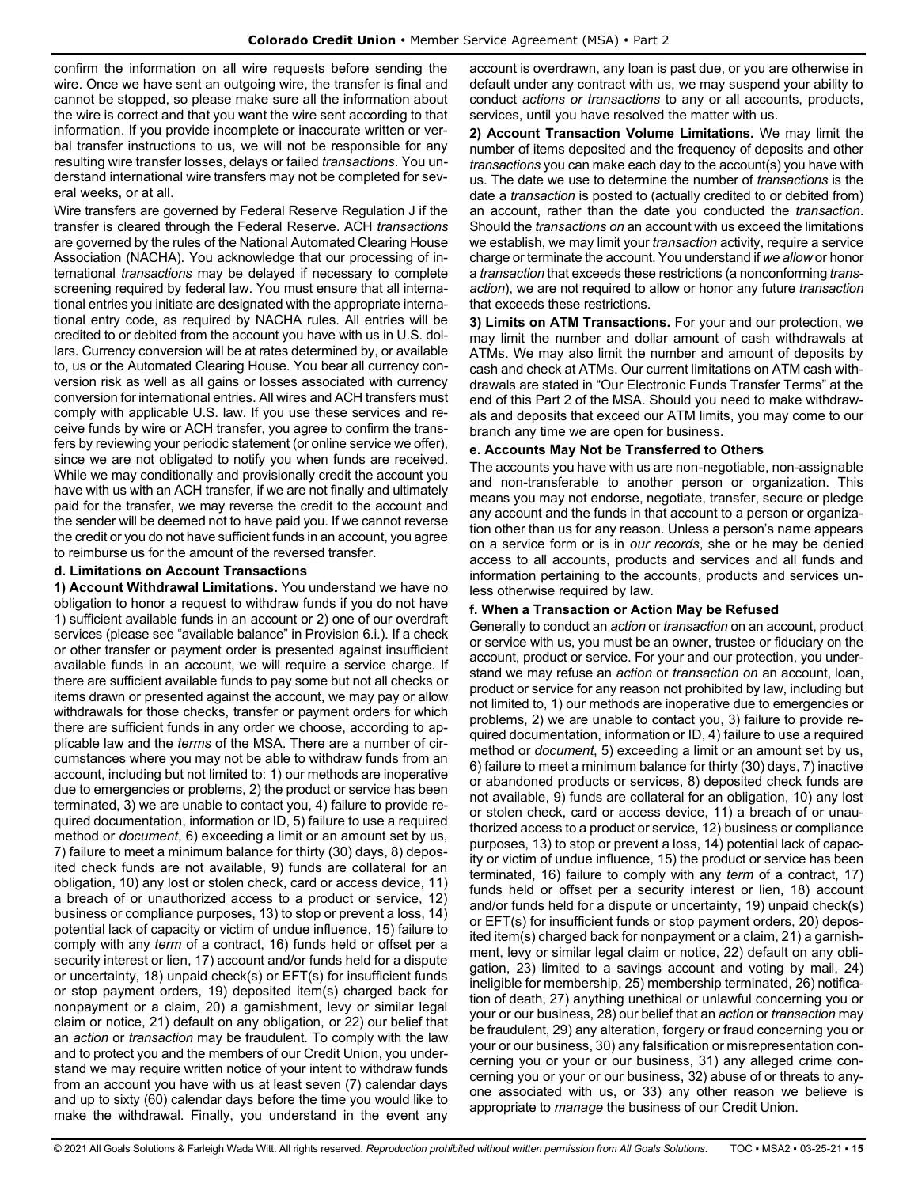confirm the information on all wire requests before sending the wire. Once we have sent an outgoing wire, the transfer is final and cannot be stopped, so please make sure all the information about the wire is correct and that you want the wire sent according to that information. If you provide incomplete or inaccurate written or verbal transfer instructions to us, we will not be responsible for any resulting wire transfer losses, delays or failed *transactions*. You understand international wire transfers may not be completed for several weeks, or at all.

Wire transfers are governed by Federal Reserve Regulation J if the transfer is cleared through the Federal Reserve. ACH *transactions* are governed by the rules of the National Automated Clearing House Association (NACHA). You acknowledge that our processing of international *transactions* may be delayed if necessary to complete screening required by federal law. You must ensure that all international entries you initiate are designated with the appropriate international entry code, as required by NACHA rules. All entries will be credited to or debited from the account you have with us in U.S. dollars. Currency conversion will be at rates determined by, or available to, us or the Automated Clearing House. You bear all currency conversion risk as well as all gains or losses associated with currency conversion for international entries. All wires and ACH transfers must comply with applicable U.S. law. If you use these services and receive funds by wire or ACH transfer, you agree to confirm the transfers by reviewing your periodic statement (or online service we offer), since we are not obligated to notify you when funds are received. While we may conditionally and provisionally credit the account you have with us with an ACH transfer, if we are not finally and ultimately paid for the transfer, we may reverse the credit to the account and the sender will be deemed not to have paid you. If we cannot reverse the credit or you do not have sufficient funds in an account, you agree to reimburse us for the amount of the reversed transfer.

#### d. Limitations on Account Transactions

**1) Account Withdrawal Limitations.** You understand we have no obligation to honor a request to withdraw funds if you do not have 1) sufficient available funds in an account or 2) one of our overdraft services (please see "available balance" in Provision 6.i.). If a check or other transfer or payment order is presented against insufficient available funds in an account, we will require a service charge. If there are sufficient available funds to pay some but not all checks or items drawn or presented against the account, we may pay or allow withdrawals for those checks, transfer or payment orders for which there are sufficient funds in any order we choose, according to applicable law and the *terms* of the MSA. There are a number of circumstances where you may not be able to withdraw funds from an account, including but not limited to: 1) our methods are inoperative due to emergencies or problems, 2) the product or service has been terminated, 3) we are unable to contact you, 4) failure to provide required documentation, information or ID, 5) failure to use a required method or *document*, 6) exceeding a limit or an amount set by us, 7) failure to meet a minimum balance for thirty (30) days, 8) deposited check funds are not available, 9) funds are collateral for an obligation, 10) any lost or stolen check, card or access device, 11) a breach of or unauthorized access to a product or service, 12) business or compliance purposes, 13) to stop or prevent a loss, 14) potential lack of capacity or victim of undue influence, 15) failure to comply with any *term* of a contract, 16) funds held or offset per a security interest or lien, 17) account and/or funds held for a dispute or uncertainty, 18) unpaid check(s) or EFT(s) for insufficient funds or stop payment orders, 19) deposited item(s) charged back for nonpayment or a claim, 20) a garnishment, levy or similar legal claim or notice, 21) default on any obligation, or 22) our belief that an *action* or *transaction* may be fraudulent. To comply with the law and to protect you and the members of our Credit Union, you understand we may require written notice of your intent to withdraw funds from an account you have with us at least seven (7) calendar days and up to sixty (60) calendar days before the time you would like to make the withdrawal. Finally, you understand in the event any account is overdrawn, any loan is past due, or you are otherwise in default under any contract with us, we may suspend your ability to conduct *actions or transactions* to any or all accounts, products, services, until you have resolved the matter with us.

**2) Account Transaction Volume Limitations.** We may limit the number of items deposited and the frequency of deposits and other *transactions* you can make each day to the account(s) you have with us. The date we use to determine the number of *transactions* is the date a *transaction* is posted to (actually credited to or debited from) an account, rather than the date you conducted the *transaction*. Should the *transactions on* an account with us exceed the limitations we establish, we may limit your *transaction* activity, require a service charge or terminate the account. You understand if *we allow* or honor a *transaction* that exceeds these restrictions (a nonconforming *transaction*), we are not required to allow or honor any future *transaction* that exceeds these restrictions.

**3) Limits on ATM Transactions.** For your and our protection, we may limit the number and dollar amount of cash withdrawals at ATMs. We may also limit the number and amount of deposits by cash and check at ATMs. Our current limitations on ATM cash withdrawals are stated in "Our Electronic Funds Transfer Terms" at the end of this Part 2 of the MSA. Should you need to make withdrawals and deposits that exceed our ATM limits, you may come to our branch any time we are open for business.

#### e. Accounts May Not be Transferred to Others

The accounts you have with us are non-negotiable, non-assignable and non-transferable to another person or organization. This means you may not endorse, negotiate, transfer, secure or pledge any account and the funds in that account to a person or organization other than us for any reason. Unless a person's name appears on a service form or is in *our records*, she or he may be denied access to all accounts, products and services and all funds and information pertaining to the accounts, products and services unless otherwise required by law.

#### f. When a Transaction or Action May be Refused

Generally to conduct an *action* or *transaction* on an account, product or service with us, you must be an owner, trustee or fiduciary on the account, product or service. For your and our protection, you understand we may refuse an *action* or *transaction on* an account, loan, product or service for any reason not prohibited by law, including but not limited to, 1) our methods are inoperative due to emergencies or problems, 2) we are unable to contact you, 3) failure to provide required documentation, information or ID, 4) failure to use a required method or *document*, 5) exceeding a limit or an amount set by us, 6) failure to meet a minimum balance for thirty (30) days, 7) inactive or abandoned products or services, 8) deposited check funds are not available, 9) funds are collateral for an obligation, 10) any lost or stolen check, card or access device, 11) a breach of or unauthorized access to a product or service, 12) business or compliance purposes, 13) to stop or prevent a loss, 14) potential lack of capacity or victim of undue influence, 15) the product or service has been terminated, 16) failure to comply with any *term* of a contract, 17) funds held or offset per a security interest or lien, 18) account and/or funds held for a dispute or uncertainty, 19) unpaid check(s) or EFT(s) for insufficient funds or stop payment orders, 20) deposited item(s) charged back for nonpayment or a claim, 21) a garnishment, levy or similar legal claim or notice, 22) default on any obligation, 23) limited to a savings account and voting by mail, 24) ineligible for membership, 25) membership terminated, 26) notification of death, 27) anything unethical or unlawful concerning you or your or our business, 28) our belief that an *action* or *transaction* may be fraudulent, 29) any alteration, forgery or fraud concerning you or your or our business, 30) any falsification or misrepresentation concerning you or your or our business, 31) any alleged crime concerning you or your or our business, 32) abuse of or threats to anyone associated with us, or 33) any other reason we believe is appropriate to *manage* the business of our Credit Union.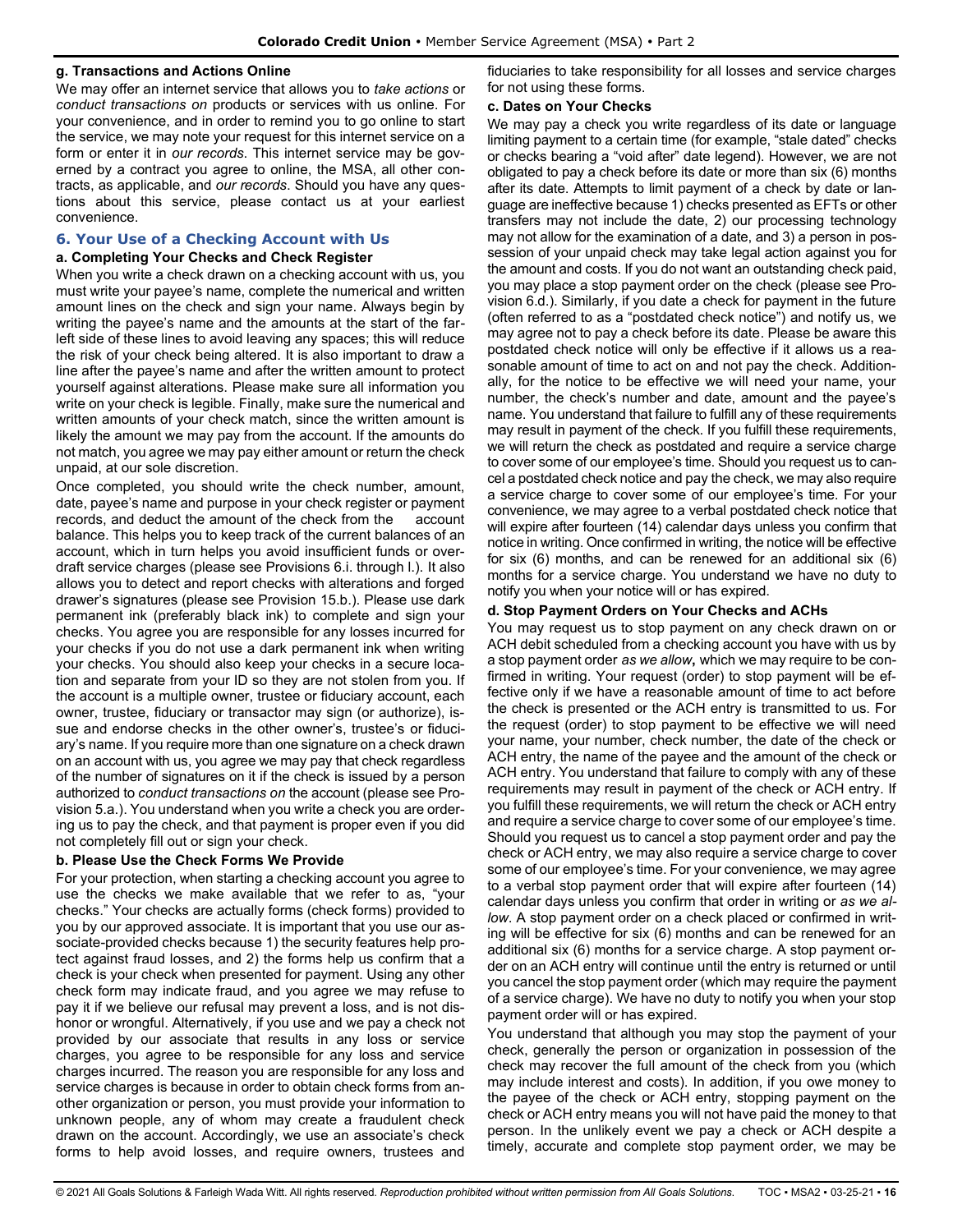#### g. Transactions and Actions Online

We may offer an internet service that allows you to *take actions* or *conduct transactions on* products or services with us online. For your convenience, and in order to remind you to go online to start the service, we may note your request for this internet service on a form or enter it in *our records*. This internet service may be governed by a contract you agree to online, the MSA, all other contracts, as applicable, and *our records*. Should you have any questions about this service, please contact us at your earliest convenience.

### 6. Your Use of a Checking Account with Us

#### a. Completing Your Checks and Check Register

When you write a check drawn on a checking account with us, you must write your payee's name, complete the numerical and written amount lines on the check and sign your name. Always begin by writing the payee's name and the amounts at the start of the far-left side of these lines to avoid leaving any spaces; this will reduce the risk of your check being altered. It is also important to draw a line after the payee's name and after the written amount to protect yourself against alterations. Please make sure all information you write on your check is legible. Finally, make sure the numerical and written amounts of your check match, since the written amount is likely the amount we may pay from the account. If the amounts do not match, you agree we may pay either amount or return the check unpaid, at our sole discretion.

Once completed, you should write the check number, amount, date, payee's name and purpose in your check register or payment records, and deduct the amount of the check from the account balance. This helps you to keep track of the current balances of an account, which in turn helps you avoid insufficient funds or overdraft service charges (please see Provisions 6.i. through l.). It also allows you to detect and report checks with alterations and forged drawer's signatures (please see Provision 15.b.). Please use dark permanent ink (preferably black ink) to complete and sign your checks. You agree you are responsible for any losses incurred for your checks if you do not use a dark permanent ink when writing your checks. You should also keep your checks in a secure location and separate from your ID so they are not stolen from you. If the account is a multiple owner, trustee or fiduciary account, each owner, trustee, fiduciary or transactor may sign (or authorize), issue and endorse checks in the other owner's, trustee's or fiduciary's name. If you require more than one signature on a check drawn on an account with us, you agree we may pay that check regardless of the number of signatures on it if the check is issued by a person authorized to *conduct transactions on* the account (please see Provision 5.a.). You understand when you write a check you are ordering us to pay the check, and that payment is proper even if you did not completely fill out or sign your check.

#### b. Please Use the Check Forms We Provide

For your protection, when starting a checking account you agree to use the checks we make available that we refer to as, "your checks." Your checks are actually forms (check forms) provided to you by our approved associate. It is important that you use our associate-provided checks because 1) the security features help protect against fraud losses, and 2) the forms help us confirm that a check is your check when presented for payment. Using any other check form may indicate fraud, and you agree we may refuse to pay it if we believe our refusal may prevent a loss, and is not dishonor or wrongful. Alternatively, if you use and we pay a check not provided by our associate that results in any loss or service charges, you agree to be responsible for any loss and service charges incurred. The reason you are responsible for any loss and service charges is because in order to obtain check forms from another organization or person, you must provide your information to unknown people, any of whom may create a fraudulent check drawn on the account. Accordingly, we use an associate's check forms to help avoid losses, and require owners, trustees and fiduciaries to take responsibility for all losses and service charges for not using these forms.

#### c. Dates on Your Checks

We may pay a check you write regardless of its date or language limiting payment to a certain time (for example, "stale dated" checks or checks bearing a "void after" date legend). However, we are not obligated to pay a check before its date or more than six (6) months after its date. Attempts to limit payment of a check by date or language are ineffective because 1) checks presented as EFTs or other transfers may not include the date, 2) our processing technology may not allow for the examination of a date, and 3) a person in possession of your unpaid check may take legal action against you for the amount and costs. If you do not want an outstanding check paid, you may place a stop payment order on the check (please see Provision 6.d.). Similarly, if you date a check for payment in the future (often referred to as a "postdated check notice") and notify us, we may agree not to pay a check before its date. Please be aware this postdated check notice will only be effective if it allows us a reasonable amount of time to act on and not pay the check. Additionally, for the notice to be effective we will need your name, your number, the check's number and date, amount and the payee's name. You understand that failure to fulfill any of these requirements may result in payment of the check. If you fulfill these requirements, we will return the check as postdated and require a service charge to cover some of our employee's time. Should you request us to cancel a postdated check notice and pay the check, we may also require a service charge to cover some of our employee's time. For your convenience, we may agree to a verbal postdated check notice that will expire after fourteen (14) calendar days unless you confirm that notice in writing. Once confirmed in writing, the notice will be effective for six (6) months, and can be renewed for an additional six (6) months for a service charge. You understand we have no duty to notify you when your notice will or has expired.

#### d. Stop Payment Orders on Your Checks and ACHs

You may request us to stop payment on any check drawn on or ACH debit scheduled from a checking account you have with us by a stop payment order *as we allow*, which we may require to be confirmed in writing. Your request (order) to stop payment will be effective only if we have a reasonable amount of time to act before the check is presented or the ACH entry is transmitted to us. For the request (order) to stop payment to be effective we will need your name, your number, check number, the date of the check or ACH entry, the name of the payee and the amount of the check or ACH entry. You understand that failure to comply with any of these requirements may result in payment of the check or ACH entry. If you fulfill these requirements, we will return the check or ACH entry and require a service charge to cover some of our employee's time. Should you request us to cancel a stop payment order and pay the check or ACH entry, we may also require a service charge to cover some of our employee's time. For your convenience, we may agree to a verbal stop payment order that will expire after fourteen (14) calendar days unless you confirm that order in writing or *as we allow*. A stop payment order on a check placed or confirmed in writing will be effective for six (6) months and can be renewed for an additional six (6) months for a service charge. A stop payment order on an ACH entry will continue until the entry is returned or until you cancel the stop payment order (which may require the payment of a service charge). We have no duty to notify you when your stop payment order will or has expired.

You understand that although you may stop the payment of your check, generally the person or organization in possession of the check may recover the full amount of the check from you (which may include interest and costs). In addition, if you owe money to the payee of the check or ACH entry, stopping payment on the check or ACH entry means you will not have paid the money to that person. In the unlikely event we pay a check or ACH despite a timely, accurate and complete stop payment order, we may be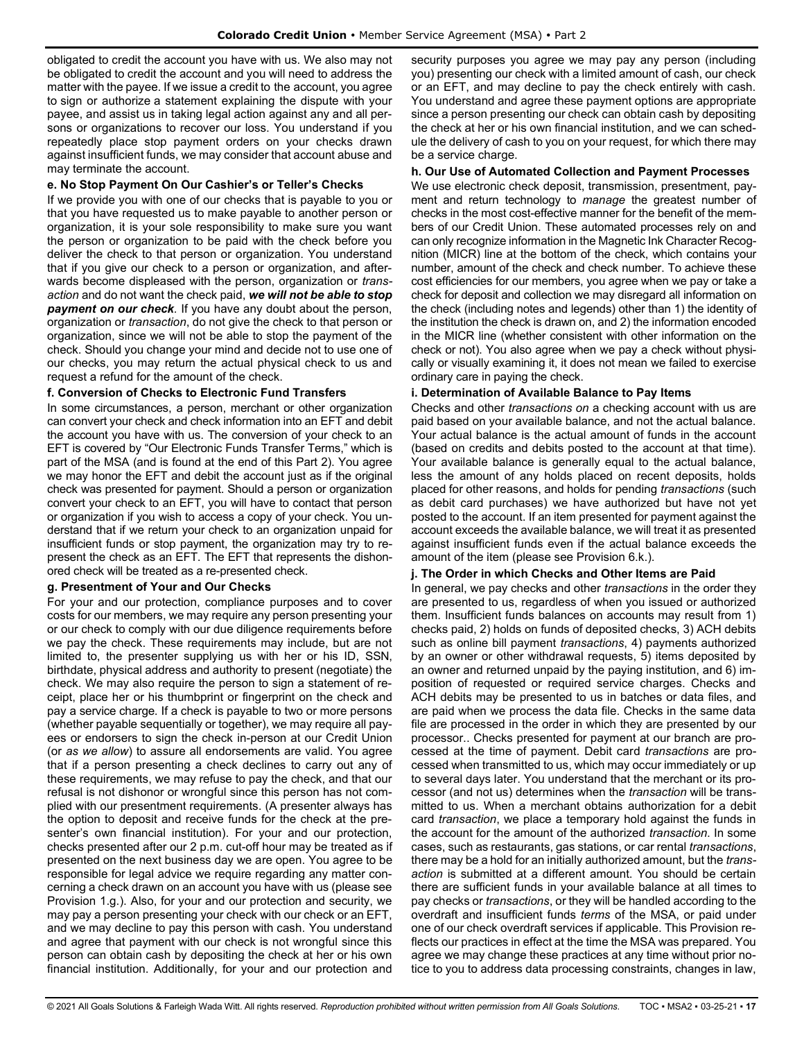obligated to credit the account you have with us. We also may not be obligated to credit the account and you will need to address the matter with the payee. If we issue a credit to the account, you agree to sign or authorize a statement explaining the dispute with your payee, and assist us in taking legal action against any and all persons or organizations to recover our loss. You understand if you repeatedly place stop payment orders on your checks drawn against insufficient funds, we may consider that account abuse and may terminate the account.

**e. No Stop Payment On Our Cashier's or Teller's Checks**

If we provide you with one of our checks that is payable to you or that you have requested us to make payable to another person or organization, it is your sole responsibility to make sure you want the person or organization to be paid with the check before you deliver the check to that person or organization. You understand that if you give our check to a person or organization, and afterwards become displeased with the person, organization or *transaction* and do not want the check paid, ***we will not be able to stop payment on our check***. If you have any doubt about the person, organization or *transaction*, do not give the check to that person or organization, since we will not be able to stop the payment of the check. Should you change your mind and decide not to use one of our checks, you may return the actual physical check to us and request a refund for the amount of the check.

**f. Conversion of Checks to Electronic Fund Transfers**

In some circumstances, a person, merchant or other organization can convert your check and check information into an EFT and debit the account you have with us. The conversion of your check to an EFT is covered by "Our Electronic Funds Transfer Terms," which is part of the MSA (and is found at the end of this Part 2). You agree we may honor the EFT and debit the account just as if the original check was presented for payment. Should a person or organization convert your check to an EFT, you will have to contact that person or organization if you wish to access a copy of your check. You understand that if we return your check to an organization unpaid for insufficient funds or stop payment, the organization may try to re-present the check as an EFT. The EFT that represents the dishonored check will be treated as a re-presented check.

**g. Presentment of Your and Our Checks**

For your and our protection, compliance purposes and to cover costs for our members, we may require any person presenting your or our check to comply with our due diligence requirements before we pay the check. These requirements may include, but are not limited to, the presenter supplying us with her or his ID, SSN, birthdate, physical address and authority to present (negotiate) the check. We may also require the person to sign a statement of receipt, place her or his thumbprint or fingerprint on the check and pay a service charge. If a check is payable to two or more persons (whether payable sequentially or together), we may require all payees or endorsers to sign the check in-person at our Credit Union (or *as we allow*) to assure all endorsements are valid. You agree that if a person presenting a check declines to carry out any of these requirements, we may refuse to pay the check, and that our refusal is not dishonor or wrongful since this person has not complied with our presentment requirements. (A presenter always has the option to deposit and receive funds for the check at the presenter's own financial institution). For your and our protection, checks presented after our 2 p.m. cut-off hour may be treated as if presented on the next business day we are open. You agree to be responsible for legal advice we require regarding any matter concerning a check drawn on an account you have with us (please see Provision 1.g.). Also, for your and our protection and security, we may pay a person presenting your check with our check or an EFT, and we may decline to pay this person with cash. You understand and agree that payment with our check is not wrongful since this person can obtain cash by depositing the check at her or his own financial institution. Additionally, for your and our protection and security purposes you agree we may pay any person (including you) presenting our check with a limited amount of cash, our check or an EFT, and may decline to pay the check entirely with cash. You understand and agree these payment options are appropriate since a person presenting our check can obtain cash by depositing the check at her or his own financial institution, and we can schedule the delivery of cash to you on your request, for which there may be a service charge.

**h. Our Use of Automated Collection and Payment Processes**

We use electronic check deposit, transmission, presentment, payment and return technology to *manage* the greatest number of checks in the most cost-effective manner for the benefit of the members of our Credit Union. These automated processes rely on and can only recognize information in the Magnetic Ink Character Recognition (MICR) line at the bottom of the check, which contains your number, amount of the check and check number. To achieve these cost efficiencies for our members, you agree when we pay or take a check for deposit and collection we may disregard all information on the check (including notes and legends) other than 1) the identity of the institution the check is drawn on, and 2) the information encoded in the MICR line (whether consistent with other information on the check or not). You also agree when we pay a check without physically or visually examining it, it does not mean we failed to exercise ordinary care in paying the check.

**i. Determination of Available Balance to Pay Items**

Checks and other *transactions on* a checking account with us are paid based on your available balance, and not the actual balance. Your actual balance is the actual amount of funds in the account (based on credits and debits posted to the account at that time). Your available balance is generally equal to the actual balance, less the amount of any holds placed on recent deposits, holds placed for other reasons, and holds for pending *transactions* (such as debit card purchases) we have authorized but have not yet posted to the account. If an item presented for payment against the account exceeds the available balance, we will treat it as presented against insufficient funds even if the actual balance exceeds the amount of the item (please see Provision 6.k.).

**j. The Order in which Checks and Other Items are Paid**

In general, we pay checks and other *transactions* in the order they are presented to us, regardless of when you issued or authorized them. Insufficient funds balances on accounts may result from 1) checks paid, 2) holds on funds of deposited checks, 3) ACH debits such as online bill payment *transactions*, 4) payments authorized by an owner or other withdrawal requests, 5) items deposited by an owner and returned unpaid by the paying institution, and 6) imposition of requested or required service charges. Checks and ACH debits may be presented to us in batches or data files, and are paid when we process the data file. Checks in the same data file are processed in the order in which they are presented by our processor.. Checks presented for payment at our branch are processed at the time of payment. Debit card *transactions* are processed when transmitted to us, which may occur immediately or up to several days later. You understand that the merchant or its processor (and not us) determines when the *transaction* will be transmitted to us. When a merchant obtains authorization for a debit card *transaction*, we place a temporary hold against the funds in the account for the amount of the authorized *transaction*. In some cases, such as restaurants, gas stations, or car rental *transactions*, there may be a hold for an initially authorized amount, but the *transaction* is submitted at a different amount. You should be certain there are sufficient funds in your available balance at all times to pay checks or *transactions*, or they will be handled according to the overdraft and insufficient funds *terms* of the MSA, or paid under one of our check overdraft services if applicable. This Provision reflects our practices in effect at the time the MSA was prepared. You agree we may change these practices at any time without prior notice to you to address data processing constraints, changes in law,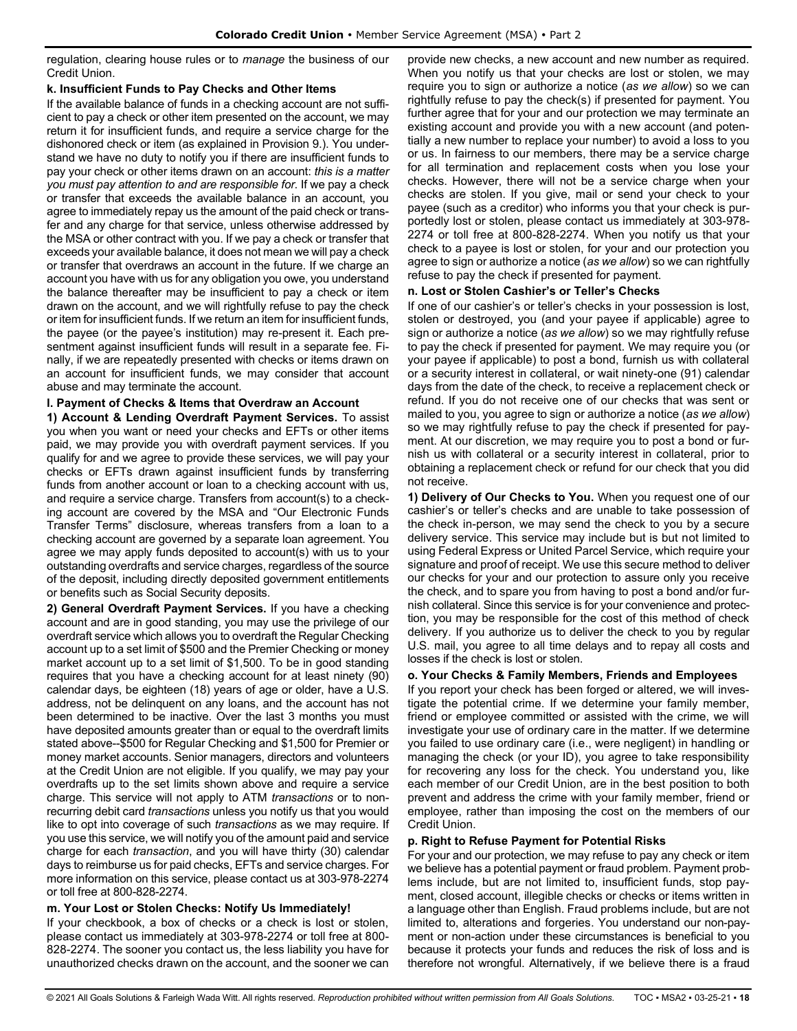regulation, clearing house rules or to *manage* the business of our Credit Union.

**k. Insufficient Funds to Pay Checks and Other Items**

If the available balance of funds in a checking account are not sufficient to pay a check or other item presented on the account, we may return it for insufficient funds, and require a service charge for the dishonored check or item (as explained in Provision 9.). You understand we have no duty to notify you if there are insufficient funds to pay your check or other items drawn on an account: *this is a matter you must pay attention to and are responsible for*. If we pay a check or transfer that exceeds the available balance in an account, you agree to immediately repay us the amount of the paid check or transfer and any charge for that service, unless otherwise addressed by the MSA or other contract with you. If we pay a check or transfer that exceeds your available balance, it does not mean we will pay a check or transfer that overdraws an account in the future. If we charge an account you have with us for any obligation you owe, you understand the balance thereafter may be insufficient to pay a check or item drawn on the account, and we will rightfully refuse to pay the check or item for insufficient funds. If we return an item for insufficient funds, the payee (or the payee's institution) may re-present it. Each presentment against insufficient funds will result in a separate fee. Finally, if we are repeatedly presented with checks or items drawn on an account for insufficient funds, we may consider that account abuse and may terminate the account.

**l. Payment of Checks & Items that Overdraw an Account**

**1) Account & Lending Overdraft Payment Services.** To assist you when you want or need your checks and EFTs or other items paid, we may provide you with overdraft payment services. If you qualify for and we agree to provide these services, we will pay your checks or EFTs drawn against insufficient funds by transferring funds from another account or loan to a checking account with us, and require a service charge. Transfers from account(s) to a checking account are covered by the MSA and "Our Electronic Funds Transfer Terms" disclosure, whereas transfers from a loan to a checking account are governed by a separate loan agreement. You agree we may apply funds deposited to account(s) with us to your outstanding overdrafts and service charges, regardless of the source of the deposit, including directly deposited government entitlements or benefits such as Social Security deposits.

**2) General Overdraft Payment Services.** If you have a checking account and are in good standing, you may use the privilege of our overdraft service which allows you to overdraft the Regular Checking account up to a set limit of $500 and the Premier Checking or money market account up to a set limit of $1,500. To be in good standing requires that you have a checking account for at least ninety (90) calendar days, be eighteen (18) years of age or older, have a U.S. address, not be delinquent on any loans, and the account has not been determined to be inactive. Over the last 3 months you must have deposited amounts greater than or equal to the overdraft limits stated above--$500 for Regular Checking and $1,500 for Premier or money market accounts. Senior managers, directors and volunteers at the Credit Union are not eligible. If you qualify, we may pay your overdrafts up to the set limits shown above and require a service charge. This service will not apply to ATM *transactions* or to non-recurring debit card *transactions* unless you notify us that you would like to opt into coverage of such *transactions* as we may require. If you use this service, we will notify you of the amount paid and service charge for each *transaction*, and you will have thirty (30) calendar days to reimburse us for paid checks, EFTs and service charges. For more information on this service, please contact us at 303-978-2274 or toll free at 800-828-2274.

**m. Your Lost or Stolen Checks: Notify Us Immediately!**

If your checkbook, a box of checks or a check is lost or stolen, please contact us immediately at 303-978-2274 or toll free at 800-828-2274. The sooner you contact us, the less liability you have for unauthorized checks drawn on the account, and the sooner we can provide new checks, a new account and new number as required. When you notify us that your checks are lost or stolen, we may require you to sign or authorize a notice (*as we allow*) so we can rightfully refuse to pay the check(s) if presented for payment. You further agree that for your and our protection we may terminate an existing account and provide you with a new account (and potentially a new number to replace your number) to avoid a loss to you or us. In fairness to our members, there may be a service charge for all termination and replacement costs when you lose your checks. However, there will not be a service charge when your checks are stolen. If you give, mail or send your check to your payee (such as a creditor) who informs you that your check is purportedly lost or stolen, please contact us immediately at 303-978-2274 or toll free at 800-828-2274. When you notify us that your check to a payee is lost or stolen, for your and our protection you agree to sign or authorize a notice (*as we allow*) so we can rightfully refuse to pay the check if presented for payment.

**n. Lost or Stolen Cashier's or Teller's Checks**

If one of our cashier's or teller's checks in your possession is lost, stolen or destroyed, you (and your payee if applicable) agree to sign or authorize a notice (*as we allow*) so we may rightfully refuse to pay the check if presented for payment. We may require you (or your payee if applicable) to post a bond, furnish us with collateral or a security interest in collateral, or wait ninety-one (91) calendar days from the date of the check, to receive a replacement check or refund. If you do not receive one of our checks that was sent or mailed to you, you agree to sign or authorize a notice (*as we allow*) so we may rightfully refuse to pay the check if presented for payment. At our discretion, we may require you to post a bond or furnish us with collateral or a security interest in collateral, prior to obtaining a replacement check or refund for our check that you did not receive.

**1) Delivery of Our Checks to You.** When you request one of our cashier's or teller's checks and are unable to take possession of the check in-person, we may send the check to you by a secure delivery service. This service may include but is but not limited to using Federal Express or United Parcel Service, which require your signature and proof of receipt. We use this secure method to deliver our checks for your and our protection to assure only you receive the check, and to spare you from having to post a bond and/or furnish collateral. Since this service is for your convenience and protection, you may be responsible for the cost of this method of check delivery. If you authorize us to deliver the check to you by regular U.S. mail, you agree to all time delays and to repay all costs and losses if the check is lost or stolen.

**o. Your Checks & Family Members, Friends and Employees**

If you report your check has been forged or altered, we will investigate the potential crime. If we determine your family member, friend or employee committed or assisted with the crime, we will investigate your use of ordinary care in the matter. If we determine you failed to use ordinary care (i.e., were negligent) in handling or managing the check (or your ID), you agree to take responsibility for recovering any loss for the check. You understand you, like each member of our Credit Union, are in the best position to both prevent and address the crime with your family member, friend or employee, rather than imposing the cost on the members of our Credit Union.

**p. Right to Refuse Payment for Potential Risks**

For your and our protection, we may refuse to pay any check or item we believe has a potential payment or fraud problem. Payment problems include, but are not limited to, insufficient funds, stop payment, closed account, illegible checks or checks or items written in a language other than English. Fraud problems include, but are not limited to, alterations and forgeries. You understand our non-payment or non-action under these circumstances is beneficial to you because it protects your funds and reduces the risk of loss and is therefore not wrongful. Alternatively, if we believe there is a fraud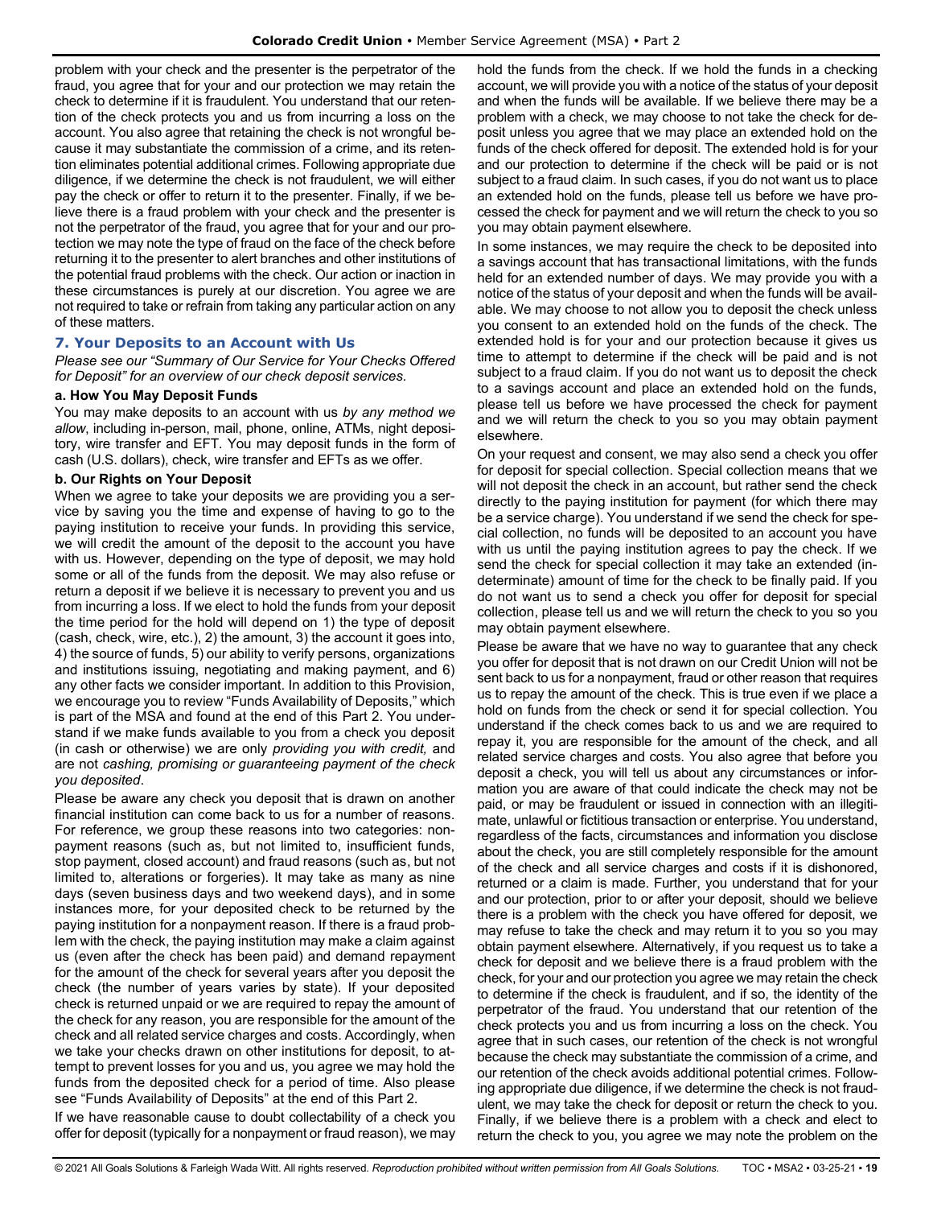problem with your check and the presenter is the perpetrator of the fraud, you agree that for your and our protection we may retain the check to determine if it is fraudulent. You understand that our retention of the check protects you and us from incurring a loss on the account. You also agree that retaining the check is not wrongful because it may substantiate the commission of a crime, and its retention eliminates potential additional crimes. Following appropriate due diligence, if we determine the check is not fraudulent, we will either pay the check or offer to return it to the presenter. Finally, if we believe there is a fraud problem with your check and the presenter is not the perpetrator of the fraud, you agree that for your and our protection we may note the type of fraud on the face of the check before returning it to the presenter to alert branches and other institutions of the potential fraud problems with the check. Our action or inaction in these circumstances is purely at our discretion. You agree we are not required to take or refrain from taking any particular action on any of these matters.

## 7. Your Deposits to an Account with Us

*Please see our "Summary of Our Service for Your Checks Offered for Deposit" for an overview of our check deposit services.*

**a. How You May Deposit Funds**

You may make deposits to an account with us *by any method we allow*, including in-person, mail, phone, online, ATMs, night depository, wire transfer and EFT. You may deposit funds in the form of cash (U.S. dollars), check, wire transfer and EFTs as we offer.

**b. Our Rights on Your Deposit**

When we agree to take your deposits we are providing you a service by saving you the time and expense of having to go to the paying institution to receive your funds. In providing this service, we will credit the amount of the deposit to the account you have with us. However, depending on the type of deposit, we may hold some or all of the funds from the deposit. We may also refuse or return a deposit if we believe it is necessary to prevent you and us from incurring a loss. If we elect to hold the funds from your deposit the time period for the hold will depend on 1) the type of deposit (cash, check, wire, etc.), 2) the amount, 3) the account it goes into, 4) the source of funds, 5) our ability to verify persons, organizations and institutions issuing, negotiating and making payment, and 6) any other facts we consider important. In addition to this Provision, we encourage you to review "Funds Availability of Deposits," which is part of the MSA and found at the end of this Part 2. You understand if we make funds available to you from a check you deposit (in cash or otherwise) we are only *providing you with credit,* and are not *cashing, promising or guaranteeing payment of the check you deposited*.

Please be aware any check you deposit that is drawn on another financial institution can come back to us for a number of reasons. For reference, we group these reasons into two categories: nonpayment reasons (such as, but not limited to, insufficient funds, stop payment, closed account) and fraud reasons (such as, but not limited to, alterations or forgeries). It may take as many as nine days (seven business days and two weekend days), and in some instances more, for your deposited check to be returned by the paying institution for a nonpayment reason. If there is a fraud problem with the check, the paying institution may make a claim against us (even after the check has been paid) and demand repayment for the amount of the check for several years after you deposit the check (the number of years varies by state). If your deposited check is returned unpaid or we are required to repay the amount of the check for any reason, you are responsible for the amount of the check and all related service charges and costs. Accordingly, when we take your checks drawn on other institutions for deposit, to attempt to prevent losses for you and us, you agree we may hold the funds from the deposited check for a period of time. Also please see "Funds Availability of Deposits" at the end of this Part 2.

If we have reasonable cause to doubt collectability of a check you offer for deposit (typically for a nonpayment or fraud reason), we may hold the funds from the check. If we hold the funds in a checking account, we will provide you with a notice of the status of your deposit and when the funds will be available. If we believe there may be a problem with a check, we may choose to not take the check for deposit unless you agree that we may place an extended hold on the funds of the check offered for deposit. The extended hold is for your and our protection to determine if the check will be paid or is not subject to a fraud claim. In such cases, if you do not want us to place an extended hold on the funds, please tell us before we have processed the check for payment and we will return the check to you so you may obtain payment elsewhere.

In some instances, we may require the check to be deposited into a savings account that has transactional limitations, with the funds held for an extended number of days. We may provide you with a notice of the status of your deposit and when the funds will be available. We may choose to not allow you to deposit the check unless you consent to an extended hold on the funds of the check. The extended hold is for your and our protection because it gives us time to attempt to determine if the check will be paid and is not subject to a fraud claim. If you do not want us to deposit the check to a savings account and place an extended hold on the funds, please tell us before we have processed the check for payment and we will return the check to you so you may obtain payment elsewhere.

On your request and consent, we may also send a check you offer for deposit for special collection. Special collection means that we will not deposit the check in an account, but rather send the check directly to the paying institution for payment (for which there may be a service charge). You understand if we send the check for special collection, no funds will be deposited to an account you have with us until the paying institution agrees to pay the check. If we send the check for special collection it may take an extended (indeterminate) amount of time for the check to be finally paid. If you do not want us to send a check you offer for deposit for special collection, please tell us and we will return the check to you so you may obtain payment elsewhere.

Please be aware that we have no way to guarantee that any check you offer for deposit that is not drawn on our Credit Union will not be sent back to us for a nonpayment, fraud or other reason that requires us to repay the amount of the check. This is true even if we place a hold on funds from the check or send it for special collection. You understand if the check comes back to us and we are required to repay it, you are responsible for the amount of the check, and all related service charges and costs. You also agree that before you deposit a check, you will tell us about any circumstances or information you are aware of that could indicate the check may not be paid, or may be fraudulent or issued in connection with an illegitimate, unlawful or fictitious transaction or enterprise. You understand, regardless of the facts, circumstances and information you disclose about the check, you are still completely responsible for the amount of the check and all service charges and costs if it is dishonored, returned or a claim is made. Further, you understand that for your and our protection, prior to or after your deposit, should we believe there is a problem with the check you have offered for deposit, we may refuse to take the check and may return it to you so you may obtain payment elsewhere. Alternatively, if you request us to take a check for deposit and we believe there is a fraud problem with the check, for your and our protection you agree we may retain the check to determine if the check is fraudulent, and if so, the identity of the perpetrator of the fraud. You understand that our retention of the check protects you and us from incurring a loss on the check. You agree that in such cases, our retention of the check is not wrongful because the check may substantiate the commission of a crime, and our retention of the check avoids additional potential crimes. Following appropriate due diligence, if we determine the check is not fraudulent, we may take the check for deposit or return the check to you. Finally, if we believe there is a problem with a check and elect to return the check to you, you agree we may note the problem on the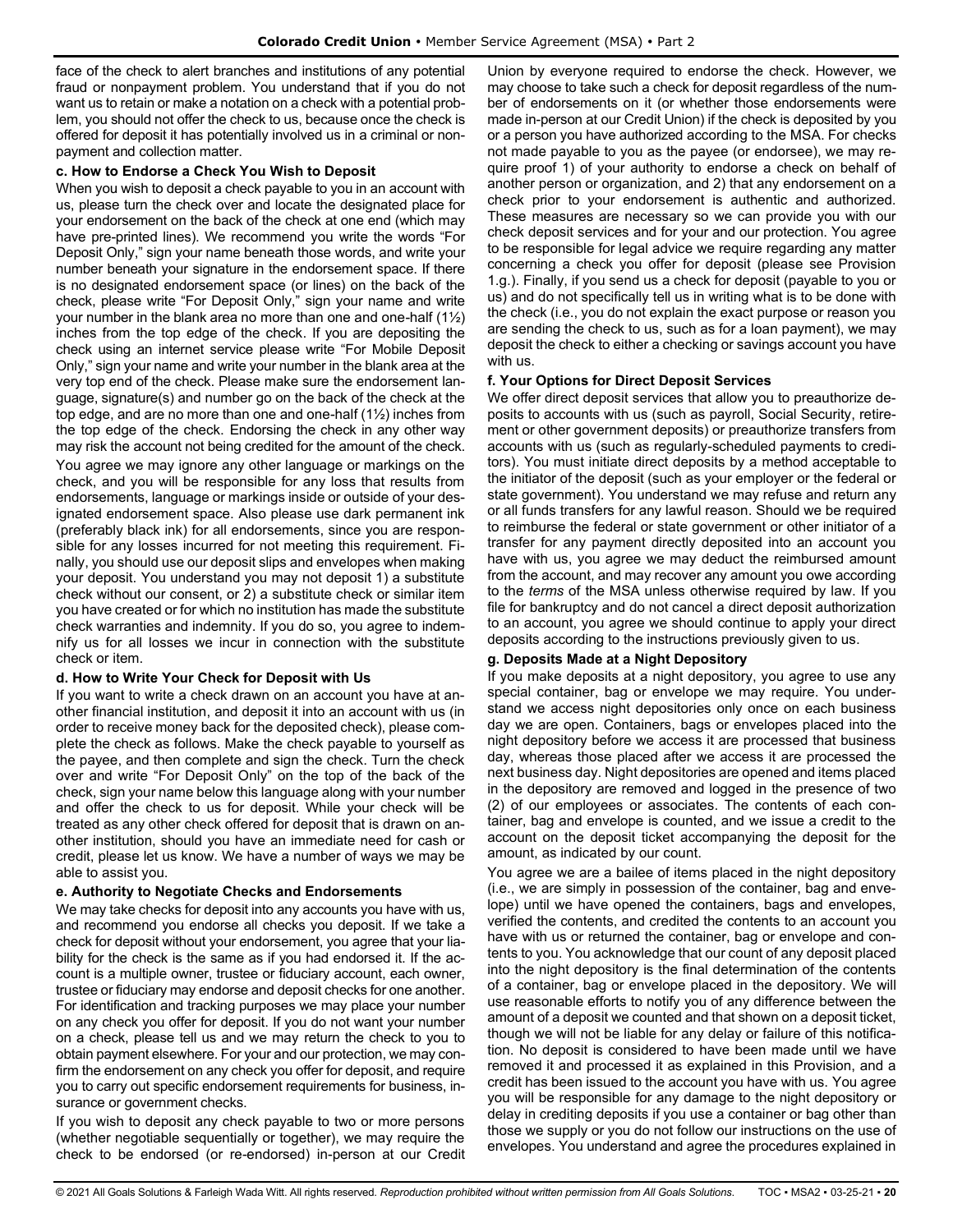face of the check to alert branches and institutions of any potential fraud or nonpayment problem. You understand that if you do not want us to retain or make a notation on a check with a potential problem, you should not offer the check to us, because once the check is offered for deposit it has potentially involved us in a criminal or nonpayment and collection matter.

**c. How to Endorse a Check You Wish to Deposit**

When you wish to deposit a check payable to you in an account with us, please turn the check over and locate the designated place for your endorsement on the back of the check at one end (which may have pre-printed lines). We recommend you write the words "For Deposit Only," sign your name beneath those words, and write your number beneath your signature in the endorsement space. If there is no designated endorsement space (or lines) on the back of the check, please write "For Deposit Only," sign your name and write your number in the blank area no more than one and one-half (1½) inches from the top edge of the check. If you are depositing the check using an internet service please write "For Mobile Deposit Only," sign your name and write your number in the blank area at the very top end of the check. Please make sure the endorsement language, signature(s) and number go on the back of the check at the top edge, and are no more than one and one-half (1½) inches from the top edge of the check. Endorsing the check in any other way may risk the account not being credited for the amount of the check.

You agree we may ignore any other language or markings on the check, and you will be responsible for any loss that results from endorsements, language or markings inside or outside of your designated endorsement space. Also please use dark permanent ink (preferably black ink) for all endorsements, since you are responsible for any losses incurred for not meeting this requirement. Finally, you should use our deposit slips and envelopes when making your deposit. You understand you may not deposit 1) a substitute check without our consent, or 2) a substitute check or similar item you have created or for which no institution has made the substitute check warranties and indemnity. If you do so, you agree to indemnify us for all losses we incur in connection with the substitute check or item.

**d. How to Write Your Check for Deposit with Us**

If you want to write a check drawn on an account you have at another financial institution, and deposit it into an account with us (in order to receive money back for the deposited check), please complete the check as follows. Make the check payable to yourself as the payee, and then complete and sign the check. Turn the check over and write "For Deposit Only" on the top of the back of the check, sign your name below this language along with your number and offer the check to us for deposit. While your check will be treated as any other check offered for deposit that is drawn on another institution, should you have an immediate need for cash or credit, please let us know. We have a number of ways we may be able to assist you.

**e. Authority to Negotiate Checks and Endorsements**

We may take checks for deposit into any accounts you have with us, and recommend you endorse all checks you deposit. If we take a check for deposit without your endorsement, you agree that your liability for the check is the same as if you had endorsed it. If the account is a multiple owner, trustee or fiduciary account, each owner, trustee or fiduciary may endorse and deposit checks for one another. For identification and tracking purposes we may place your number on any check you offer for deposit. If you do not want your number on a check, please tell us and we may return the check to you to obtain payment elsewhere. For your and our protection, we may confirm the endorsement on any check you offer for deposit, and require you to carry out specific endorsement requirements for business, insurance or government checks.

If you wish to deposit any check payable to two or more persons (whether negotiable sequentially or together), we may require the check to be endorsed (or re-endorsed) in-person at our Credit Union by everyone required to endorse the check. However, we may choose to take such a check for deposit regardless of the number of endorsements on it (or whether those endorsements were made in-person at our Credit Union) if the check is deposited by you or a person you have authorized according to the MSA. For checks not made payable to you as the payee (or endorsee), we may require proof 1) of your authority to endorse a check on behalf of another person or organization, and 2) that any endorsement on a check prior to your endorsement is authentic and authorized. These measures are necessary so we can provide you with our check deposit services and for your and our protection. You agree to be responsible for legal advice we require regarding any matter concerning a check you offer for deposit (please see Provision 1.g.). Finally, if you send us a check for deposit (payable to you or us) and do not specifically tell us in writing what is to be done with the check (i.e., you do not explain the exact purpose or reason you are sending the check to us, such as for a loan payment), we may deposit the check to either a checking or savings account you have with us.

**f. Your Options for Direct Deposit Services**

We offer direct deposit services that allow you to preauthorize deposits to accounts with us (such as payroll, Social Security, retirement or other government deposits) or preauthorize transfers from accounts with us (such as regularly-scheduled payments to creditors). You must initiate direct deposits by a method acceptable to the initiator of the deposit (such as your employer or the federal or state government). You understand we may refuse and return any or all funds transfers for any lawful reason. Should we be required to reimburse the federal or state government or other initiator of a transfer for any payment directly deposited into an account you have with us, you agree we may deduct the reimbursed amount from the account, and may recover any amount you owe according to the *terms* of the MSA unless otherwise required by law. If you file for bankruptcy and do not cancel a direct deposit authorization to an account, you agree we should continue to apply your direct deposits according to the instructions previously given to us.

**g. Deposits Made at a Night Depository**

If you make deposits at a night depository, you agree to use any special container, bag or envelope we may require. You understand we access night depositories only once on each business day we are open. Containers, bags or envelopes placed into the night depository before we access it are processed that business day, whereas those placed after we access it are processed the next business day. Night depositories are opened and items placed in the depository are removed and logged in the presence of two (2) of our employees or associates. The contents of each container, bag and envelope is counted, and we issue a credit to the account on the deposit ticket accompanying the deposit for the amount, as indicated by our count.

You agree we are a bailee of items placed in the night depository (i.e., we are simply in possession of the container, bag and envelope) until we have opened the containers, bags and envelopes, verified the contents, and credited the contents to an account you have with us or returned the container, bag or envelope and contents to you. You acknowledge that our count of any deposit placed into the night depository is the final determination of the contents of a container, bag or envelope placed in the depository. We will use reasonable efforts to notify you of any difference between the amount of a deposit we counted and that shown on a deposit ticket, though we will not be liable for any delay or failure of this notification. No deposit is considered to have been made until we have removed it and processed it as explained in this Provision, and a credit has been issued to the account you have with us. You agree you will be responsible for any damage to the night depository or delay in crediting deposits if you use a container or bag other than those we supply or you do not follow our instructions on the use of envelopes. You understand and agree the procedures explained in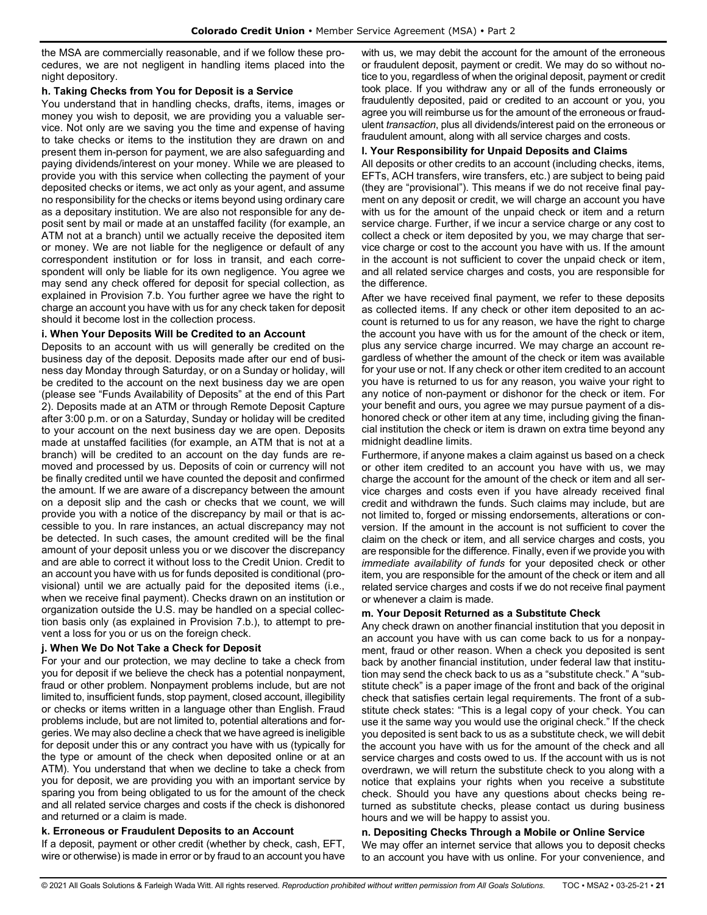the MSA are commercially reasonable, and if we follow these procedures, we are not negligent in handling items placed into the night depository.

**h. Taking Checks from You for Deposit is a Service**

You understand that in handling checks, drafts, items, images or money you wish to deposit, we are providing you a valuable service. Not only are we saving you the time and expense of having to take checks or items to the institution they are drawn on and present them in-person for payment, we are also safeguarding and paying dividends/interest on your money. While we are pleased to provide you with this service when collecting the payment of your deposited checks or items, we act only as your agent, and assume no responsibility for the checks or items beyond using ordinary care as a depositary institution. We are also not responsible for any deposit sent by mail or made at an unstaffed facility (for example, an ATM not at a branch) until we actually receive the deposited item or money. We are not liable for the negligence or default of any correspondent institution or for loss in transit, and each correspondent will only be liable for its own negligence. You agree we may send any check offered for deposit for special collection, as explained in Provision 7.b. You further agree we have the right to charge an account you have with us for any check taken for deposit should it become lost in the collection process.

**i. When Your Deposits Will be Credited to an Account**

Deposits to an account with us will generally be credited on the business day of the deposit. Deposits made after our end of business day Monday through Saturday, or on a Sunday or holiday, will be credited to the account on the next business day we are open (please see "Funds Availability of Deposits" at the end of this Part 2). Deposits made at an ATM or through Remote Deposit Capture after 3:00 p.m. or on a Saturday, Sunday or holiday will be credited to your account on the next business day we are open. Deposits made at unstaffed facilities (for example, an ATM that is not at a branch) will be credited to an account on the day funds are removed and processed by us. Deposits of coin or currency will not be finally credited until we have counted the deposit and confirmed the amount. If we are aware of a discrepancy between the amount on a deposit slip and the cash or checks that we count, we will provide you with a notice of the discrepancy by mail or that is accessible to you. In rare instances, an actual discrepancy may not be detected. In such cases, the amount credited will be the final amount of your deposit unless you or we discover the discrepancy and are able to correct it without loss to the Credit Union. Credit to an account you have with us for funds deposited is conditional (provisional) until we are actually paid for the deposited items (i.e., when we receive final payment). Checks drawn on an institution or organization outside the U.S. may be handled on a special collection basis only (as explained in Provision 7.b.), to attempt to prevent a loss for you or us on the foreign check.

**j. When We Do Not Take a Check for Deposit**

For your and our protection, we may decline to take a check from you for deposit if we believe the check has a potential nonpayment, fraud or other problem. Nonpayment problems include, but are not limited to, insufficient funds, stop payment, closed account, illegibility or checks or items written in a language other than English. Fraud problems include, but are not limited to, potential alterations and forgeries. We may also decline a check that we have agreed is ineligible for deposit under this or any contract you have with us (typically for the type or amount of the check when deposited online or at an ATM). You understand that when we decline to take a check from you for deposit, we are providing you with an important service by sparing you from being obligated to us for the amount of the check and all related service charges and costs if the check is dishonored and returned or a claim is made.

**k. Erroneous or Fraudulent Deposits to an Account**

If a deposit, payment or other credit (whether by check, cash, EFT, wire or otherwise) is made in error or by fraud to an account you have with us, we may debit the account for the amount of the erroneous or fraudulent deposit, payment or credit. We may do so without notice to you, regardless of when the original deposit, payment or credit took place. If you withdraw any or all of the funds erroneously or fraudulently deposited, paid or credited to an account or you, you agree you will reimburse us for the amount of the erroneous or fraudulent *transaction*, plus all dividends/interest paid on the erroneous or fraudulent amount, along with all service charges and costs.

**l. Your Responsibility for Unpaid Deposits and Claims**

All deposits or other credits to an account (including checks, items, EFTs, ACH transfers, wire transfers, etc.) are subject to being paid (they are "provisional"). This means if we do not receive final payment on any deposit or credit, we will charge an account you have with us for the amount of the unpaid check or item and a return service charge. Further, if we incur a service charge or any cost to collect a check or item deposited by you, we may charge that service charge or cost to the account you have with us. If the amount in the account is not sufficient to cover the unpaid check or item, and all related service charges and costs, you are responsible for the difference.

After we have received final payment, we refer to these deposits as collected items. If any check or other item deposited to an account is returned to us for any reason, we have the right to charge the account you have with us for the amount of the check or item, plus any service charge incurred. We may charge an account regardless of whether the amount of the check or item was available for your use or not. If any check or other item credited to an account you have is returned to us for any reason, you waive your right to any notice of non-payment or dishonor for the check or item. For your benefit and ours, you agree we may pursue payment of a dishonored check or other item at any time, including giving the financial institution the check or item is drawn on extra time beyond any midnight deadline limits.

Furthermore, if anyone makes a claim against us based on a check or other item credited to an account you have with us, we may charge the account for the amount of the check or item and all service charges and costs even if you have already received final credit and withdrawn the funds. Such claims may include, but are not limited to, forged or missing endorsements, alterations or conversion. If the amount in the account is not sufficient to cover the claim on the check or item, and all service charges and costs, you are responsible for the difference. Finally, even if we provide you with *immediate availability of funds* for your deposited check or other item, you are responsible for the amount of the check or item and all related service charges and costs if we do not receive final payment or whenever a claim is made.

**m. Your Deposit Returned as a Substitute Check**

Any check drawn on another financial institution that you deposit in an account you have with us can come back to us for a nonpayment, fraud or other reason. When a check you deposited is sent back by another financial institution, under federal law that institution may send the check back to us as a "substitute check." A "substitute check" is a paper image of the front and back of the original check that satisfies certain legal requirements. The front of a substitute check states: "This is a legal copy of your check. You can use it the same way you would use the original check." If the check you deposited is sent back to us as a substitute check, we will debit the account you have with us for the amount of the check and all service charges and costs owed to us. If the account with us is not overdrawn, we will return the substitute check to you along with a notice that explains your rights when you receive a substitute check. Should you have any questions about checks being returned as substitute checks, please contact us during business hours and we will be happy to assist you.

**n. Depositing Checks Through a Mobile or Online Service**

We may offer an internet service that allows you to deposit checks to an account you have with us online. For your convenience, and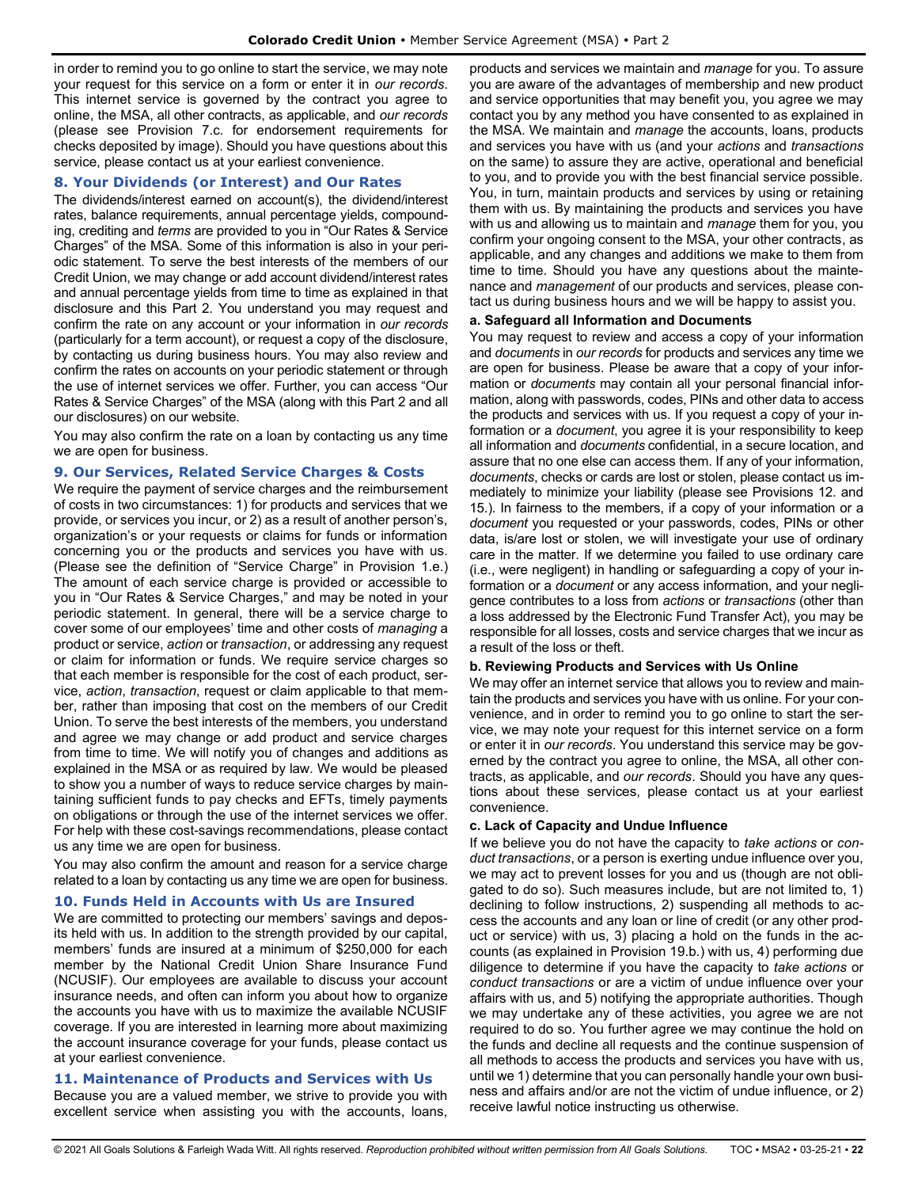in order to remind you to go online to start the service, we may note your request for this service on a form or enter it in *our records*. This internet service is governed by the contract you agree to online, the MSA, all other contracts, as applicable, and *our records* (please see Provision 7.c. for endorsement requirements for checks deposited by image). Should you have questions about this service, please contact us at your earliest convenience.

## 8. Your Dividends (or Interest) and Our Rates

The dividends/interest earned on account(s), the dividend/interest rates, balance requirements, annual percentage yields, compounding, crediting and *terms* are provided to you in "Our Rates & Service Charges" of the MSA. Some of this information is also in your periodic statement. To serve the best interests of the members of our Credit Union, we may change or add account dividend/interest rates and annual percentage yields from time to time as explained in that disclosure and this Part 2. You understand you may request and confirm the rate on any account or your information in *our records* (particularly for a term account), or request a copy of the disclosure, by contacting us during business hours. You may also review and confirm the rates on accounts on your periodic statement or through the use of internet services we offer. Further, you can access "Our Rates & Service Charges" of the MSA (along with this Part 2 and all our disclosures) on our website.

You may also confirm the rate on a loan by contacting us any time we are open for business.

## 9. Our Services, Related Service Charges & Costs

We require the payment of service charges and the reimbursement of costs in two circumstances: 1) for products and services that we provide, or services you incur, or 2) as a result of another person's, organization's or your requests or claims for funds or information concerning you or the products and services you have with us. (Please see the definition of "Service Charge" in Provision 1.e.) The amount of each service charge is provided or accessible to you in "Our Rates & Service Charges," and may be noted in your periodic statement. In general, there will be a service charge to cover some of our employees' time and other costs of *managing* a product or service, *action* or *transaction*, or addressing any request or claim for information or funds. We require service charges so that each member is responsible for the cost of each product, service, *action*, *transaction*, request or claim applicable to that member, rather than imposing that cost on the members of our Credit Union. To serve the best interests of the members, you understand and agree we may change or add product and service charges from time to time. We will notify you of changes and additions as explained in the MSA or as required by law. We would be pleased to show you a number of ways to reduce service charges by maintaining sufficient funds to pay checks and EFTs, timely payments on obligations or through the use of the internet services we offer. For help with these cost-savings recommendations, please contact us any time we are open for business.

You may also confirm the amount and reason for a service charge related to a loan by contacting us any time we are open for business.

## 10. Funds Held in Accounts with Us are Insured

We are committed to protecting our members' savings and deposits held with us. In addition to the strength provided by our capital, members' funds are insured at a minimum of $250,000 for each member by the National Credit Union Share Insurance Fund (NCUSIF). Our employees are available to discuss your account insurance needs, and often can inform you about how to organize the accounts you have with us to maximize the available NCUSIF coverage. If you are interested in learning more about maximizing the account insurance coverage for your funds, please contact us at your earliest convenience.

## 11. Maintenance of Products and Services with Us

Because you are a valued member, we strive to provide you with excellent service when assisting you with the accounts, loans, products and services we maintain and *manage* for you. To assure you are aware of the advantages of membership and new product and service opportunities that may benefit you, you agree we may contact you by any method you have consented to as explained in the MSA. We maintain and *manage* the accounts, loans, products and services you have with us (and your *actions* and *transactions* on the same) to assure they are active, operational and beneficial to you, and to provide you with the best financial service possible. You, in turn, maintain products and services by using or retaining them with us. By maintaining the products and services you have with us and allowing us to maintain and *manage* them for you, you confirm your ongoing consent to the MSA, your other contracts, as applicable, and any changes and additions we make to them from time to time. Should you have any questions about the maintenance and *management* of our products and services, please contact us during business hours and we will be happy to assist you.

### a. Safeguard all Information and Documents

You may request to review and access a copy of your information and *documents* in *our records* for products and services any time we are open for business. Please be aware that a copy of your information or *documents* may contain all your personal financial information, along with passwords, codes, PINs and other data to access the products and services with us. If you request a copy of your information or a *document*, you agree it is your responsibility to keep all information and *documents* confidential, in a secure location, and assure that no one else can access them. If any of your information, *documents*, checks or cards are lost or stolen, please contact us immediately to minimize your liability (please see Provisions 12. and 15.). In fairness to the members, if a copy of your information or a *document* you requested or your passwords, codes, PINs or other data, is/are lost or stolen, we will investigate your use of ordinary care in the matter. If we determine you failed to use ordinary care (i.e., were negligent) in handling or safeguarding a copy of your information or a *document* or any access information, and your negligence contributes to a loss from *actions* or *transactions* (other than a loss addressed by the Electronic Fund Transfer Act), you may be responsible for all losses, costs and service charges that we incur as a result of the loss or theft.

### b. Reviewing Products and Services with Us Online

We may offer an internet service that allows you to review and maintain the products and services you have with us online. For your convenience, and in order to remind you to go online to start the service, we may note your request for this internet service on a form or enter it in *our records*. You understand this service may be governed by the contract you agree to online, the MSA, all other contracts, as applicable, and *our records*. Should you have any questions about these services, please contact us at your earliest convenience.

### c. Lack of Capacity and Undue Influence

If we believe you do not have the capacity to *take actions* or *conduct transactions*, or a person is exerting undue influence over you, we may act to prevent losses for you and us (though are not obligated to do so). Such measures include, but are not limited to, 1) declining to follow instructions, 2) suspending all methods to access the accounts and any loan or line of credit (or any other product or service) with us, 3) placing a hold on the funds in the accounts (as explained in Provision 19.b.) with us, 4) performing due diligence to determine if you have the capacity to *take actions* or *conduct transactions* or are a victim of undue influence over your affairs with us, and 5) notifying the appropriate authorities. Though we may undertake any of these activities, you agree we are not required to do so. You further agree we may continue the hold on the funds and decline all requests and the continue suspension of all methods to access the products and services you have with us, until we 1) determine that you can personally handle your own business and affairs and/or are not the victim of undue influence, or 2) receive lawful notice instructing us otherwise.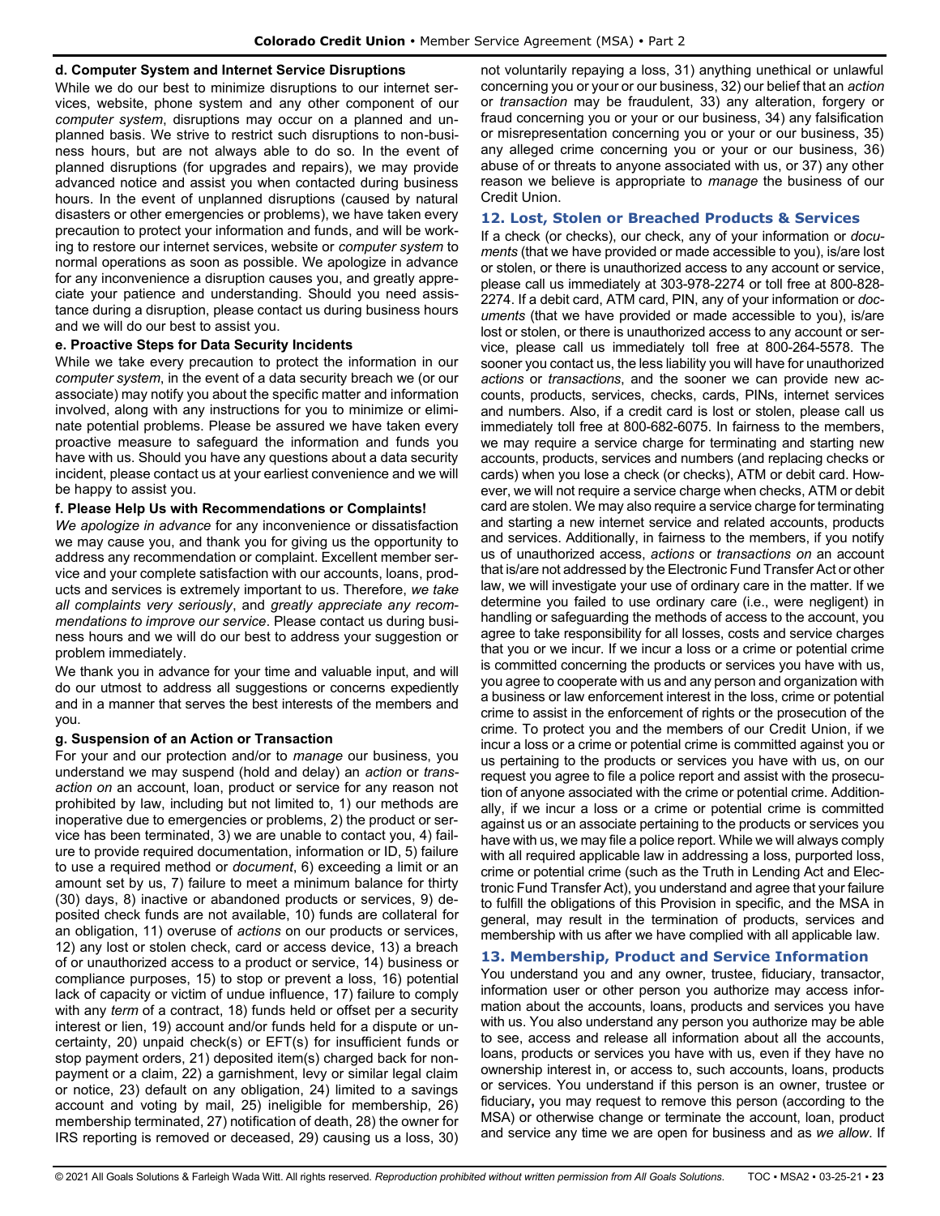**d. Computer System and Internet Service Disruptions**

While we do our best to minimize disruptions to our internet services, website, phone system and any other component of our *computer system*, disruptions may occur on a planned and unplanned basis. We strive to restrict such disruptions to non-business hours, but are not always able to do so. In the event of planned disruptions (for upgrades and repairs), we may provide advanced notice and assist you when contacted during business hours. In the event of unplanned disruptions (caused by natural disasters or other emergencies or problems), we have taken every precaution to protect your information and funds, and will be working to restore our internet services, website or *computer system* to normal operations as soon as possible. We apologize in advance for any inconvenience a disruption causes you, and greatly appreciate your patience and understanding. Should you need assistance during a disruption, please contact us during business hours and we will do our best to assist you.

**e. Proactive Steps for Data Security Incidents**

While we take every precaution to protect the information in our *computer system*, in the event of a data security breach we (or our associate) may notify you about the specific matter and information involved, along with any instructions for you to minimize or eliminate potential problems. Please be assured we have taken every proactive measure to safeguard the information and funds you have with us. Should you have any questions about a data security incident, please contact us at your earliest convenience and we will be happy to assist you.

**f. Please Help Us with Recommendations or Complaints!**

*We apologize in advance* for any inconvenience or dissatisfaction we may cause you, and thank you for giving us the opportunity to address any recommendation or complaint. Excellent member service and your complete satisfaction with our accounts, loans, products and services is extremely important to us. Therefore, *we take all complaints very seriously*, and *greatly appreciate any recommendations to improve our service*. Please contact us during business hours and we will do our best to address your suggestion or problem immediately.

We thank you in advance for your time and valuable input, and will do our utmost to address all suggestions or concerns expediently and in a manner that serves the best interests of the members and you.

**g. Suspension of an Action or Transaction**

For your and our protection and/or to *manage* our business, you understand we may suspend (hold and delay) an *action* or *transaction on* an account, loan, product or service for any reason not prohibited by law, including but not limited to, 1) our methods are inoperative due to emergencies or problems, 2) the product or service has been terminated, 3) we are unable to contact you, 4) failure to provide required documentation, information or ID, 5) failure to use a required method or *document*, 6) exceeding a limit or an amount set by us, 7) failure to meet a minimum balance for thirty (30) days, 8) inactive or abandoned products or services, 9) deposited check funds are not available, 10) funds are collateral for an obligation, 11) overuse of *actions* on our products or services, 12) any lost or stolen check, card or access device, 13) a breach of or unauthorized access to a product or service, 14) business or compliance purposes, 15) to stop or prevent a loss, 16) potential lack of capacity or victim of undue influence, 17) failure to comply with any *term* of a contract, 18) funds held or offset per a security interest or lien, 19) account and/or funds held for a dispute or uncertainty, 20) unpaid check(s) or EFT(s) for insufficient funds or stop payment orders, 21) deposited item(s) charged back for nonpayment or a claim, 22) a garnishment, levy or similar legal claim or notice, 23) default on any obligation, 24) limited to a savings account and voting by mail, 25) ineligible for membership, 26) membership terminated, 27) notification of death, 28) the owner for IRS reporting is removed or deceased, 29) causing us a loss, 30) not voluntarily repaying a loss, 31) anything unethical or unlawful concerning you or your or our business, 32) our belief that an *action* or *transaction* may be fraudulent, 33) any alteration, forgery or fraud concerning you or your or our business, 34) any falsification or misrepresentation concerning you or your or our business, 35) any alleged crime concerning you or your or our business, 36) abuse of or threats to anyone associated with us, or 37) any other reason we believe is appropriate to *manage* the business of our Credit Union.

## 12. Lost, Stolen or Breached Products & Services

If a check (or checks), our check, any of your information or *documents* (that we have provided or made accessible to you), is/are lost or stolen, or there is unauthorized access to any account or service, please call us immediately at 303-978-2274 or toll free at 800-828-2274. If a debit card, ATM card, PIN, any of your information or *documents* (that we have provided or made accessible to you), is/are lost or stolen, or there is unauthorized access to any account or service, please call us immediately toll free at 800-264-5578. The sooner you contact us, the less liability you will have for unauthorized *actions* or *transactions*, and the sooner we can provide new accounts, products, services, checks, cards, PINs, internet services and numbers. Also, if a credit card is lost or stolen, please call us immediately toll free at 800-682-6075. In fairness to the members, we may require a service charge for terminating and starting new accounts, products, services and numbers (and replacing checks or cards) when you lose a check (or checks), ATM or debit card. However, we will not require a service charge when checks, ATM or debit card are stolen. We may also require a service charge for terminating and starting a new internet service and related accounts, products and services. Additionally, in fairness to the members, if you notify us of unauthorized access, *actions* or *transactions on* an account that is/are not addressed by the Electronic Fund Transfer Act or other law, we will investigate your use of ordinary care in the matter. If we determine you failed to use ordinary care (i.e., were negligent) in handling or safeguarding the methods of access to the account, you agree to take responsibility for all losses, costs and service charges that you or we incur. If we incur a loss or a crime or potential crime is committed concerning the products or services you have with us, you agree to cooperate with us and any person and organization with a business or law enforcement interest in the loss, crime or potential crime to assist in the enforcement of rights or the prosecution of the crime. To protect you and the members of our Credit Union, if we incur a loss or a crime or potential crime is committed against you or us pertaining to the products or services you have with us, on our request you agree to file a police report and assist with the prosecution of anyone associated with the crime or potential crime. Additionally, if we incur a loss or a crime or potential crime is committed against us or an associate pertaining to the products or services you have with us, we may file a police report. While we will always comply with all required applicable law in addressing a loss, purported loss, crime or potential crime (such as the Truth in Lending Act and Electronic Fund Transfer Act), you understand and agree that your failure to fulfill the obligations of this Provision in specific, and the MSA in general, may result in the termination of products, services and membership with us after we have complied with all applicable law.

## 13. Membership, Product and Service Information

You understand you and any owner, trustee, fiduciary, transactor, information user or other person you authorize may access information about the accounts, loans, products and services you have with us. You also understand any person you authorize may be able to see, access and release all information about all the accounts, loans, products or services you have with us, even if they have no ownership interest in, or access to, such accounts, loans, products or services. You understand if this person is an owner, trustee or fiduciary**,** you may request to remove this person (according to the MSA) or otherwise change or terminate the account, loan, product and service any time we are open for business and as *we allow*. If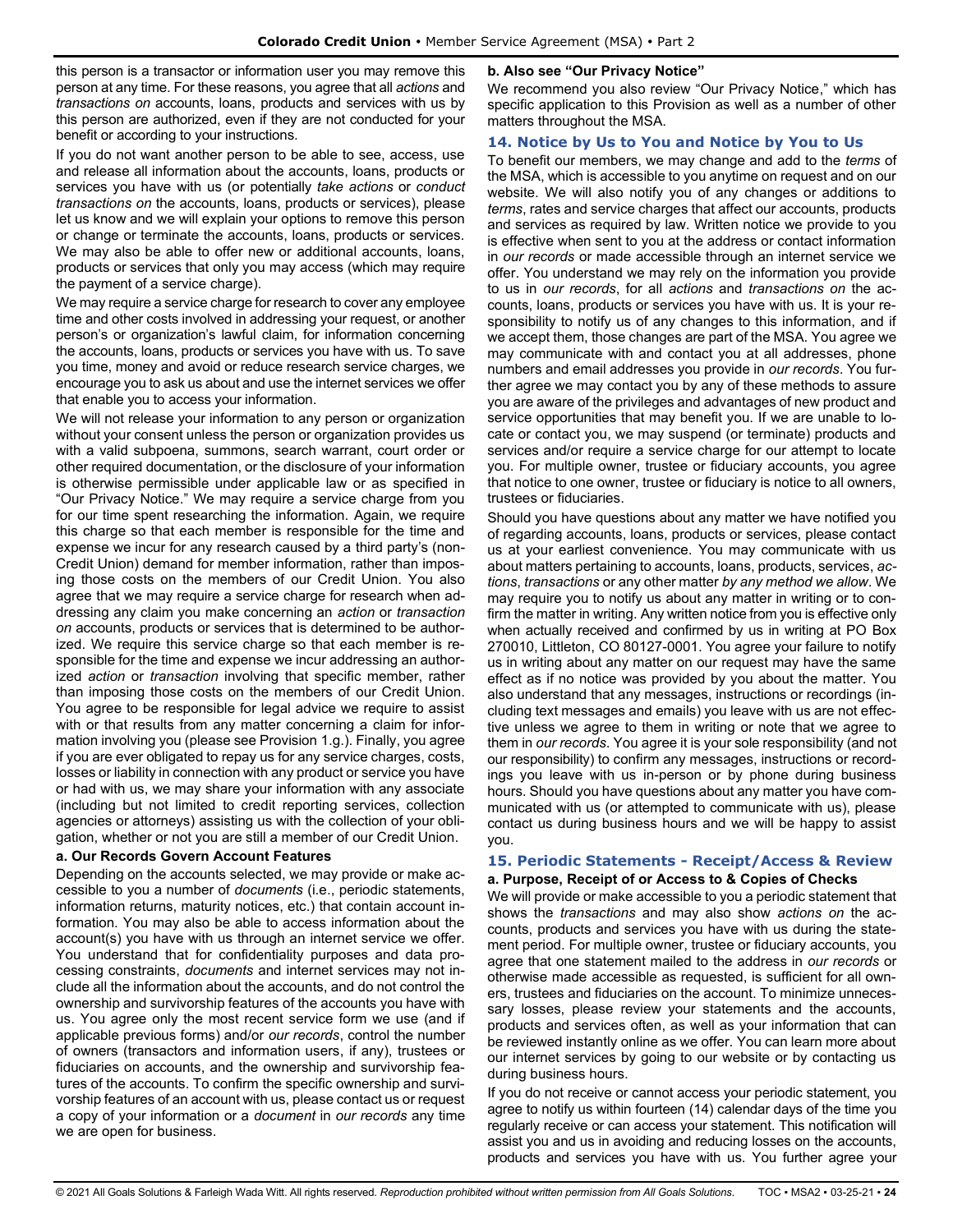this person is a transactor or information user you may remove this person at any time. For these reasons, you agree that all *actions* and *transactions on* accounts, loans, products and services with us by this person are authorized, even if they are not conducted for your benefit or according to your instructions.

If you do not want another person to be able to see, access, use and release all information about the accounts, loans, products or services you have with us (or potentially *take actions* or *conduct transactions on* the accounts, loans, products or services), please let us know and we will explain your options to remove this person or change or terminate the accounts, loans, products or services. We may also be able to offer new or additional accounts, loans, products or services that only you may access (which may require the payment of a service charge).

We may require a service charge for research to cover any employee time and other costs involved in addressing your request, or another person's or organization's lawful claim, for information concerning the accounts, loans, products or services you have with us. To save you time, money and avoid or reduce research service charges, we encourage you to ask us about and use the internet services we offer that enable you to access your information.

We will not release your information to any person or organization without your consent unless the person or organization provides us with a valid subpoena, summons, search warrant, court order or other required documentation, or the disclosure of your information is otherwise permissible under applicable law or as specified in "Our Privacy Notice." We may require a service charge from you for our time spent researching the information. Again, we require this charge so that each member is responsible for the time and expense we incur for any research caused by a third party's (non-Credit Union) demand for member information, rather than imposing those costs on the members of our Credit Union. You also agree that we may require a service charge for research when addressing any claim you make concerning an *action* or *transaction on* accounts, products or services that is determined to be authorized. We require this service charge so that each member is responsible for the time and expense we incur addressing an authorized *action* or *transaction* involving that specific member, rather than imposing those costs on the members of our Credit Union. You agree to be responsible for legal advice we require to assist with or that results from any matter concerning a claim for information involving you (please see Provision 1.g.). Finally, you agree if you are ever obligated to repay us for any service charges, costs, losses or liability in connection with any product or service you have or had with us, we may share your information with any associate (including but not limited to credit reporting services, collection agencies or attorneys) assisting us with the collection of your obligation, whether or not you are still a member of our Credit Union.

#### a. Our Records Govern Account Features

Depending on the accounts selected, we may provide or make accessible to you a number of *documents* (i.e., periodic statements, information returns, maturity notices, etc.) that contain account information. You may also be able to access information about the account(s) you have with us through an internet service we offer. You understand that for confidentiality purposes and data processing constraints, *documents* and internet services may not include all the information about the accounts, and do not control the ownership and survivorship features of the accounts you have with us. You agree only the most recent service form we use (and if applicable previous forms) and/or *our records*, control the number of owners (transactors and information users, if any), trustees or fiduciaries on accounts, and the ownership and survivorship features of the accounts. To confirm the specific ownership and survivorship features of an account with us, please contact us or request a copy of your information or a *document* in *our records* any time we are open for business.

#### b. Also see "Our Privacy Notice"

We recommend you also review "Our Privacy Notice," which has specific application to this Provision as well as a number of other matters throughout the MSA.

### 14. Notice by Us to You and Notice by You to Us

To benefit our members, we may change and add to the *terms* of the MSA, which is accessible to you anytime on request and on our website. We will also notify you of any changes or additions to *terms*, rates and service charges that affect our accounts, products and services as required by law. Written notice we provide to you is effective when sent to you at the address or contact information in *our records* or made accessible through an internet service we offer. You understand we may rely on the information you provide to us in *our records*, for all *actions* and *transactions on* the accounts, loans, products or services you have with us. It is your responsibility to notify us of any changes to this information, and if we accept them, those changes are part of the MSA. You agree we may communicate with and contact you at all addresses, phone numbers and email addresses you provide in *our records*. You further agree we may contact you by any of these methods to assure you are aware of the privileges and advantages of new product and service opportunities that may benefit you. If we are unable to locate or contact you, we may suspend (or terminate) products and services and/or require a service charge for our attempt to locate you. For multiple owner, trustee or fiduciary accounts, you agree that notice to one owner, trustee or fiduciary is notice to all owners, trustees or fiduciaries.

Should you have questions about any matter we have notified you of regarding accounts, loans, products or services, please contact us at your earliest convenience. You may communicate with us about matters pertaining to accounts, loans, products, services, *actions*, *transactions* or any other matter *by any method we allow*. We may require you to notify us about any matter in writing or to confirm the matter in writing. Any written notice from you is effective only when actually received and confirmed by us in writing at PO Box 270010, Littleton, CO 80127-0001. You agree your failure to notify us in writing about any matter on our request may have the same effect as if no notice was provided by you about the matter. You also understand that any messages, instructions or recordings (including text messages and emails) you leave with us are not effective unless we agree to them in writing or note that we agree to them in *our records*. You agree it is your sole responsibility (and not our responsibility) to confirm any messages, instructions or recordings you leave with us in-person or by phone during business hours. Should you have questions about any matter you have communicated with us (or attempted to communicate with us), please contact us during business hours and we will be happy to assist you.

### 15. Periodic Statements - Receipt/Access & Review

#### a. Purpose, Receipt of or Access to & Copies of Checks

We will provide or make accessible to you a periodic statement that shows the *transactions* and may also show *actions on* the accounts, products and services you have with us during the statement period. For multiple owner, trustee or fiduciary accounts, you agree that one statement mailed to the address in *our records* or otherwise made accessible as requested, is sufficient for all owners, trustees and fiduciaries on the account. To minimize unnecessary losses, please review your statements and the accounts, products and services often, as well as your information that can be reviewed instantly online as we offer. You can learn more about our internet services by going to our website or by contacting us during business hours.

If you do not receive or cannot access your periodic statement, you agree to notify us within fourteen (14) calendar days of the time you regularly receive or can access your statement. This notification will assist you and us in avoiding and reducing losses on the accounts, products and services you have with us. You further agree your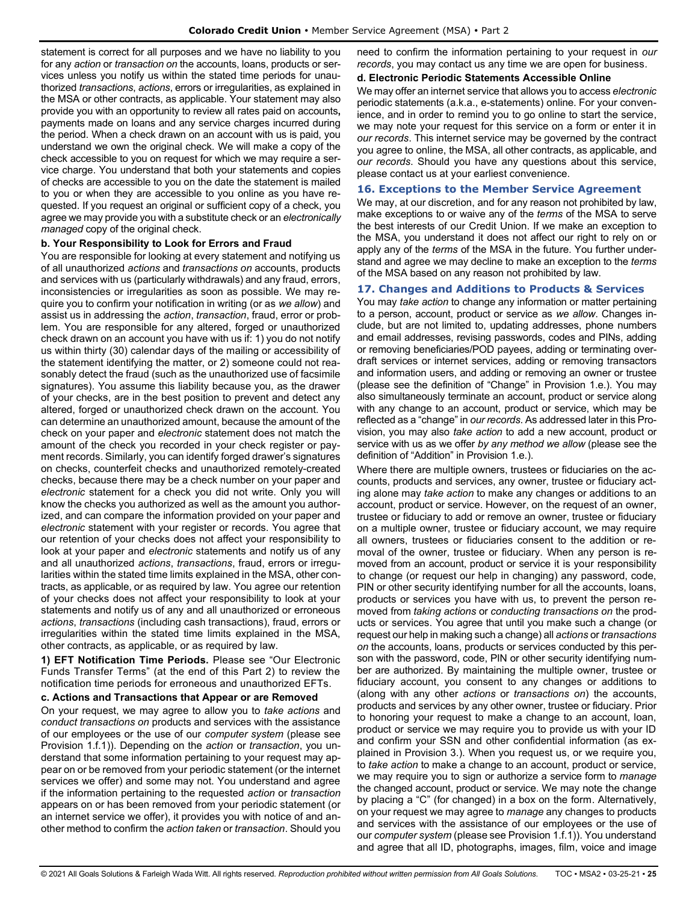statement is correct for all purposes and we have no liability to you for any *action* or *transaction on* the accounts, loans, products or services unless you notify us within the stated time periods for unauthorized *transactions*, *actions*, errors or irregularities, as explained in the MSA or other contracts, as applicable. Your statement may also provide you with an opportunity to review all rates paid on accounts**,** payments made on loans and any service charges incurred during the period. When a check drawn on an account with us is paid, you understand we own the original check. We will make a copy of the check accessible to you on request for which we may require a service charge. You understand that both your statements and copies of checks are accessible to you on the date the statement is mailed to you or when they are accessible to you online as you have requested. If you request an original or sufficient copy of a check, you agree we may provide you with a substitute check or an *electronically managed* copy of the original check.

**b. Your Responsibility to Look for Errors and Fraud**

You are responsible for looking at every statement and notifying us of all unauthorized *actions* and *transactions on* accounts, products and services with us (particularly withdrawals) and any fraud, errors, inconsistencies or irregularities as soon as possible. We may require you to confirm your notification in writing (or as *we allow*) and assist us in addressing the *action*, *transaction*, fraud, error or problem. You are responsible for any altered, forged or unauthorized check drawn on an account you have with us if: 1) you do not notify us within thirty (30) calendar days of the mailing or accessibility of the statement identifying the matter, or 2) someone could not reasonably detect the fraud (such as the unauthorized use of facsimile signatures). You assume this liability because you, as the drawer of your checks, are in the best position to prevent and detect any altered, forged or unauthorized check drawn on the account. You can determine an unauthorized amount, because the amount of the check on your paper and *electronic* statement does not match the amount of the check you recorded in your check register or payment records. Similarly, you can identify forged drawer's signatures on checks, counterfeit checks and unauthorized remotely-created checks, because there may be a check number on your paper and *electronic* statement for a check you did not write. Only you will know the checks you authorized as well as the amount you authorized, and can compare the information provided on your paper and *electronic* statement with your register or records. You agree that our retention of your checks does not affect your responsibility to look at your paper and *electronic* statements and notify us of any and all unauthorized *actions*, *transactions*, fraud, errors or irregularities within the stated time limits explained in the MSA, other contracts, as applicable, or as required by law. You agree our retention of your checks does not affect your responsibility to look at your statements and notify us of any and all unauthorized or erroneous *actions*, *transactions* (including cash transactions), fraud, errors or irregularities within the stated time limits explained in the MSA, other contracts, as applicable, or as required by law.

**1) EFT Notification Time Periods.** Please see "Our Electronic Funds Transfer Terms" (at the end of this Part 2) to review the notification time periods for erroneous and unauthorized EFTs.

**c. Actions and Transactions that Appear or are Removed**

On your request, we may agree to allow you to *take actions* and *conduct transactions on* products and services with the assistance of our employees or the use of our *computer system* (please see Provision 1.f.1)). Depending on the *action* or *transaction*, you understand that some information pertaining to your request may appear on or be removed from your periodic statement (or the internet services we offer) and some may not. You understand and agree if the information pertaining to the requested *action* or *transaction* appears on or has been removed from your periodic statement (or an internet service we offer), it provides you with notice of and another method to confirm the *action taken* or *transaction*. Should you need to confirm the information pertaining to your request in *our records*, you may contact us any time we are open for business.

**d. Electronic Periodic Statements Accessible Online**

We may offer an internet service that allows you to access *electronic* periodic statements (a.k.a., e-statements) online. For your convenience, and in order to remind you to go online to start the service, we may note your request for this service on a form or enter it in *our records*. This internet service may be governed by the contract you agree to online, the MSA, all other contracts, as applicable, and *our records*. Should you have any questions about this service, please contact us at your earliest convenience.

## 16. Exceptions to the Member Service Agreement

We may, at our discretion, and for any reason not prohibited by law, make exceptions to or waive any of the *terms* of the MSA to serve the best interests of our Credit Union. If we make an exception to the MSA, you understand it does not affect our right to rely on or apply any of the *terms* of the MSA in the future. You further understand and agree we may decline to make an exception to the *terms* of the MSA based on any reason not prohibited by law.

## 17. Changes and Additions to Products & Services

You may *take action* to change any information or matter pertaining to a person, account, product or service as *we allow*. Changes include, but are not limited to, updating addresses, phone numbers and email addresses, revising passwords, codes and PINs, adding or removing beneficiaries/POD payees, adding or terminating overdraft services or internet services, adding or removing transactors and information users, and adding or removing an owner or trustee (please see the definition of "Change" in Provision 1.e.). You may also simultaneously terminate an account, product or service along with any change to an account, product or service, which may be reflected as a "change" in *our records*. As addressed later in this Provision, you may also *take action* to add a new account, product or service with us as we offer *by any method we allow* (please see the definition of "Addition" in Provision 1.e.).

Where there are multiple owners, trustees or fiduciaries on the accounts, products and services, any owner, trustee or fiduciary acting alone may *take action* to make any changes or additions to an account, product or service. However, on the request of an owner, trustee or fiduciary to add or remove an owner, trustee or fiduciary on a multiple owner, trustee or fiduciary account, we may require all owners, trustees or fiduciaries consent to the addition or removal of the owner, trustee or fiduciary. When any person is removed from an account, product or service it is your responsibility to change (or request our help in changing) any password, code, PIN or other security identifying number for all the accounts, loans, products or services you have with us, to prevent the person removed from *taking actions* or *conducting transactions on* the products or services. You agree that until you make such a change (or request our help in making such a change) all *actions* or *transactions on* the accounts, loans, products or services conducted by this person with the password, code, PIN or other security identifying number are authorized. By maintaining the multiple owner, trustee or fiduciary account, you consent to any changes or additions to (along with any other *actions* or *transactions on*) the accounts, products and services by any other owner, trustee or fiduciary. Prior to honoring your request to make a change to an account, loan, product or service we may require you to provide us with your ID and confirm your SSN and other confidential information (as explained in Provision 3.). When you request us, or we require you, to *take action* to make a change to an account, product or service, we may require you to sign or authorize a service form to *manage* the changed account, product or service. We may note the change by placing a "C" (for changed) in a box on the form. Alternatively, on your request we may agree to *manage* any changes to products and services with the assistance of our employees or the use of our *computer system* (please see Provision 1.f.1)). You understand and agree that all ID, photographs, images, film, voice and image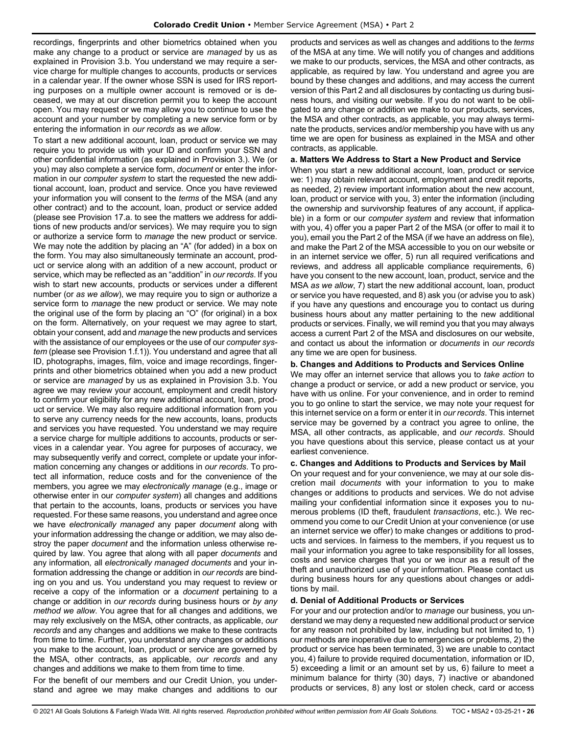recordings, fingerprints and other biometrics obtained when you make any change to a product or service are *managed* by us as explained in Provision 3.b. You understand we may require a service charge for multiple changes to accounts, products or services in a calendar year. If the owner whose SSN is used for IRS reporting purposes on a multiple owner account is removed or is deceased, we may at our discretion permit you to keep the account open. You may request or we may allow you to continue to use the account and your number by completing a new service form or by entering the information in *our records* as *we allow*.

To start a new additional account, loan, product or service we may require you to provide us with your ID and confirm your SSN and other confidential information (as explained in Provision 3.). We (or you) may also complete a service form, *document* or enter the information in our *computer system* to start the requested the new additional account, loan, product and service. Once you have reviewed your information you will consent to the *terms* of the MSA (and any other contract) and to the account, loan, product or service added (please see Provision 17.a. to see the matters we address for additions of new products and/or services). We may require you to sign or authorize a service form to *manage* the new product or service. We may note the addition by placing an "A" (for added) in a box on the form. You may also simultaneously terminate an account, product or service along with an addition of a new account, product or service, which may be reflected as an "addition" in *our records*. If you wish to start new accounts, products or services under a different number (or *as we allow*), we may require you to sign or authorize a service form to *manage* the new product or service. We may note the original use of the form by placing an "O" (for original) in a box on the form. Alternatively, on your request we may agree to start, obtain your consent, add and *manage* the new products and services with the assistance of our employees or the use of our *computer system* (please see Provision 1.f.1)). You understand and agree that all ID, photographs, images, film, voice and image recordings, fingerprints and other biometrics obtained when you add a new product or service are *managed* by us as explained in Provision 3.b. You agree we may review your account, employment and credit history to confirm your eligibility for any new additional account, loan, product or service. We may also require additional information from you to serve any currency needs for the new accounts, loans, products and services you have requested. You understand we may require a service charge for multiple additions to accounts, products or services in a calendar year. You agree for purposes of accuracy, we may subsequently verify and correct, complete or update your information concerning any changes or additions in *our records*. To protect all information, reduce costs and for the convenience of the members, you agree we may *electronically manage* (e.g., image or otherwise enter in our *computer system*) all changes and additions that pertain to the accounts, loans, products or services you have requested. For these same reasons, you understand and agree once we have *electronically managed* any paper *document* along with your information addressing the change or addition*,* we may also destroy the paper *document* and the information unless otherwise required by law. You agree that along with all paper *documents* and any information*,* all *electronically managed documents* and your information addressing the change or addition in *our records* are binding on you and us. You understand you may request to review or receive a copy of the information or a *document* pertaining to a change or addition in *our records* during business hours or *by any method we allow*. You agree that for all changes and additions, we may rely exclusively on the MSA, other contracts, as applicable, *our records* and any changes and additions we make to these contracts from time to time. Further, you understand any changes or additions you make to the account, loan, product or service are governed by the MSA, other contracts, as applicable, *our records* and any changes and additions we make to them from time to time.

For the benefit of our members and our Credit Union, you understand and agree we may make changes and additions to our products and services as well as changes and additions to the *terms* of the MSA at any time. We will notify you of changes and additions we make to our products, services, the MSA and other contracts, as applicable, as required by law. You understand and agree you are bound by these changes and additions, and may access the current version of this Part 2 and all disclosures by contacting us during business hours, and visiting our website. If you do not want to be obligated to any change or addition we make to our products, services, the MSA and other contracts, as applicable, you may always terminate the products, services and/or membership you have with us any time we are open for business as explained in the MSA and other contracts, as applicable.

**a. Matters We Address to Start a New Product and Service**

When you start a new additional account, loan, product or service we: 1) may obtain relevant account, employment and credit reports, as needed, 2) review important information about the new account, loan, product or service with you, 3) enter the information (including the ownership and survivorship features of any account, if applicable) in a form or our *computer system* and review that information with you, 4) offer you a paper Part 2 of the MSA (or offer to mail it to you), email you the Part 2 of the MSA (if we have an address on file), and make the Part 2 of the MSA accessible to you on our website or in an internet service we offer, 5) run all required verifications and reviews, and address all applicable compliance requirements, 6) have you consent to the new account, loan, product, service and the MSA *as we allow*, 7) start the new additional account, loan, product or service you have requested, and 8) ask you (or advise you to ask) if you have any questions and encourage you to contact us during business hours about any matter pertaining to the new additional products or services. Finally, we will remind you that you may always access a current Part 2 of the MSA and disclosures on our website, and contact us about the information or *documents* in *our records* any time we are open for business.

**b. Changes and Additions to Products and Services Online**

We may offer an internet service that allows you to *take action* to change a product or service, or add a new product or service, you have with us online. For your convenience, and in order to remind you to go online to start the service, we may note your request for this internet service on a form or enter it in *our records*. This internet service may be governed by a contract you agree to online, the MSA, all other contracts, as applicable, and *our records*. Should you have questions about this service, please contact us at your earliest convenience.

**c. Changes and Additions to Products and Services by Mail**

On your request and for your convenience, we may at our sole discretion mail *documents* with your information to you to make changes or additions to products and services. We do not advise mailing your confidential information since it exposes you to numerous problems (ID theft, fraudulent *transactions*, etc.). We recommend you come to our Credit Union at your convenience (or use an internet service we offer) to make changes or additions to products and services. In fairness to the members, if you request us to mail your information you agree to take responsibility for all losses, costs and service charges that you or we incur as a result of the theft and unauthorized use of your information. Please contact us during business hours for any questions about changes or additions by mail.

**d. Denial of Additional Products or Services**

For your and our protection and/or to *manage* our business, you understand we may deny a requested new additional product or service for any reason not prohibited by law, including but not limited to, 1) our methods are inoperative due to emergencies or problems, 2) the product or service has been terminated, 3) we are unable to contact you, 4) failure to provide required documentation, information or ID, 5) exceeding a limit or an amount set by us, 6) failure to meet a minimum balance for thirty (30) days, 7) inactive or abandoned products or services, 8) any lost or stolen check, card or access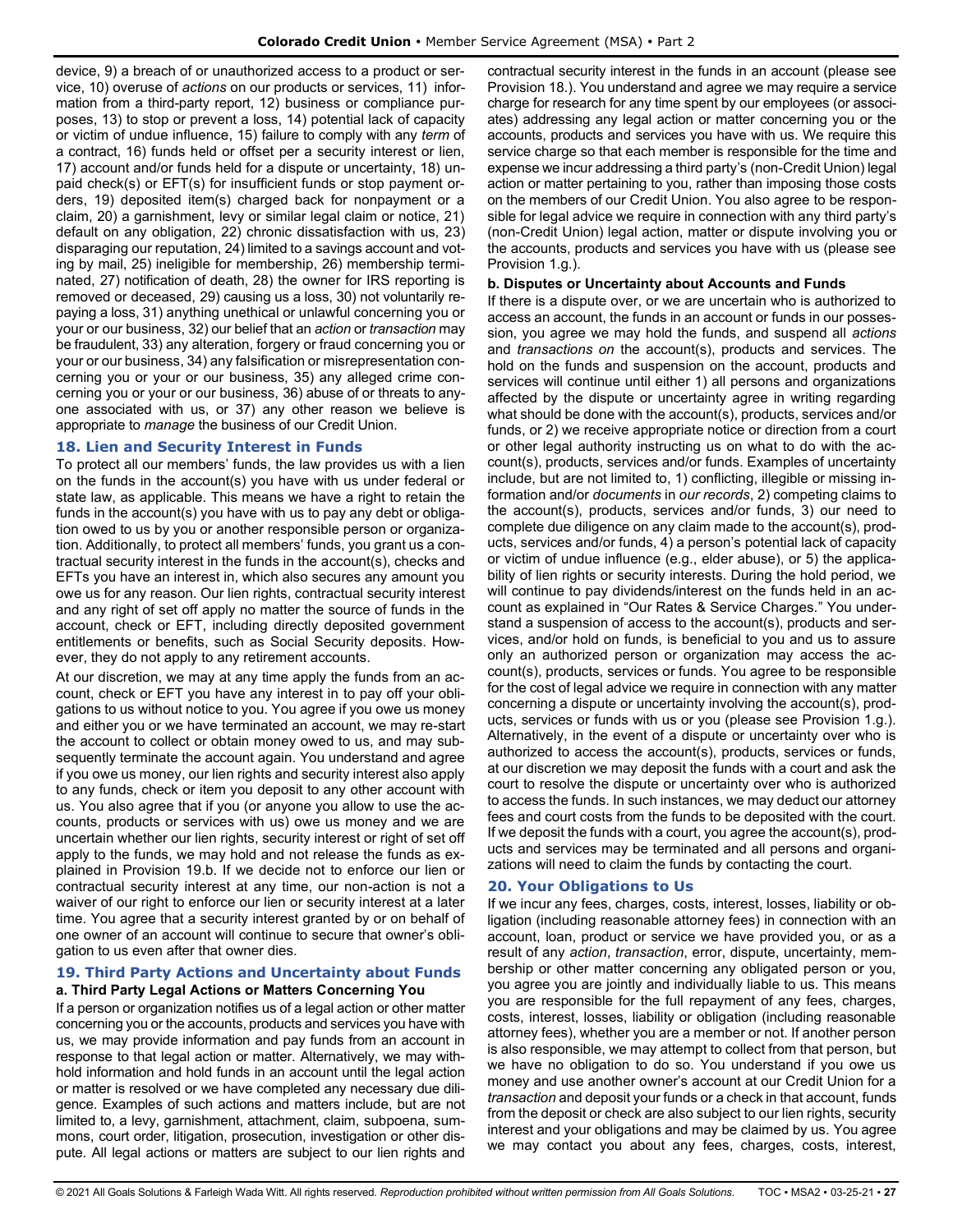device, 9) a breach of or unauthorized access to a product or service, 10) overuse of *actions* on our products or services, 11) information from a third-party report, 12) business or compliance purposes, 13) to stop or prevent a loss, 14) potential lack of capacity or victim of undue influence, 15) failure to comply with any *term* of a contract, 16) funds held or offset per a security interest or lien, 17) account and/or funds held for a dispute or uncertainty, 18) unpaid check(s) or EFT(s) for insufficient funds or stop payment orders, 19) deposited item(s) charged back for nonpayment or a claim, 20) a garnishment, levy or similar legal claim or notice, 21) default on any obligation, 22) chronic dissatisfaction with us, 23) disparaging our reputation, 24) limited to a savings account and voting by mail, 25) ineligible for membership, 26) membership terminated, 27) notification of death, 28) the owner for IRS reporting is removed or deceased, 29) causing us a loss, 30) not voluntarily repaying a loss, 31) anything unethical or unlawful concerning you or your or our business, 32) our belief that an *action* or *transaction* may be fraudulent, 33) any alteration, forgery or fraud concerning you or your or our business, 34) any falsification or misrepresentation concerning you or your or our business, 35) any alleged crime concerning you or your or our business, 36) abuse of or threats to anyone associated with us, or 37) any other reason we believe is appropriate to *manage* the business of our Credit Union.

## 18. Lien and Security Interest in Funds

To protect all our members' funds, the law provides us with a lien on the funds in the account(s) you have with us under federal or state law, as applicable. This means we have a right to retain the funds in the account(s) you have with us to pay any debt or obligation owed to us by you or another responsible person or organization. Additionally, to protect all members' funds, you grant us a contractual security interest in the funds in the account(s), checks and EFTs you have an interest in, which also secures any amount you owe us for any reason. Our lien rights, contractual security interest and any right of set off apply no matter the source of funds in the account, check or EFT, including directly deposited government entitlements or benefits, such as Social Security deposits. However, they do not apply to any retirement accounts.

At our discretion, we may at any time apply the funds from an account, check or EFT you have any interest in to pay off your obligations to us without notice to you. You agree if you owe us money and either you or we have terminated an account, we may re-start the account to collect or obtain money owed to us, and may subsequently terminate the account again. You understand and agree if you owe us money, our lien rights and security interest also apply to any funds, check or item you deposit to any other account with us. You also agree that if you (or anyone you allow to use the accounts, products or services with us) owe us money and we are uncertain whether our lien rights, security interest or right of set off apply to the funds, we may hold and not release the funds as explained in Provision 19.b. If we decide not to enforce our lien or contractual security interest at any time, our non-action is not a waiver of our right to enforce our lien or security interest at a later time. You agree that a security interest granted by or on behalf of one owner of an account will continue to secure that owner's obligation to us even after that owner dies.

## 19. Third Party Actions and Uncertainty about Funds

### a. Third Party Legal Actions or Matters Concerning You

If a person or organization notifies us of a legal action or other matter concerning you or the accounts, products and services you have with us, we may provide information and pay funds from an account in response to that legal action or matter. Alternatively, we may withhold information and hold funds in an account until the legal action or matter is resolved or we have completed any necessary due diligence. Examples of such actions and matters include, but are not limited to, a levy, garnishment, attachment, claim, subpoena, summons, court order, litigation, prosecution, investigation or other dispute. All legal actions or matters are subject to our lien rights and contractual security interest in the funds in an account (please see Provision 18.). You understand and agree we may require a service charge for research for any time spent by our employees (or associates) addressing any legal action or matter concerning you or the accounts, products and services you have with us. We require this service charge so that each member is responsible for the time and expense we incur addressing a third party's (non-Credit Union) legal action or matter pertaining to you, rather than imposing those costs on the members of our Credit Union. You also agree to be responsible for legal advice we require in connection with any third party's (non-Credit Union) legal action, matter or dispute involving you or the accounts, products and services you have with us (please see Provision 1.g.).

### b. Disputes or Uncertainty about Accounts and Funds

If there is a dispute over, or we are uncertain who is authorized to access an account, the funds in an account or funds in our possession, you agree we may hold the funds, and suspend all *actions* and *transactions on* the account(s), products and services. The hold on the funds and suspension on the account, products and services will continue until either 1) all persons and organizations affected by the dispute or uncertainty agree in writing regarding what should be done with the account(s), products, services and/or funds, or 2) we receive appropriate notice or direction from a court or other legal authority instructing us on what to do with the account(s), products, services and/or funds. Examples of uncertainty include, but are not limited to, 1) conflicting, illegible or missing information and/or *documents* in *our records*, 2) competing claims to the account(s), products, services and/or funds, 3) our need to complete due diligence on any claim made to the account(s), products, services and/or funds, 4) a person's potential lack of capacity or victim of undue influence (e.g., elder abuse), or 5) the applicability of lien rights or security interests. During the hold period, we will continue to pay dividends/interest on the funds held in an account as explained in "Our Rates & Service Charges." You understand a suspension of access to the account(s), products and services, and/or hold on funds, is beneficial to you and us to assure only an authorized person or organization may access the account(s), products, services or funds. You agree to be responsible for the cost of legal advice we require in connection with any matter concerning a dispute or uncertainty involving the account(s), products, services or funds with us or you (please see Provision 1.g.). Alternatively, in the event of a dispute or uncertainty over who is authorized to access the account(s), products, services or funds, at our discretion we may deposit the funds with a court and ask the court to resolve the dispute or uncertainty over who is authorized to access the funds. In such instances, we may deduct our attorney fees and court costs from the funds to be deposited with the court. If we deposit the funds with a court, you agree the account(s), products and services may be terminated and all persons and organizations will need to claim the funds by contacting the court.

## 20. Your Obligations to Us

If we incur any fees, charges, costs, interest, losses, liability or obligation (including reasonable attorney fees) in connection with an account, loan, product or service we have provided you, or as a result of any *action*, *transaction*, error, dispute, uncertainty, membership or other matter concerning any obligated person or you, you agree you are jointly and individually liable to us. This means you are responsible for the full repayment of any fees, charges, costs, interest, losses, liability or obligation (including reasonable attorney fees), whether you are a member or not. If another person is also responsible, we may attempt to collect from that person, but we have no obligation to do so. You understand if you owe us money and use another owner's account at our Credit Union for a *transaction* and deposit your funds or a check in that account, funds from the deposit or check are also subject to our lien rights, security interest and your obligations and may be claimed by us. You agree we may contact you about any fees, charges, costs, interest,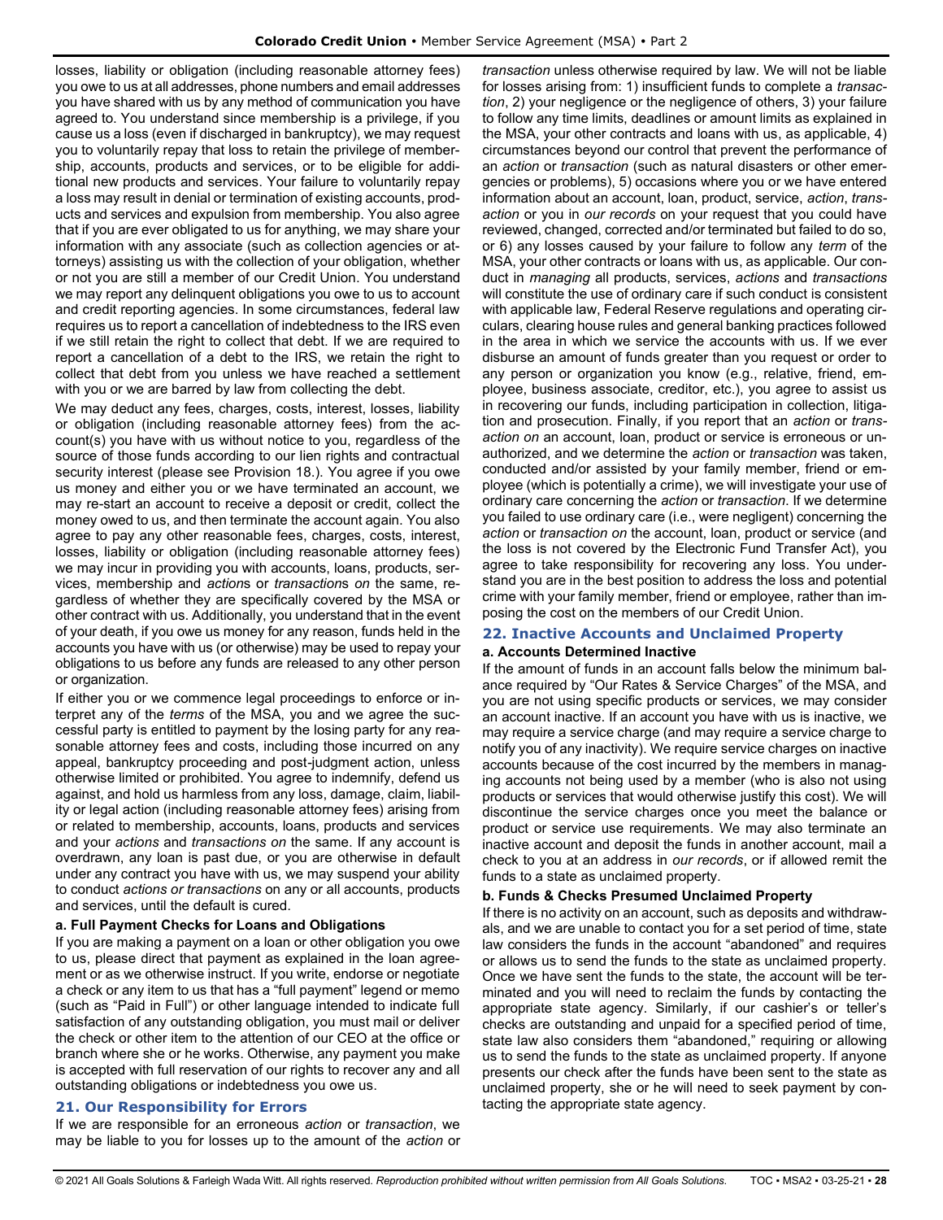losses, liability or obligation (including reasonable attorney fees) you owe to us at all addresses, phone numbers and email addresses you have shared with us by any method of communication you have agreed to. You understand since membership is a privilege, if you cause us a loss (even if discharged in bankruptcy), we may request you to voluntarily repay that loss to retain the privilege of membership, accounts, products and services, or to be eligible for additional new products and services. Your failure to voluntarily repay a loss may result in denial or termination of existing accounts, products and services and expulsion from membership. You also agree that if you are ever obligated to us for anything, we may share your information with any associate (such as collection agencies or attorneys) assisting us with the collection of your obligation, whether or not you are still a member of our Credit Union. You understand we may report any delinquent obligations you owe to us to account and credit reporting agencies. In some circumstances, federal law requires us to report a cancellation of indebtedness to the IRS even if we still retain the right to collect that debt. If we are required to report a cancellation of a debt to the IRS, we retain the right to collect that debt from you unless we have reached a settlement with you or we are barred by law from collecting the debt.

We may deduct any fees, charges, costs, interest, losses, liability or obligation (including reasonable attorney fees) from the account(s) you have with us without notice to you, regardless of the source of those funds according to our lien rights and contractual security interest (please see Provision 18.). You agree if you owe us money and either you or we have terminated an account, we may re-start an account to receive a deposit or credit, collect the money owed to us, and then terminate the account again. You also agree to pay any other reasonable fees, charges, costs, interest, losses, liability or obligation (including reasonable attorney fees) we may incur in providing you with accounts, loans, products, services, membership and *action*s or *transaction*s *on* the same, regardless of whether they are specifically covered by the MSA or other contract with us. Additionally, you understand that in the event of your death, if you owe us money for any reason, funds held in the accounts you have with us (or otherwise) may be used to repay your obligations to us before any funds are released to any other person or organization.

If either you or we commence legal proceedings to enforce or interpret any of the *terms* of the MSA, you and we agree the successful party is entitled to payment by the losing party for any reasonable attorney fees and costs, including those incurred on any appeal, bankruptcy proceeding and post-judgment action, unless otherwise limited or prohibited. You agree to indemnify, defend us against, and hold us harmless from any loss, damage, claim, liability or legal action (including reasonable attorney fees) arising from or related to membership, accounts, loans, products and services and your *actions* and *transactions on* the same. If any account is overdrawn, any loan is past due, or you are otherwise in default under any contract you have with us, we may suspend your ability to conduct *actions or transactions* on any or all accounts, products and services, until the default is cured.

**a. Full Payment Checks for Loans and Obligations**

If you are making a payment on a loan or other obligation you owe to us, please direct that payment as explained in the loan agreement or as we otherwise instruct. If you write, endorse or negotiate a check or any item to us that has a "full payment" legend or memo (such as "Paid in Full") or other language intended to indicate full satisfaction of any outstanding obligation, you must mail or deliver the check or other item to the attention of our CEO at the office or branch where she or he works. Otherwise, any payment you make is accepted with full reservation of our rights to recover any and all outstanding obligations or indebtedness you owe us.

## 21. Our Responsibility for Errors

If we are responsible for an erroneous *action* or *transaction*, we may be liable to you for losses up to the amount of the *action* or *transaction* unless otherwise required by law. We will not be liable for losses arising from: 1) insufficient funds to complete a *transaction*, 2) your negligence or the negligence of others, 3) your failure to follow any time limits, deadlines or amount limits as explained in the MSA, your other contracts and loans with us, as applicable, 4) circumstances beyond our control that prevent the performance of an *action* or *transaction* (such as natural disasters or other emergencies or problems), 5) occasions where you or we have entered information about an account, loan, product, service, *action*, *transaction* or you in *our records* on your request that you could have reviewed, changed, corrected and/or terminated but failed to do so, or 6) any losses caused by your failure to follow any *term* of the MSA, your other contracts or loans with us, as applicable. Our conduct in *managing* all products, services, *actions* and *transactions* will constitute the use of ordinary care if such conduct is consistent with applicable law, Federal Reserve regulations and operating circulars, clearing house rules and general banking practices followed in the area in which we service the accounts with us. If we ever disburse an amount of funds greater than you request or order to any person or organization you know (e.g., relative, friend, employee, business associate, creditor, etc.), you agree to assist us in recovering our funds, including participation in collection, litigation and prosecution. Finally, if you report that an *action* or *transaction on* an account, loan, product or service is erroneous or unauthorized, and we determine the *action* or *transaction* was taken, conducted and/or assisted by your family member, friend or employee (which is potentially a crime), we will investigate your use of ordinary care concerning the *action* or *transaction*. If we determine you failed to use ordinary care (i.e., were negligent) concerning the *action* or *transaction on* the account, loan, product or service (and the loss is not covered by the Electronic Fund Transfer Act), you agree to take responsibility for recovering any loss. You understand you are in the best position to address the loss and potential crime with your family member, friend or employee, rather than imposing the cost on the members of our Credit Union.

## 22. Inactive Accounts and Unclaimed Property

**a. Accounts Determined Inactive**

If the amount of funds in an account falls below the minimum balance required by "Our Rates & Service Charges" of the MSA, and you are not using specific products or services, we may consider an account inactive. If an account you have with us is inactive, we may require a service charge (and may require a service charge to notify you of any inactivity). We require service charges on inactive accounts because of the cost incurred by the members in managing accounts not being used by a member (who is also not using products or services that would otherwise justify this cost). We will discontinue the service charges once you meet the balance or product or service use requirements. We may also terminate an inactive account and deposit the funds in another account, mail a check to you at an address in *our records*, or if allowed remit the funds to a state as unclaimed property.

**b. Funds & Checks Presumed Unclaimed Property**

If there is no activity on an account, such as deposits and withdrawals, and we are unable to contact you for a set period of time, state law considers the funds in the account "abandoned" and requires or allows us to send the funds to the state as unclaimed property. Once we have sent the funds to the state, the account will be terminated and you will need to reclaim the funds by contacting the appropriate state agency. Similarly, if our cashier's or teller's checks are outstanding and unpaid for a specified period of time, state law also considers them "abandoned," requiring or allowing us to send the funds to the state as unclaimed property. If anyone presents our check after the funds have been sent to the state as unclaimed property, she or he will need to seek payment by contacting the appropriate state agency.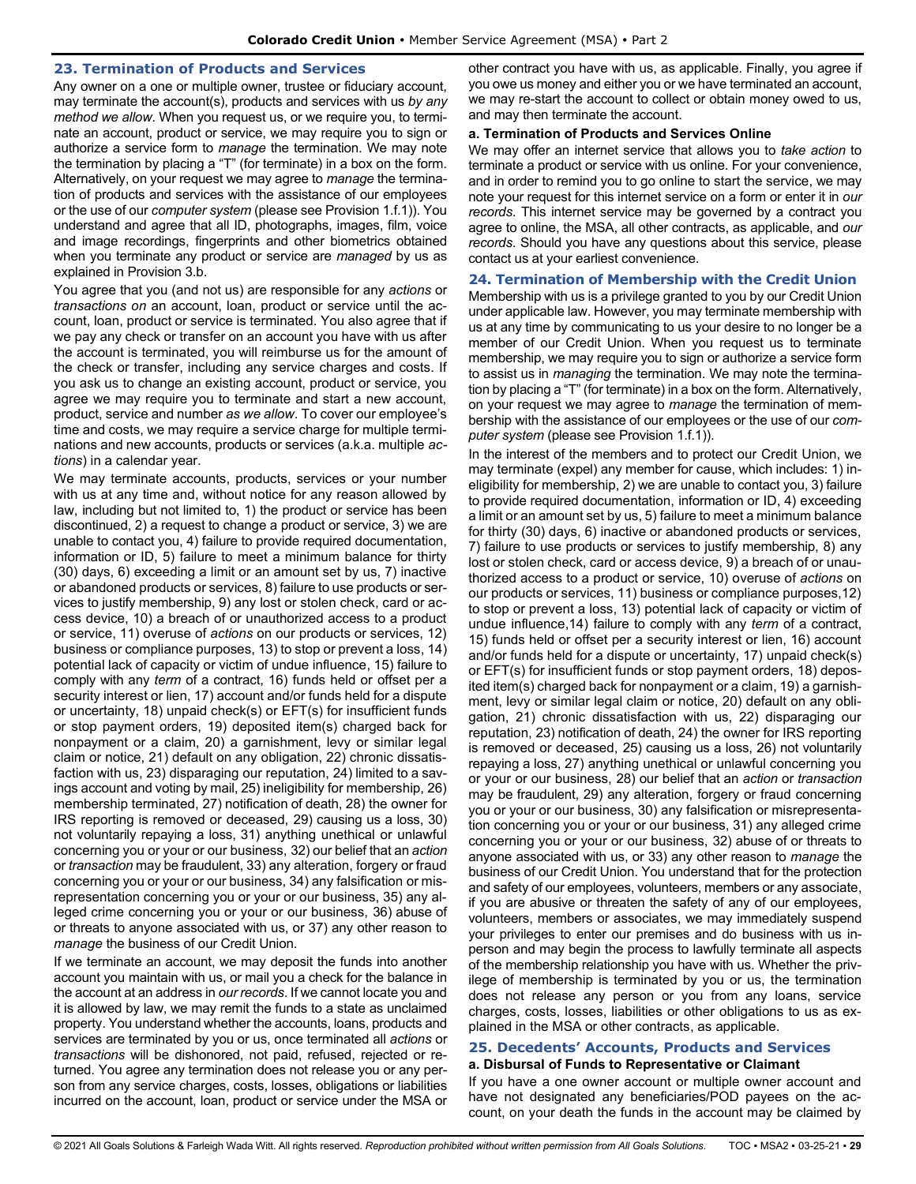## 23. Termination of Products and Services

Any owner on a one or multiple owner, trustee or fiduciary account, may terminate the account(s), products and services with us *by any method we allow*. When you request us, or we require you, to terminate an account, product or service, we may require you to sign or authorize a service form to *manage* the termination. We may note the termination by placing a "T" (for terminate) in a box on the form. Alternatively, on your request we may agree to *manage* the termination of products and services with the assistance of our employees or the use of our *computer system* (please see Provision 1.f.1)). You understand and agree that all ID, photographs, images, film, voice and image recordings, fingerprints and other biometrics obtained when you terminate any product or service are *managed* by us as explained in Provision 3.b.

You agree that you (and not us) are responsible for any *actions* or *transactions on* an account, loan, product or service until the account, loan, product or service is terminated. You also agree that if we pay any check or transfer on an account you have with us after the account is terminated, you will reimburse us for the amount of the check or transfer, including any service charges and costs. If you ask us to change an existing account, product or service, you agree we may require you to terminate and start a new account, product, service and number *as we allow*. To cover our employee's time and costs, we may require a service charge for multiple terminations and new accounts, products or services (a.k.a. multiple *actions*) in a calendar year.

We may terminate accounts, products, services or your number with us at any time and, without notice for any reason allowed by law, including but not limited to, 1) the product or service has been discontinued, 2) a request to change a product or service, 3) we are unable to contact you, 4) failure to provide required documentation, information or ID, 5) failure to meet a minimum balance for thirty (30) days, 6) exceeding a limit or an amount set by us, 7) inactive or abandoned products or services, 8) failure to use products or services to justify membership, 9) any lost or stolen check, card or access device, 10) a breach of or unauthorized access to a product or service, 11) overuse of *actions* on our products or services, 12) business or compliance purposes, 13) to stop or prevent a loss, 14) potential lack of capacity or victim of undue influence, 15) failure to comply with any *term* of a contract, 16) funds held or offset per a security interest or lien, 17) account and/or funds held for a dispute or uncertainty, 18) unpaid check(s) or EFT(s) for insufficient funds or stop payment orders, 19) deposited item(s) charged back for nonpayment or a claim, 20) a garnishment, levy or similar legal claim or notice, 21) default on any obligation, 22) chronic dissatisfaction with us, 23) disparaging our reputation, 24) limited to a savings account and voting by mail, 25) ineligibility for membership, 26) membership terminated, 27) notification of death, 28) the owner for IRS reporting is removed or deceased, 29) causing us a loss, 30) not voluntarily repaying a loss, 31) anything unethical or unlawful concerning you or your or our business, 32) our belief that an *action* or *transaction* may be fraudulent, 33) any alteration, forgery or fraud concerning you or your or our business, 34) any falsification or misrepresentation concerning you or your or our business, 35) any alleged crime concerning you or your or our business, 36) abuse of or threats to anyone associated with us, or 37) any other reason to *manage* the business of our Credit Union.

If we terminate an account, we may deposit the funds into another account you maintain with us, or mail you a check for the balance in the account at an address in *our records*. If we cannot locate you and it is allowed by law, we may remit the funds to a state as unclaimed property. You understand whether the accounts, loans, products and services are terminated by you or us, once terminated all *actions* or *transactions* will be dishonored, not paid, refused, rejected or returned. You agree any termination does not release you or any person from any service charges, costs, losses, obligations or liabilities incurred on the account, loan, product or service under the MSA or other contract you have with us, as applicable. Finally, you agree if you owe us money and either you or we have terminated an account, we may re-start the account to collect or obtain money owed to us, and may then terminate the account.

### a. Termination of Products and Services Online

We may offer an internet service that allows you to *take action* to terminate a product or service with us online. For your convenience, and in order to remind you to go online to start the service, we may note your request for this internet service on a form or enter it in *our records*. This internet service may be governed by a contract you agree to online, the MSA, all other contracts, as applicable, and *our records*. Should you have any questions about this service, please contact us at your earliest convenience.

## 24. Termination of Membership with the Credit Union

Membership with us is a privilege granted to you by our Credit Union under applicable law. However, you may terminate membership with us at any time by communicating to us your desire to no longer be a member of our Credit Union. When you request us to terminate membership, we may require you to sign or authorize a service form to assist us in *managing* the termination. We may note the termination by placing a "T" (for terminate) in a box on the form. Alternatively, on your request we may agree to *manage* the termination of membership with the assistance of our employees or the use of our *computer system* (please see Provision 1.f.1)).

In the interest of the members and to protect our Credit Union, we may terminate (expel) any member for cause, which includes: 1) ineligibility for membership, 2) we are unable to contact you, 3) failure to provide required documentation, information or ID, 4) exceeding a limit or an amount set by us, 5) failure to meet a minimum balance for thirty (30) days, 6) inactive or abandoned products or services, 7) failure to use products or services to justify membership, 8) any lost or stolen check, card or access device, 9) a breach of or unauthorized access to a product or service, 10) overuse of *actions* on our products or services, 11) business or compliance purposes,12) to stop or prevent a loss, 13) potential lack of capacity or victim of undue influence,14) failure to comply with any *term* of a contract, 15) funds held or offset per a security interest or lien, 16) account and/or funds held for a dispute or uncertainty, 17) unpaid check(s) or EFT(s) for insufficient funds or stop payment orders, 18) deposited item(s) charged back for nonpayment or a claim, 19) a garnishment, levy or similar legal claim or notice, 20) default on any obligation, 21) chronic dissatisfaction with us, 22) disparaging our reputation, 23) notification of death, 24) the owner for IRS reporting is removed or deceased, 25) causing us a loss, 26) not voluntarily repaying a loss, 27) anything unethical or unlawful concerning you or your or our business, 28) our belief that an *action* or *transaction* may be fraudulent, 29) any alteration, forgery or fraud concerning you or your or our business, 30) any falsification or misrepresentation concerning you or your or our business, 31) any alleged crime concerning you or your or our business, 32) abuse of or threats to anyone associated with us, or 33) any other reason to *manage* the business of our Credit Union. You understand that for the protection and safety of our employees, volunteers, members or any associate, if you are abusive or threaten the safety of any of our employees, volunteers, members or associates, we may immediately suspend your privileges to enter our premises and do business with us in-person and may begin the process to lawfully terminate all aspects of the membership relationship you have with us. Whether the privilege of membership is terminated by you or us, the termination does not release any person or you from any loans, service charges, costs, losses, liabilities or other obligations to us as explained in the MSA or other contracts, as applicable.

## 25. Decedents' Accounts, Products and Services

### a. Disbursal of Funds to Representative or Claimant

If you have a one owner account or multiple owner account and have not designated any beneficiaries/POD payees on the account, on your death the funds in the account may be claimed by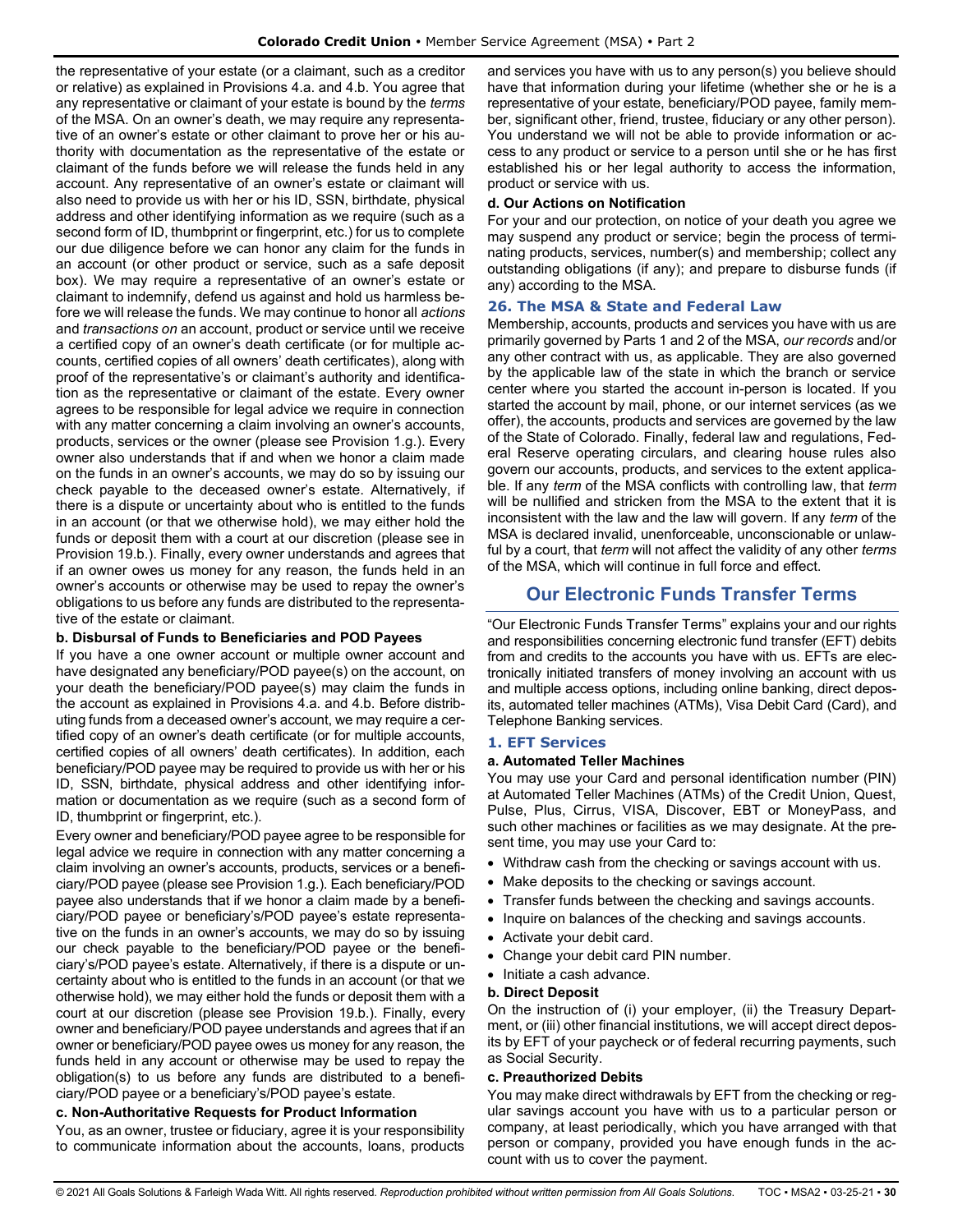the representative of your estate (or a claimant, such as a creditor or relative) as explained in Provisions 4.a. and 4.b. You agree that any representative or claimant of your estate is bound by the *terms* of the MSA. On an owner's death, we may require any representative of an owner's estate or other claimant to prove her or his authority with documentation as the representative of the estate or claimant of the funds before we will release the funds held in any account. Any representative of an owner's estate or claimant will also need to provide us with her or his ID, SSN, birthdate, physical address and other identifying information as we require (such as a second form of ID, thumbprint or fingerprint, etc.) for us to complete our due diligence before we can honor any claim for the funds in an account (or other product or service, such as a safe deposit box). We may require a representative of an owner's estate or claimant to indemnify, defend us against and hold us harmless before we will release the funds. We may continue to honor all *actions* and *transactions on* an account, product or service until we receive a certified copy of an owner's death certificate (or for multiple accounts, certified copies of all owners' death certificates), along with proof of the representative's or claimant's authority and identification as the representative or claimant of the estate. Every owner agrees to be responsible for legal advice we require in connection with any matter concerning a claim involving an owner's accounts, products, services or the owner (please see Provision 1.g.). Every owner also understands that if and when we honor a claim made on the funds in an owner's accounts, we may do so by issuing our check payable to the deceased owner's estate. Alternatively, if there is a dispute or uncertainty about who is entitled to the funds in an account (or that we otherwise hold), we may either hold the funds or deposit them with a court at our discretion (please see in Provision 19.b.). Finally, every owner understands and agrees that if an owner owes us money for any reason, the funds held in an owner's accounts or otherwise may be used to repay the owner's obligations to us before any funds are distributed to the representative of the estate or claimant.

**b. Disbursal of Funds to Beneficiaries and POD Payees**

If you have a one owner account or multiple owner account and have designated any beneficiary/POD payee(s) on the account, on your death the beneficiary/POD payee(s) may claim the funds in the account as explained in Provisions 4.a. and 4.b. Before distributing funds from a deceased owner's account, we may require a certified copy of an owner's death certificate (or for multiple accounts, certified copies of all owners' death certificates). In addition, each beneficiary/POD payee may be required to provide us with her or his ID, SSN, birthdate, physical address and other identifying information or documentation as we require (such as a second form of ID, thumbprint or fingerprint, etc.).

Every owner and beneficiary/POD payee agree to be responsible for legal advice we require in connection with any matter concerning a claim involving an owner's accounts, products, services or a beneficiary/POD payee (please see Provision 1.g.). Each beneficiary/POD payee also understands that if we honor a claim made by a beneficiary/POD payee or beneficiary's/POD payee's estate representative on the funds in an owner's accounts, we may do so by issuing our check payable to the beneficiary/POD payee or the beneficiary's/POD payee's estate. Alternatively, if there is a dispute or uncertainty about who is entitled to the funds in an account (or that we otherwise hold), we may either hold the funds or deposit them with a court at our discretion (please see Provision 19.b.). Finally, every owner and beneficiary/POD payee understands and agrees that if an owner or beneficiary/POD payee owes us money for any reason, the funds held in any account or otherwise may be used to repay the obligation(s) to us before any funds are distributed to a beneficiary/POD payee or a beneficiary's/POD payee's estate.

**c. Non-Authoritative Requests for Product Information**

You, as an owner, trustee or fiduciary, agree it is your responsibility to communicate information about the accounts, loans, products and services you have with us to any person(s) you believe should have that information during your lifetime (whether she or he is a representative of your estate, beneficiary/POD payee, family member, significant other, friend, trustee, fiduciary or any other person). You understand we will not be able to provide information or access to any product or service to a person until she or he has first established his or her legal authority to access the information, product or service with us.

**d. Our Actions on Notification**

For your and our protection, on notice of your death you agree we may suspend any product or service; begin the process of terminating products, services, number(s) and membership; collect any outstanding obligations (if any); and prepare to disburse funds (if any) according to the MSA.

### 26. The MSA & State and Federal Law

Membership, accounts, products and services you have with us are primarily governed by Parts 1 and 2 of the MSA, *our records* and/or any other contract with us, as applicable. They are also governed by the applicable law of the state in which the branch or service center where you started the account in-person is located. If you started the account by mail, phone, or our internet services (as we offer), the accounts, products and services are governed by the law of the State of Colorado. Finally, federal law and regulations, Federal Reserve operating circulars, and clearing house rules also govern our accounts, products, and services to the extent applicable. If any *term* of the MSA conflicts with controlling law, that *term* will be nullified and stricken from the MSA to the extent that it is inconsistent with the law and the law will govern. If any *term* of the MSA is declared invalid, unenforceable, unconscionable or unlawful by a court, that *term* will not affect the validity of any other *terms* of the MSA, which will continue in full force and effect.

## Our Electronic Funds Transfer Terms

"Our Electronic Funds Transfer Terms" explains your and our rights and responsibilities concerning electronic fund transfer (EFT) debits from and credits to the accounts you have with us. EFTs are electronically initiated transfers of money involving an account with us and multiple access options, including online banking, direct deposits, automated teller machines (ATMs), Visa Debit Card (Card), and Telephone Banking services.

### 1. EFT Services

**a. Automated Teller Machines**

You may use your Card and personal identification number (PIN) at Automated Teller Machines (ATMs) of the Credit Union, Quest, Pulse, Plus, Cirrus, VISA, Discover, EBT or MoneyPass, and such other machines or facilities as we may designate. At the present time, you may use your Card to:

- Withdraw cash from the checking or savings account with us.
- Make deposits to the checking or savings account.
- Transfer funds between the checking and savings accounts.
- Inquire on balances of the checking and savings accounts.
- Activate your debit card.
- Change your debit card PIN number.
- Initiate a cash advance.

**b. Direct Deposit**

On the instruction of (i) your employer, (ii) the Treasury Department, or (iii) other financial institutions, we will accept direct deposits by EFT of your paycheck or of federal recurring payments, such as Social Security.

**c. Preauthorized Debits**

You may make direct withdrawals by EFT from the checking or regular savings account you have with us to a particular person or company, at least periodically, which you have arranged with that person or company, provided you have enough funds in the account with us to cover the payment.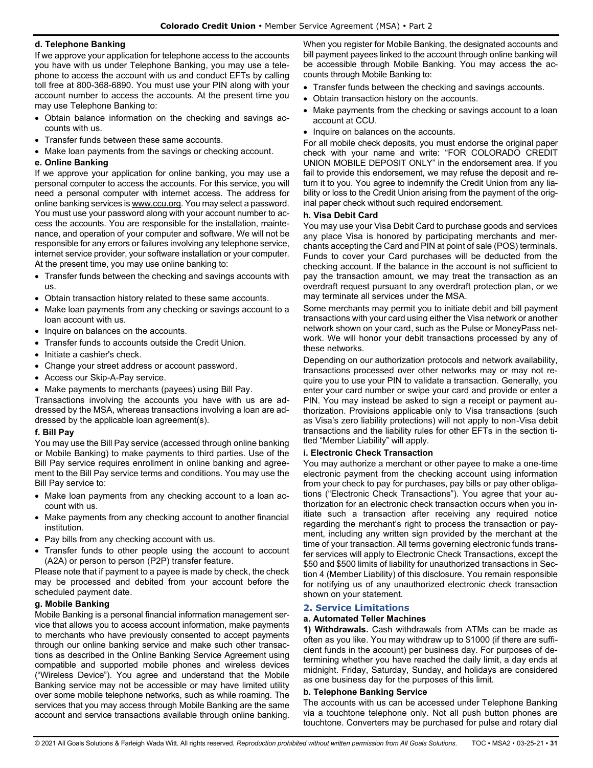#### d. Telephone Banking

If we approve your application for telephone access to the accounts you have with us under Telephone Banking, you may use a telephone to access the account with us and conduct EFTs by calling toll free at 800-368-6890. You must use your PIN along with your account number to access the accounts. At the present time you may use Telephone Banking to:

- Obtain balance information on the checking and savings accounts with us.
- Transfer funds between these same accounts.
- Make loan payments from the savings or checking account.

#### e. Online Banking

If we approve your application for online banking, you may use a personal computer to access the accounts. For this service, you will need a personal computer with internet access. The address for online banking services is www.ccu.org. You may select a password. You must use your password along with your account number to access the accounts. You are responsible for the installation, maintenance, and operation of your computer and software. We will not be responsible for any errors or failures involving any telephone service, internet service provider, your software installation or your computer. At the present time, you may use online banking to:

- Transfer funds between the checking and savings accounts with us.
- Obtain transaction history related to these same accounts.
- Make loan payments from any checking or savings account to a loan account with us.
- Inquire on balances on the accounts.
- Transfer funds to accounts outside the Credit Union.
- Initiate a cashier's check.
- Change your street address or account password.
- Access our Skip-A-Pay service.
- Make payments to merchants (payees) using Bill Pay.

Transactions involving the accounts you have with us are addressed by the MSA, whereas transactions involving a loan are addressed by the applicable loan agreement(s).

#### f. Bill Pay

You may use the Bill Pay service (accessed through online banking or Mobile Banking) to make payments to third parties. Use of the Bill Pay service requires enrollment in online banking and agreement to the Bill Pay service terms and conditions. You may use the Bill Pay service to:

- Make loan payments from any checking account to a loan account with us.
- Make payments from any checking account to another financial institution.
- Pay bills from any checking account with us.
- Transfer funds to other people using the account to account (A2A) or person to person (P2P) transfer feature.

Please note that if payment to a payee is made by check, the check may be processed and debited from your account before the scheduled payment date.

#### g. Mobile Banking

Mobile Banking is a personal financial information management service that allows you to access account information, make payments to merchants who have previously consented to accept payments through our online banking service and make such other transactions as described in the Online Banking Service Agreement using compatible and supported mobile phones and wireless devices ("Wireless Device"). You agree and understand that the Mobile Banking service may not be accessible or may have limited utility over some mobile telephone networks, such as while roaming. The services that you may access through Mobile Banking are the same account and service transactions available through online banking. When you register for Mobile Banking, the designated accounts and bill payment payees linked to the account through online banking will be accessible through Mobile Banking. You may access the accounts through Mobile Banking to:

- Transfer funds between the checking and savings accounts.
- Obtain transaction history on the accounts.
- Make payments from the checking or savings account to a loan account at CCU.
- Inquire on balances on the accounts.

For all mobile check deposits, you must endorse the original paper check with your name and write: "FOR COLORADO CREDIT UNION MOBILE DEPOSIT ONLY" in the endorsement area. If you fail to provide this endorsement, we may refuse the deposit and return it to you. You agree to indemnify the Credit Union from any liability or loss to the Credit Union arising from the payment of the original paper check without such required endorsement.

#### h. Visa Debit Card

You may use your Visa Debit Card to purchase goods and services any place Visa is honored by participating merchants and merchants accepting the Card and PIN at point of sale (POS) terminals. Funds to cover your Card purchases will be deducted from the checking account. If the balance in the account is not sufficient to pay the transaction amount, we may treat the transaction as an overdraft request pursuant to any overdraft protection plan, or we may terminate all services under the MSA.

Some merchants may permit you to initiate debit and bill payment transactions with your card using either the Visa network or another network shown on your card, such as the Pulse or MoneyPass network. We will honor your debit transactions processed by any of these networks.

Depending on our authorization protocols and network availability, transactions processed over other networks may or may not require you to use your PIN to validate a transaction. Generally, you enter your card number or swipe your card and provide or enter a PIN. You may instead be asked to sign a receipt or payment authorization. Provisions applicable only to Visa transactions (such as Visa's zero liability protections) will not apply to non-Visa debit transactions and the liability rules for other EFTs in the section titled "Member Liability" will apply.

#### i. Electronic Check Transaction

You may authorize a merchant or other payee to make a one-time electronic payment from the checking account using information from your check to pay for purchases, pay bills or pay other obligations ("Electronic Check Transactions"). You agree that your authorization for an electronic check transaction occurs when you initiate such a transaction after receiving any required notice regarding the merchant's right to process the transaction or payment, including any written sign provided by the merchant at the time of your transaction. All terms governing electronic funds transfer services will apply to Electronic Check Transactions, except the $50 and $500 limits of liability for unauthorized transactions in Section 4 (Member Liability) of this disclosure. You remain responsible for notifying us of any unauthorized electronic check transaction shown on your statement.

### 2. Service Limitations

#### a. Automated Teller Machines

**1) Withdrawals.** Cash withdrawals from ATMs can be made as often as you like. You may withdraw up to $1000 (if there are sufficient funds in the account) per business day. For purposes of determining whether you have reached the daily limit, a day ends at midnight. Friday, Saturday, Sunday, and holidays are considered as one business day for the purposes of this limit.

#### b. Telephone Banking Service

The accounts with us can be accessed under Telephone Banking via a touchtone telephone only. Not all push button phones are touchtone. Converters may be purchased for pulse and rotary dial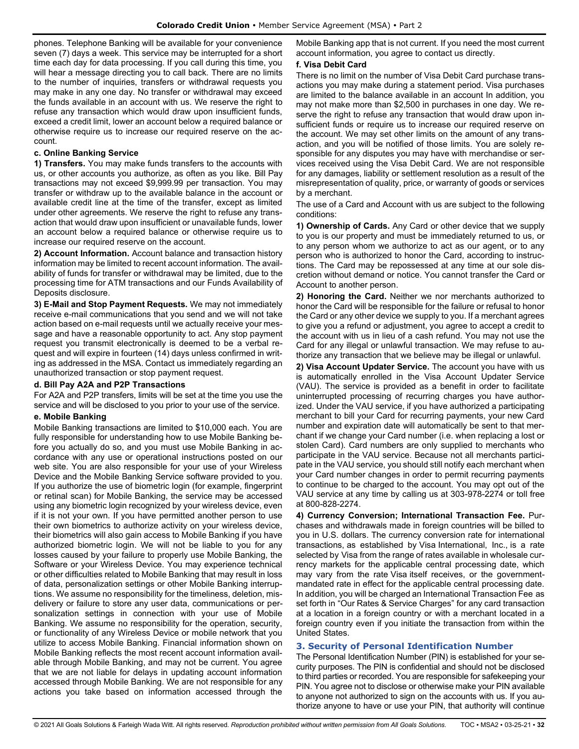phones. Telephone Banking will be available for your convenience seven (7) days a week. This service may be interrupted for a short time each day for data processing. If you call during this time, you will hear a message directing you to call back. There are no limits to the number of inquiries, transfers or withdrawal requests you may make in any one day. No transfer or withdrawal may exceed the funds available in an account with us. We reserve the right to refuse any transaction which would draw upon insufficient funds, exceed a credit limit, lower an account below a required balance or otherwise require us to increase our required reserve on the account.

**c. Online Banking Service**

**1) Transfers.** You may make funds transfers to the accounts with us, or other accounts you authorize, as often as you like. Bill Pay transactions may not exceed $9,999.99 per transaction. You may transfer or withdraw up to the available balance in the account or available credit line at the time of the transfer, except as limited under other agreements. We reserve the right to refuse any transaction that would draw upon insufficient or unavailable funds, lower an account below a required balance or otherwise require us to increase our required reserve on the account.

**2) Account Information.** Account balance and transaction history information may be limited to recent account information. The availability of funds for transfer or withdrawal may be limited, due to the processing time for ATM transactions and our Funds Availability of Deposits disclosure.

**3) E-Mail and Stop Payment Requests.** We may not immediately receive e-mail communications that you send and we will not take action based on e-mail requests until we actually receive your message and have a reasonable opportunity to act. Any stop payment request you transmit electronically is deemed to be a verbal request and will expire in fourteen (14) days unless confirmed in writing as addressed in the MSA. Contact us immediately regarding an unauthorized transaction or stop payment request.

**d. Bill Pay A2A and P2P Transactions**

For A2A and P2P transfers, limits will be set at the time you use the service and will be disclosed to you prior to your use of the service.

**e. Mobile Banking**

Mobile Banking transactions are limited to $10,000 each. You are fully responsible for understanding how to use Mobile Banking before you actually do so, and you must use Mobile Banking in accordance with any use or operational instructions posted on our web site. You are also responsible for your use of your Wireless Device and the Mobile Banking Service software provided to you. If you authorize the use of biometric login (for example, fingerprint or retinal scan) for Mobile Banking, the service may be accessed using any biometric login recognized by your wireless device, even if it is not your own. If you have permitted another person to use their own biometrics to authorize activity on your wireless device, their biometrics will also gain access to Mobile Banking if you have authorized biometric login. We will not be liable to you for any losses caused by your failure to properly use Mobile Banking, the Software or your Wireless Device. You may experience technical or other difficulties related to Mobile Banking that may result in loss of data, personalization settings or other Mobile Banking interruptions. We assume no responsibility for the timeliness, deletion, misdelivery or failure to store any user data, communications or personalization settings in connection with your use of Mobile Banking. We assume no responsibility for the operation, security, or functionality of any Wireless Device or mobile network that you utilize to access Mobile Banking. Financial information shown on Mobile Banking reflects the most recent account information available through Mobile Banking, and may not be current. You agree that we are not liable for delays in updating account information accessed through Mobile Banking. We are not responsible for any actions you take based on information accessed through the Mobile Banking app that is not current. If you need the most current account information, you agree to contact us directly.

**f. Visa Debit Card**

There is no limit on the number of Visa Debit Card purchase transactions you may make during a statement period. Visa purchases are limited to the balance available in an account In addition, you may not make more than $2,500 in purchases in one day. We reserve the right to refuse any transaction that would draw upon insufficient funds or require us to increase our required reserve on the account. We may set other limits on the amount of any transaction, and you will be notified of those limits. You are solely responsible for any disputes you may have with merchandise or services received using the Visa Debit Card. We are not responsible for any damages, liability or settlement resolution as a result of the misrepresentation of quality, price, or warranty of goods or services by a merchant.

The use of a Card and Account with us are subject to the following conditions:

**1) Ownership of Cards.** Any Card or other device that we supply to you is our property and must be immediately returned to us, or to any person whom we authorize to act as our agent, or to any person who is authorized to honor the Card, according to instructions. The Card may be repossessed at any time at our sole discretion without demand or notice. You cannot transfer the Card or Account to another person.

**2) Honoring the Card.** Neither we nor merchants authorized to honor the Card will be responsible for the failure or refusal to honor the Card or any other device we supply to you. If a merchant agrees to give you a refund or adjustment, you agree to accept a credit to the account with us in lieu of a cash refund. You may not use the Card for any illegal or unlawful transaction. We may refuse to authorize any transaction that we believe may be illegal or unlawful.

**2) Visa Account Updater Service.** The account you have with us is automatically enrolled in the Visa Account Updater Service (VAU). The service is provided as a benefit in order to facilitate uninterrupted processing of recurring charges you have authorized. Under the VAU service, if you have authorized a participating merchant to bill your Card for recurring payments, your new Card number and expiration date will automatically be sent to that merchant if we change your Card number (i.e. when replacing a lost or stolen Card). Card numbers are only supplied to merchants who participate in the VAU service. Because not all merchants participate in the VAU service, you should still notify each merchant when your Card number changes in order to permit recurring payments to continue to be charged to the account. You may opt out of the VAU service at any time by calling us at 303-978-2274 or toll free at 800-828-2274.

**4) Currency Conversion; International Transaction Fee.** Purchases and withdrawals made in foreign countries will be billed to you in U.S. dollars. The currency conversion rate for international transactions, as established by Visa International, Inc., is a rate selected by Visa from the range of rates available in wholesale currency markets for the applicable central processing date, which may vary from the rate Visa itself receives, or the government-mandated rate in effect for the applicable central processing date. In addition, you will be charged an International Transaction Fee as set forth in "Our Rates & Service Charges" for any card transaction at a location in a foreign country or with a merchant located in a foreign country even if you initiate the transaction from within the United States.

## 3. Security of Personal Identification Number

The Personal Identification Number (PIN) is established for your security purposes. The PIN is confidential and should not be disclosed to third parties or recorded. You are responsible for safekeeping your PIN. You agree not to disclose or otherwise make your PIN available to anyone not authorized to sign on the accounts with us. If you authorize anyone to have or use your PIN, that authority will continue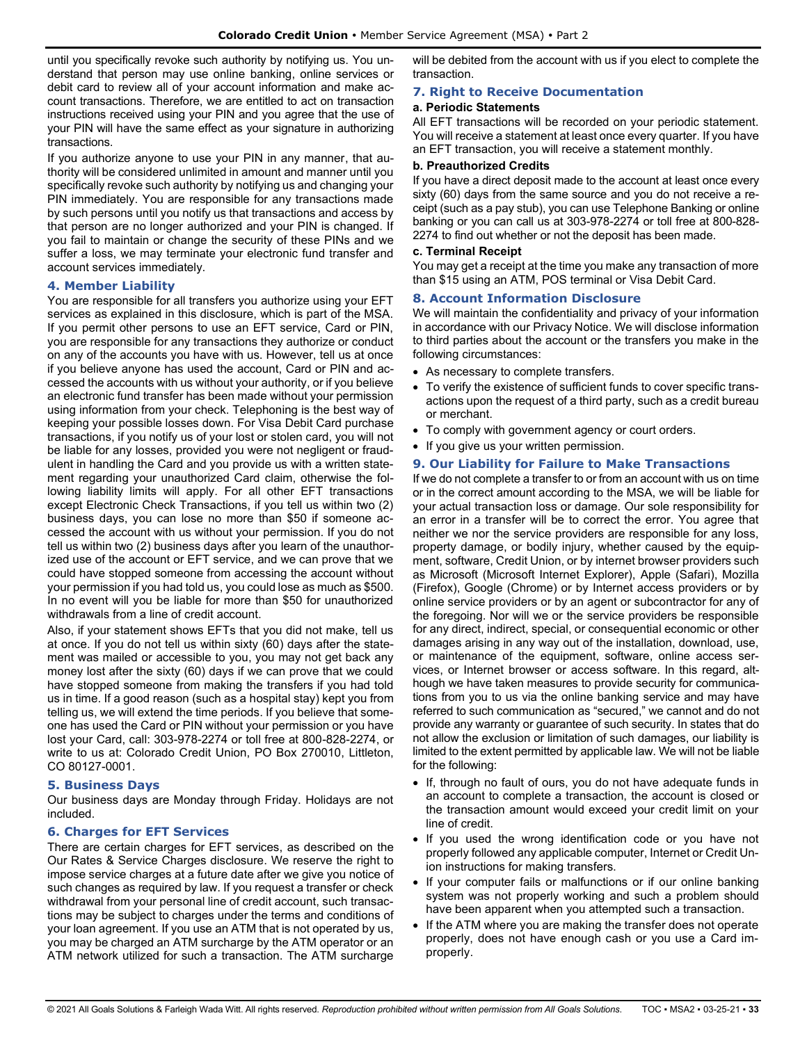until you specifically revoke such authority by notifying us. You understand that person may use online banking, online services or debit card to review all of your account information and make account transactions. Therefore, we are entitled to act on transaction instructions received using your PIN and you agree that the use of your PIN will have the same effect as your signature in authorizing transactions.

If you authorize anyone to use your PIN in any manner, that authority will be considered unlimited in amount and manner until you specifically revoke such authority by notifying us and changing your PIN immediately. You are responsible for any transactions made by such persons until you notify us that transactions and access by that person are no longer authorized and your PIN is changed. If you fail to maintain or change the security of these PINs and we suffer a loss, we may terminate your electronic fund transfer and account services immediately.

### 4. Member Liability

You are responsible for all transfers you authorize using your EFT services as explained in this disclosure, which is part of the MSA. If you permit other persons to use an EFT service, Card or PIN, you are responsible for any transactions they authorize or conduct on any of the accounts you have with us. However, tell us at once if you believe anyone has used the account, Card or PIN and accessed the accounts with us without your authority, or if you believe an electronic fund transfer has been made without your permission using information from your check. Telephoning is the best way of keeping your possible losses down. For Visa Debit Card purchase transactions, if you notify us of your lost or stolen card, you will not be liable for any losses, provided you were not negligent or fraudulent in handling the Card and you provide us with a written statement regarding your unauthorized Card claim, otherwise the following liability limits will apply. For all other EFT transactions except Electronic Check Transactions, if you tell us within two (2) business days, you can lose no more than $50 if someone accessed the account with us without your permission. If you do not tell us within two (2) business days after you learn of the unauthorized use of the account or EFT service, and we can prove that we could have stopped someone from accessing the account without your permission if you had told us, you could lose as much as $500. In no event will you be liable for more than $50 for unauthorized withdrawals from a line of credit account.

Also, if your statement shows EFTs that you did not make, tell us at once. If you do not tell us within sixty (60) days after the statement was mailed or accessible to you, you may not get back any money lost after the sixty (60) days if we can prove that we could have stopped someone from making the transfers if you had told us in time. If a good reason (such as a hospital stay) kept you from telling us, we will extend the time periods. If you believe that someone has used the Card or PIN without your permission or you have lost your Card, call: 303-978-2274 or toll free at 800-828-2274, or write to us at: Colorado Credit Union, PO Box 270010, Littleton, CO 80127-0001.

### 5. Business Days

Our business days are Monday through Friday. Holidays are not included.

### 6. Charges for EFT Services

There are certain charges for EFT services, as described on the Our Rates & Service Charges disclosure. We reserve the right to impose service charges at a future date after we give you notice of such changes as required by law. If you request a transfer or check withdrawal from your personal line of credit account, such transactions may be subject to charges under the terms and conditions of your loan agreement. If you use an ATM that is not operated by us, you may be charged an ATM surcharge by the ATM operator or an ATM network utilized for such a transaction. The ATM surcharge will be debited from the account with us if you elect to complete the transaction.

### 7. Right to Receive Documentation

**a. Periodic Statements**

All EFT transactions will be recorded on your periodic statement. You will receive a statement at least once every quarter. If you have an EFT transaction, you will receive a statement monthly.

**b. Preauthorized Credits**

If you have a direct deposit made to the account at least once every sixty (60) days from the same source and you do not receive a receipt (such as a pay stub), you can use Telephone Banking or online banking or you can call us at 303-978-2274 or toll free at 800-828-2274 to find out whether or not the deposit has been made.

**c. Terminal Receipt**

You may get a receipt at the time you make any transaction of more than $15 using an ATM, POS terminal or Visa Debit Card.

### 8. Account Information Disclosure

We will maintain the confidentiality and privacy of your information in accordance with our Privacy Notice. We will disclose information to third parties about the account or the transfers you make in the following circumstances:

- As necessary to complete transfers.
- To verify the existence of sufficient funds to cover specific transactions upon the request of a third party, such as a credit bureau or merchant.
- To comply with government agency or court orders.
- If you give us your written permission.

### 9. Our Liability for Failure to Make Transactions

If we do not complete a transfer to or from an account with us on time or in the correct amount according to the MSA, we will be liable for your actual transaction loss or damage. Our sole responsibility for an error in a transfer will be to correct the error. You agree that neither we nor the service providers are responsible for any loss, property damage, or bodily injury, whether caused by the equipment, software, Credit Union, or by internet browser providers such as Microsoft (Microsoft Internet Explorer), Apple (Safari), Mozilla (Firefox), Google (Chrome) or by Internet access providers or by online service providers or by an agent or subcontractor for any of the foregoing. Nor will we or the service providers be responsible for any direct, indirect, special, or consequential economic or other damages arising in any way out of the installation, download, use, or maintenance of the equipment, software, online access services, or Internet browser or access software. In this regard, although we have taken measures to provide security for communications from you to us via the online banking service and may have referred to such communication as "secured," we cannot and do not provide any warranty or guarantee of such security. In states that do not allow the exclusion or limitation of such damages, our liability is limited to the extent permitted by applicable law. We will not be liable for the following:

- If, through no fault of ours, you do not have adequate funds in an account to complete a transaction, the account is closed or the transaction amount would exceed your credit limit on your line of credit.
- If you used the wrong identification code or you have not properly followed any applicable computer, Internet or Credit Union instructions for making transfers.
- If your computer fails or malfunctions or if our online banking system was not properly working and such a problem should have been apparent when you attempted such a transaction.
- If the ATM where you are making the transfer does not operate properly, does not have enough cash or you use a Card improperly.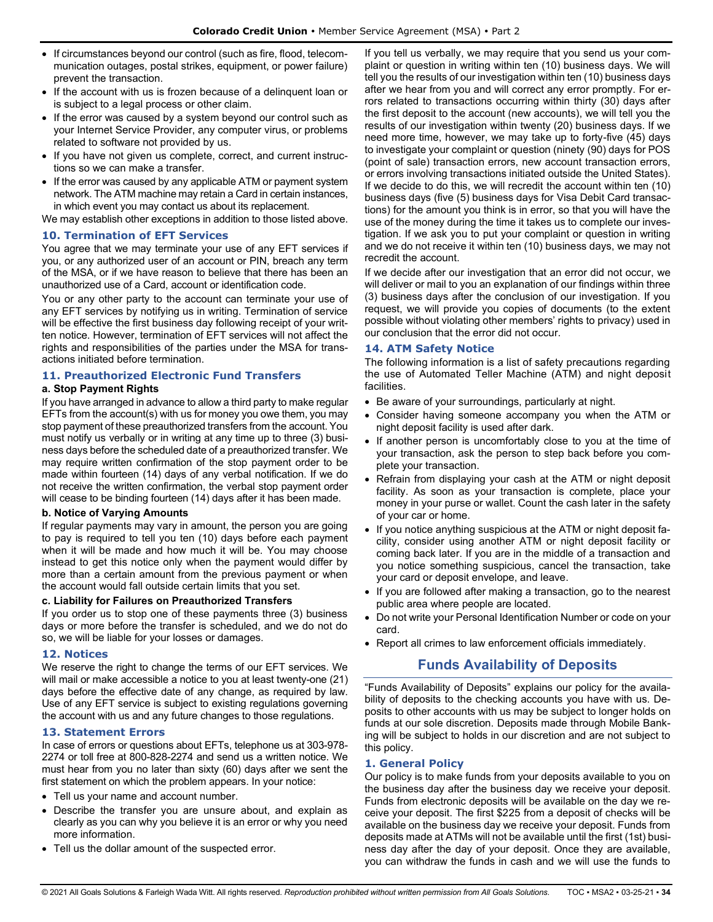- If circumstances beyond our control (such as fire, flood, telecommunication outages, postal strikes, equipment, or power failure) prevent the transaction.
- If the account with us is frozen because of a delinquent loan or is subject to a legal process or other claim.
- If the error was caused by a system beyond our control such as your Internet Service Provider, any computer virus, or problems related to software not provided by us.
- If you have not given us complete, correct, and current instructions so we can make a transfer.
- If the error was caused by any applicable ATM or payment system network. The ATM machine may retain a Card in certain instances, in which event you may contact us about its replacement.

We may establish other exceptions in addition to those listed above.

### 10. Termination of EFT Services

You agree that we may terminate your use of any EFT services if you, or any authorized user of an account or PIN, breach any term of the MSA, or if we have reason to believe that there has been an unauthorized use of a Card, account or identification code.

You or any other party to the account can terminate your use of any EFT services by notifying us in writing. Termination of service will be effective the first business day following receipt of your written notice. However, termination of EFT services will not affect the rights and responsibilities of the parties under the MSA for transactions initiated before termination.

### 11. Preauthorized Electronic Fund Transfers

**a. Stop Payment Rights**

If you have arranged in advance to allow a third party to make regular EFTs from the account(s) with us for money you owe them, you may stop payment of these preauthorized transfers from the account. You must notify us verbally or in writing at any time up to three (3) business days before the scheduled date of a preauthorized transfer. We may require written confirmation of the stop payment order to be made within fourteen (14) days of any verbal notification. If we do not receive the written confirmation, the verbal stop payment order will cease to be binding fourteen (14) days after it has been made.

**b. Notice of Varying Amounts**

If regular payments may vary in amount, the person you are going to pay is required to tell you ten (10) days before each payment when it will be made and how much it will be. You may choose instead to get this notice only when the payment would differ by more than a certain amount from the previous payment or when the account would fall outside certain limits that you set.

**c. Liability for Failures on Preauthorized Transfers**

If you order us to stop one of these payments three (3) business days or more before the transfer is scheduled, and we do not do so, we will be liable for your losses or damages.

### 12. Notices

We reserve the right to change the terms of our EFT services. We will mail or make accessible a notice to you at least twenty-one (21) days before the effective date of any change, as required by law. Use of any EFT service is subject to existing regulations governing the account with us and any future changes to those regulations.

### 13. Statement Errors

In case of errors or questions about EFTs, telephone us at 303-978-2274 or toll free at 800-828-2274 and send us a written notice. We must hear from you no later than sixty (60) days after we sent the first statement on which the problem appears. In your notice:

- Tell us your name and account number.
- Describe the transfer you are unsure about, and explain as clearly as you can why you believe it is an error or why you need more information.
- Tell us the dollar amount of the suspected error.

If you tell us verbally, we may require that you send us your complaint or question in writing within ten (10) business days. We will tell you the results of our investigation within ten (10) business days after we hear from you and will correct any error promptly. For errors related to transactions occurring within thirty (30) days after the first deposit to the account (new accounts), we will tell you the results of our investigation within twenty (20) business days. If we need more time, however, we may take up to forty-five (45) days to investigate your complaint or question (ninety (90) days for POS (point of sale) transaction errors, new account transaction errors, or errors involving transactions initiated outside the United States). If we decide to do this, we will recredit the account within ten (10) business days (five (5) business days for Visa Debit Card transactions) for the amount you think is in error, so that you will have the use of the money during the time it takes us to complete our investigation. If we ask you to put your complaint or question in writing and we do not receive it within ten (10) business days, we may not recredit the account.

If we decide after our investigation that an error did not occur, we will deliver or mail to you an explanation of our findings within three (3) business days after the conclusion of our investigation. If you request, we will provide you copies of documents (to the extent possible without violating other members' rights to privacy) used in our conclusion that the error did not occur.

### 14. ATM Safety Notice

The following information is a list of safety precautions regarding the use of Automated Teller Machine (ATM) and night deposit facilities.

- Be aware of your surroundings, particularly at night.
- Consider having someone accompany you when the ATM or night deposit facility is used after dark.
- If another person is uncomfortably close to you at the time of your transaction, ask the person to step back before you complete your transaction.
- Refrain from displaying your cash at the ATM or night deposit facility. As soon as your transaction is complete, place your money in your purse or wallet. Count the cash later in the safety of your car or home.
- If you notice anything suspicious at the ATM or night deposit facility, consider using another ATM or night deposit facility or coming back later. If you are in the middle of a transaction and you notice something suspicious, cancel the transaction, take your card or deposit envelope, and leave.
- If you are followed after making a transaction, go to the nearest public area where people are located.
- Do not write your Personal Identification Number or code on your card.
- Report all crimes to law enforcement officials immediately.

## Funds Availability of Deposits

"Funds Availability of Deposits" explains our policy for the availability of deposits to the checking accounts you have with us. Deposits to other accounts with us may be subject to longer holds on funds at our sole discretion. Deposits made through Mobile Banking will be subject to holds in our discretion and are not subject to this policy.

### 1. General Policy

Our policy is to make funds from your deposits available to you on the business day after the business day we receive your deposit. Funds from electronic deposits will be available on the day we receive your deposit. The first $225 from a deposit of checks will be available on the business day we receive your deposit. Funds from deposits made at ATMs will not be available until the first (1st) business day after the day of your deposit. Once they are available, you can withdraw the funds in cash and we will use the funds to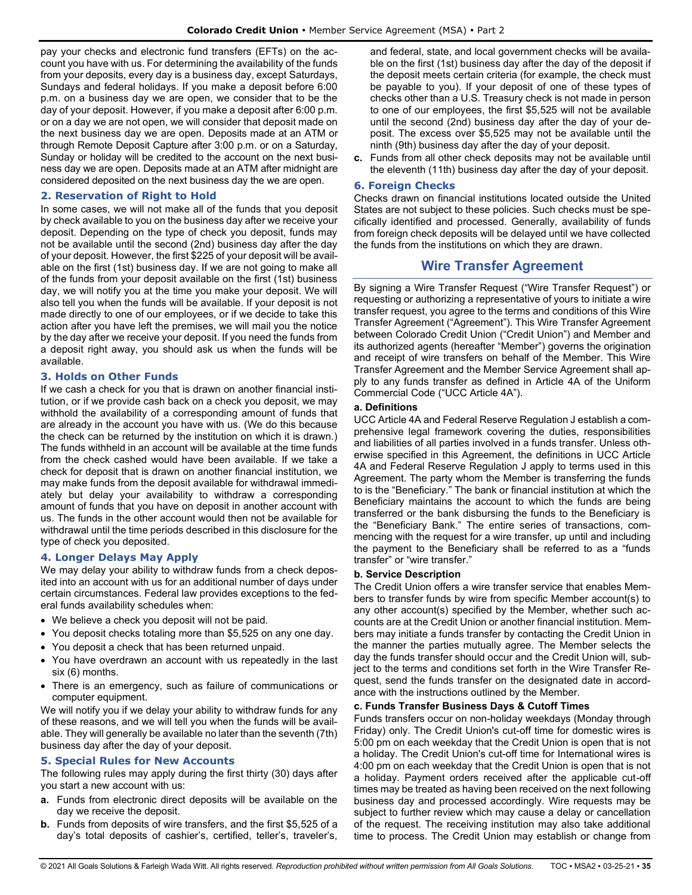pay your checks and electronic fund transfers (EFTs) on the account you have with us. For determining the availability of the funds from your deposits, every day is a business day, except Saturdays, Sundays and federal holidays. If you make a deposit before 6:00 p.m. on a business day we are open, we consider that to be the day of your deposit. However, if you make a deposit after 6:00 p.m. or on a day we are not open, we will consider that deposit made on the next business day we are open. Deposits made at an ATM or through Remote Deposit Capture after 3:00 p.m. or on a Saturday, Sunday or holiday will be credited to the account on the next business day we are open. Deposits made at an ATM after midnight are considered deposited on the next business day the we are open.

### 2. Reservation of Right to Hold

In some cases, we will not make all of the funds that you deposit by check available to you on the business day after we receive your deposit. Depending on the type of check you deposit, funds may not be available until the second (2nd) business day after the day of your deposit. However, the first $225 of your deposit will be available on the first (1st) business day. If we are not going to make all of the funds from your deposit available on the first (1st) business day, we will notify you at the time you make your deposit. We will also tell you when the funds will be available. If your deposit is not made directly to one of our employees, or if we decide to take this action after you have left the premises, we will mail you the notice by the day after we receive your deposit. If you need the funds from a deposit right away, you should ask us when the funds will be available.

### 3. Holds on Other Funds

If we cash a check for you that is drawn on another financial institution, or if we provide cash back on a check you deposit, we may withhold the availability of a corresponding amount of funds that are already in the account you have with us. (We do this because the check can be returned by the institution on which it is drawn.) The funds withheld in an account will be available at the time funds from the check cashed would have been available. If we take a check for deposit that is drawn on another financial institution, we may make funds from the deposit available for withdrawal immediately but delay your availability to withdraw a corresponding amount of funds that you have on deposit in another account with us. The funds in the other account would then not be available for withdrawal until the time periods described in this disclosure for the type of check you deposited.

### 4. Longer Delays May Apply

We may delay your ability to withdraw funds from a check deposited into an account with us for an additional number of days under certain circumstances. Federal law provides exceptions to the federal funds availability schedules when:

- We believe a check you deposit will not be paid.
- You deposit checks totaling more than $5,525 on any one day.
- You deposit a check that has been returned unpaid.
- You have overdrawn an account with us repeatedly in the last six (6) months.
- There is an emergency, such as failure of communications or computer equipment.

We will notify you if we delay your ability to withdraw funds for any of these reasons, and we will tell you when the funds will be available. They will generally be available no later than the seventh (7th) business day after the day of your deposit.

### 5. Special Rules for New Accounts

The following rules may apply during the first thirty (30) days after you start a new account with us:

**a.** Funds from electronic direct deposits will be available on the day we receive the deposit.

**b.** Funds from deposits of wire transfers, and the first $5,525 of a day's total deposits of cashier's, certified, teller's, traveler's, and federal, state, and local government checks will be available on the first (1st) business day after the day of the deposit if the deposit meets certain criteria (for example, the check must be payable to you). If your deposit of one of these types of checks other than a U.S. Treasury check is not made in person to one of our employees, the first $5,525 will not be available until the second (2nd) business day after the day of your deposit. The excess over $5,525 may not be available until the ninth (9th) business day after the day of your deposit.

**c.** Funds from all other check deposits may not be available until the eleventh (11th) business day after the day of your deposit.

### 6. Foreign Checks

Checks drawn on financial institutions located outside the United States are not subject to these policies. Such checks must be specifically identified and processed. Generally, availability of funds from foreign check deposits will be delayed until we have collected the funds from the institutions on which they are drawn.

## Wire Transfer Agreement

By signing a Wire Transfer Request ("Wire Transfer Request") or requesting or authorizing a representative of yours to initiate a wire transfer request, you agree to the terms and conditions of this Wire Transfer Agreement ("Agreement"). This Wire Transfer Agreement between Colorado Credit Union ("Credit Union") and Member and its authorized agents (hereafter "Member") governs the origination and receipt of wire transfers on behalf of the Member. This Wire Transfer Agreement and the Member Service Agreement shall apply to any funds transfer as defined in Article 4A of the Uniform Commercial Code ("UCC Article 4A").

**a. Definitions**

UCC Article 4A and Federal Reserve Regulation J establish a comprehensive legal framework covering the duties, responsibilities and liabilities of all parties involved in a funds transfer. Unless otherwise specified in this Agreement, the definitions in UCC Article 4A and Federal Reserve Regulation J apply to terms used in this Agreement. The party whom the Member is transferring the funds to is the "Beneficiary." The bank or financial institution at which the Beneficiary maintains the account to which the funds are being transferred or the bank disbursing the funds to the Beneficiary is the "Beneficiary Bank." The entire series of transactions, commencing with the request for a wire transfer, up until and including the payment to the Beneficiary shall be referred to as a "funds transfer" or "wire transfer."

**b. Service Description**

The Credit Union offers a wire transfer service that enables Members to transfer funds by wire from specific Member account(s) to any other account(s) specified by the Member, whether such accounts are at the Credit Union or another financial institution. Members may initiate a funds transfer by contacting the Credit Union in the manner the parties mutually agree. The Member selects the day the funds transfer should occur and the Credit Union will, subject to the terms and conditions set forth in the Wire Transfer Request, send the funds transfer on the designated date in accordance with the instructions outlined by the Member.

**c. Funds Transfer Business Days & Cutoff Times**

Funds transfers occur on non-holiday weekdays (Monday through Friday) only. The Credit Union's cut-off time for domestic wires is 5:00 pm on each weekday that the Credit Union is open that is not a holiday. The Credit Union's cut-off time for International wires is 4:00 pm on each weekday that the Credit Union is open that is not a holiday. Payment orders received after the applicable cut-off times may be treated as having been received on the next following business day and processed accordingly. Wire requests may be subject to further review which may cause a delay or cancellation of the request. The receiving institution may also take additional time to process. The Credit Union may establish or change from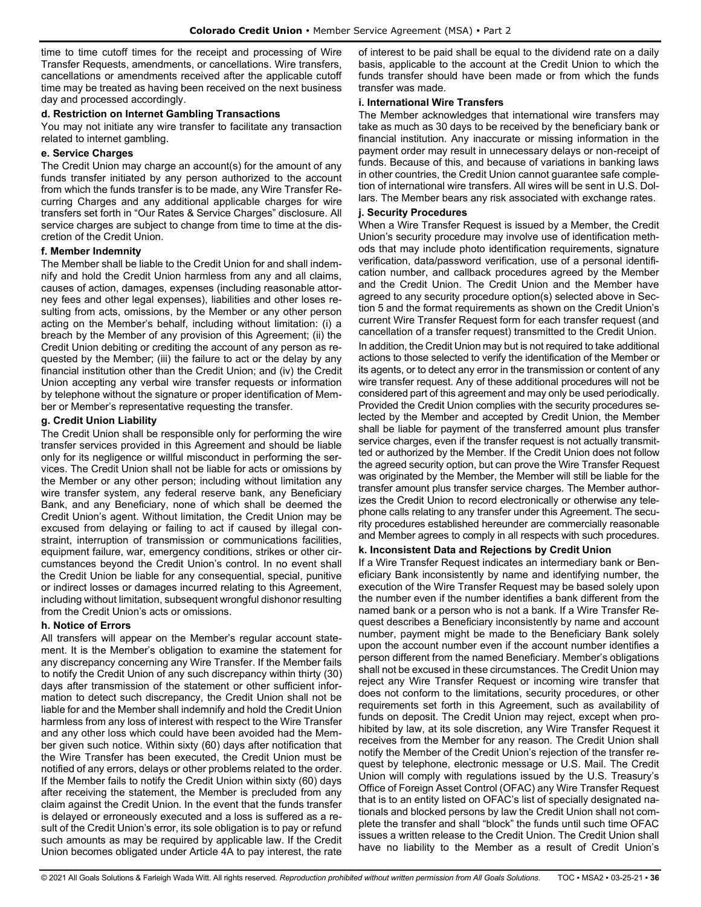time to time cutoff times for the receipt and processing of Wire Transfer Requests, amendments, or cancellations. Wire transfers, cancellations or amendments received after the applicable cutoff time may be treated as having been received on the next business day and processed accordingly.

**d. Restriction on Internet Gambling Transactions**

You may not initiate any wire transfer to facilitate any transaction related to internet gambling.

**e. Service Charges**

The Credit Union may charge an account(s) for the amount of any funds transfer initiated by any person authorized to the account from which the funds transfer is to be made, any Wire Transfer Recurring Charges and any additional applicable charges for wire transfers set forth in "Our Rates & Service Charges" disclosure. All service charges are subject to change from time to time at the discretion of the Credit Union.

**f. Member Indemnity**

The Member shall be liable to the Credit Union for and shall indemnify and hold the Credit Union harmless from any and all claims, causes of action, damages, expenses (including reasonable attorney fees and other legal expenses), liabilities and other loses resulting from acts, omissions, by the Member or any other person acting on the Member's behalf, including without limitation: (i) a breach by the Member of any provision of this Agreement; (ii) the Credit Union debiting or crediting the account of any person as requested by the Member; (iii) the failure to act or the delay by any financial institution other than the Credit Union; and (iv) the Credit Union accepting any verbal wire transfer requests or information by telephone without the signature or proper identification of Member or Member's representative requesting the transfer.

**g. Credit Union Liability**

The Credit Union shall be responsible only for performing the wire transfer services provided in this Agreement and should be liable only for its negligence or willful misconduct in performing the services. The Credit Union shall not be liable for acts or omissions by the Member or any other person; including without limitation any wire transfer system, any federal reserve bank, any Beneficiary Bank, and any Beneficiary, none of which shall be deemed the Credit Union's agent. Without limitation, the Credit Union may be excused from delaying or failing to act if caused by illegal constraint, interruption of transmission or communications facilities, equipment failure, war, emergency conditions, strikes or other circumstances beyond the Credit Union's control. In no event shall the Credit Union be liable for any consequential, special, punitive or indirect losses or damages incurred relating to this Agreement, including without limitation, subsequent wrongful dishonor resulting from the Credit Union's acts or omissions.

**h. Notice of Errors**

All transfers will appear on the Member's regular account statement. It is the Member's obligation to examine the statement for any discrepancy concerning any Wire Transfer. If the Member fails to notify the Credit Union of any such discrepancy within thirty (30) days after transmission of the statement or other sufficient information to detect such discrepancy, the Credit Union shall not be liable for and the Member shall indemnify and hold the Credit Union harmless from any loss of interest with respect to the Wire Transfer and any other loss which could have been avoided had the Member given such notice. Within sixty (60) days after notification that the Wire Transfer has been executed, the Credit Union must be notified of any errors, delays or other problems related to the order. If the Member fails to notify the Credit Union within sixty (60) days after receiving the statement, the Member is precluded from any claim against the Credit Union. In the event that the funds transfer is delayed or erroneously executed and a loss is suffered as a result of the Credit Union's error, its sole obligation is to pay or refund such amounts as may be required by applicable law. If the Credit Union becomes obligated under Article 4A to pay interest, the rate of interest to be paid shall be equal to the dividend rate on a daily basis, applicable to the account at the Credit Union to which the funds transfer should have been made or from which the funds transfer was made.

**i. International Wire Transfers**

The Member acknowledges that international wire transfers may take as much as 30 days to be received by the beneficiary bank or financial institution. Any inaccurate or missing information in the payment order may result in unnecessary delays or non-receipt of funds. Because of this, and because of variations in banking laws in other countries, the Credit Union cannot guarantee safe completion of international wire transfers. All wires will be sent in U.S. Dollars. The Member bears any risk associated with exchange rates.

**j. Security Procedures**

When a Wire Transfer Request is issued by a Member, the Credit Union's security procedure may involve use of identification methods that may include photo identification requirements, signature verification, data/password verification, use of a personal identification number, and callback procedures agreed by the Member and the Credit Union. The Credit Union and the Member have agreed to any security procedure option(s) selected above in Section 5 and the format requirements as shown on the Credit Union's current Wire Transfer Request form for each transfer request (and cancellation of a transfer request) transmitted to the Credit Union.

In addition, the Credit Union may but is not required to take additional actions to those selected to verify the identification of the Member or its agents, or to detect any error in the transmission or content of any wire transfer request. Any of these additional procedures will not be considered part of this agreement and may only be used periodically. Provided the Credit Union complies with the security procedures selected by the Member and accepted by Credit Union, the Member shall be liable for payment of the transferred amount plus transfer service charges, even if the transfer request is not actually transmitted or authorized by the Member. If the Credit Union does not follow the agreed security option, but can prove the Wire Transfer Request was originated by the Member, the Member will still be liable for the transfer amount plus transfer service charges. The Member authorizes the Credit Union to record electronically or otherwise any telephone calls relating to any transfer under this Agreement. The security procedures established hereunder are commercially reasonable and Member agrees to comply in all respects with such procedures.

**k. Inconsistent Data and Rejections by Credit Union**

If a Wire Transfer Request indicates an intermediary bank or Beneficiary Bank inconsistently by name and identifying number, the execution of the Wire Transfer Request may be based solely upon the number even if the number identifies a bank different from the named bank or a person who is not a bank. If a Wire Transfer Request describes a Beneficiary inconsistently by name and account number, payment might be made to the Beneficiary Bank solely upon the account number even if the account number identifies a person different from the named Beneficiary. Member's obligations shall not be excused in these circumstances. The Credit Union may reject any Wire Transfer Request or incoming wire transfer that does not conform to the limitations, security procedures, or other requirements set forth in this Agreement, such as availability of funds on deposit. The Credit Union may reject, except when prohibited by law, at its sole discretion, any Wire Transfer Request it receives from the Member for any reason. The Credit Union shall notify the Member of the Credit Union's rejection of the transfer request by telephone, electronic message or U.S. Mail. The Credit Union will comply with regulations issued by the U.S. Treasury's Office of Foreign Asset Control (OFAC) any Wire Transfer Request that is to an entity listed on OFAC's list of specially designated nationals and blocked persons by law the Credit Union shall not complete the transfer and shall "block" the funds until such time OFAC issues a written release to the Credit Union. The Credit Union shall have no liability to the Member as a result of Credit Union's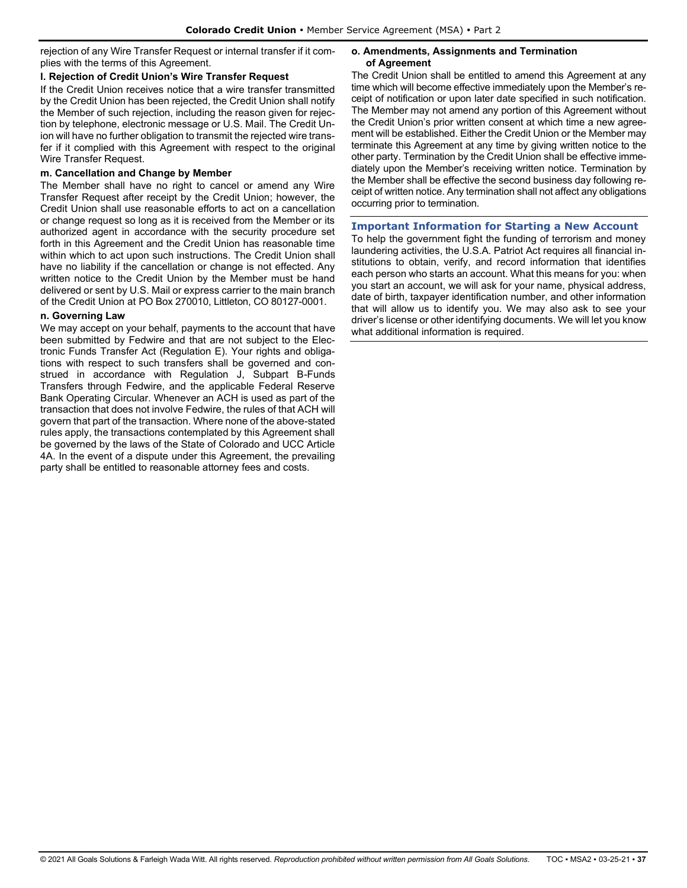rejection of any Wire Transfer Request or internal transfer if it complies with the terms of this Agreement.

**l. Rejection of Credit Union's Wire Transfer Request**

If the Credit Union receives notice that a wire transfer transmitted by the Credit Union has been rejected, the Credit Union shall notify the Member of such rejection, including the reason given for rejection by telephone, electronic message or U.S. Mail. The Credit Union will have no further obligation to transmit the rejected wire transfer if it complied with this Agreement with respect to the original Wire Transfer Request.

**m. Cancellation and Change by Member**

The Member shall have no right to cancel or amend any Wire Transfer Request after receipt by the Credit Union; however, the Credit Union shall use reasonable efforts to act on a cancellation or change request so long as it is received from the Member or its authorized agent in accordance with the security procedure set forth in this Agreement and the Credit Union has reasonable time within which to act upon such instructions. The Credit Union shall have no liability if the cancellation or change is not effected. Any written notice to the Credit Union by the Member must be hand delivered or sent by U.S. Mail or express carrier to the main branch of the Credit Union at PO Box 270010, Littleton, CO 80127-0001.

**n. Governing Law**

We may accept on your behalf, payments to the account that have been submitted by Fedwire and that are not subject to the Electronic Funds Transfer Act (Regulation E). Your rights and obligations with respect to such transfers shall be governed and construed in accordance with Regulation J, Subpart B-Funds Transfers through Fedwire, and the applicable Federal Reserve Bank Operating Circular. Whenever an ACH is used as part of the transaction that does not involve Fedwire, the rules of that ACH will govern that part of the transaction. Where none of the above-stated rules apply, the transactions contemplated by this Agreement shall be governed by the laws of the State of Colorado and UCC Article 4A. In the event of a dispute under this Agreement, the prevailing party shall be entitled to reasonable attorney fees and costs.

**o. Amendments, Assignments and Termination of Agreement**

The Credit Union shall be entitled to amend this Agreement at any time which will become effective immediately upon the Member's receipt of notification or upon later date specified in such notification. The Member may not amend any portion of this Agreement without the Credit Union's prior written consent at which time a new agreement will be established. Either the Credit Union or the Member may terminate this Agreement at any time by giving written notice to the other party. Termination by the Credit Union shall be effective immediately upon the Member's receiving written notice. Termination by the Member shall be effective the second business day following receipt of written notice. Any termination shall not affect any obligations occurring prior to termination.

## Important Information for Starting a New Account

To help the government fight the funding of terrorism and money laundering activities, the U.S.A. Patriot Act requires all financial institutions to obtain, verify, and record information that identifies each person who starts an account. What this means for you: when you start an account, we will ask for your name, physical address, date of birth, taxpayer identification number, and other information that will allow us to identify you. We may also ask to see your driver's license or other identifying documents. We will let you know what additional information is required.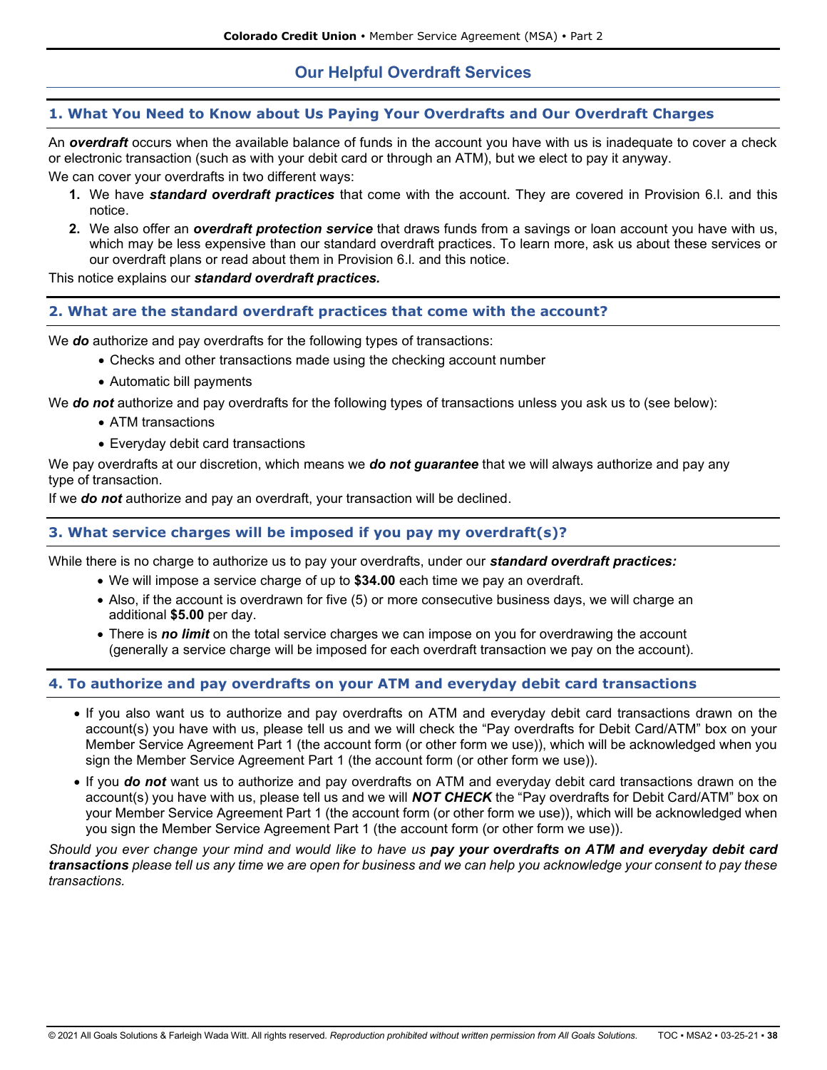# Our Helpful Overdraft Services

## 1. What You Need to Know about Us Paying Your Overdrafts and Our Overdraft Charges

An ***overdraft*** occurs when the available balance of funds in the account you have with us is inadequate to cover a check or electronic transaction (such as with your debit card or through an ATM), but we elect to pay it anyway.

We can cover your overdrafts in two different ways:

1. We have ***standard overdraft practices*** that come with the account. They are covered in Provision 6.l. and this notice.
2. We also offer an ***overdraft protection service*** that draws funds from a savings or loan account you have with us, which may be less expensive than our standard overdraft practices. To learn more, ask us about these services or our overdraft plans or read about them in Provision 6.l. and this notice.

This notice explains our ***standard overdraft practices.***

## 2. What are the standard overdraft practices that come with the account?

We ***do*** authorize and pay overdrafts for the following types of transactions:

- Checks and other transactions made using the checking account number
- Automatic bill payments

We ***do not*** authorize and pay overdrafts for the following types of transactions unless you ask us to (see below):

- ATM transactions
- Everyday debit card transactions

We pay overdrafts at our discretion, which means we ***do not guarantee*** that we will always authorize and pay any type of transaction.

If we ***do not*** authorize and pay an overdraft, your transaction will be declined.

## 3. What service charges will be imposed if you pay my overdraft(s)?

While there is no charge to authorize us to pay your overdrafts, under our ***standard overdraft practices:***

- We will impose a service charge of up to **$34.00** each time we pay an overdraft.
- Also, if the account is overdrawn for five (5) or more consecutive business days, we will charge an additional **$5.00** per day.
- There is ***no limit*** on the total service charges we can impose on you for overdrawing the account (generally a service charge will be imposed for each overdraft transaction we pay on the account).

## 4. To authorize and pay overdrafts on your ATM and everyday debit card transactions

- If you also want us to authorize and pay overdrafts on ATM and everyday debit card transactions drawn on the account(s) you have with us, please tell us and we will check the "Pay overdrafts for Debit Card/ATM" box on your Member Service Agreement Part 1 (the account form (or other form we use)), which will be acknowledged when you sign the Member Service Agreement Part 1 (the account form (or other form we use)).
- If you ***do not*** want us to authorize and pay overdrafts on ATM and everyday debit card transactions drawn on the account(s) you have with us, please tell us and we will ***NOT CHECK*** the "Pay overdrafts for Debit Card/ATM" box on your Member Service Agreement Part 1 (the account form (or other form we use)), which will be acknowledged when you sign the Member Service Agreement Part 1 (the account form (or other form we use)).

*Should you ever change your mind and would like to have us* ***pay your overdrafts on ATM and everyday debit card transactions*** *please tell us any time we are open for business and we can help you acknowledge your consent to pay these transactions.*